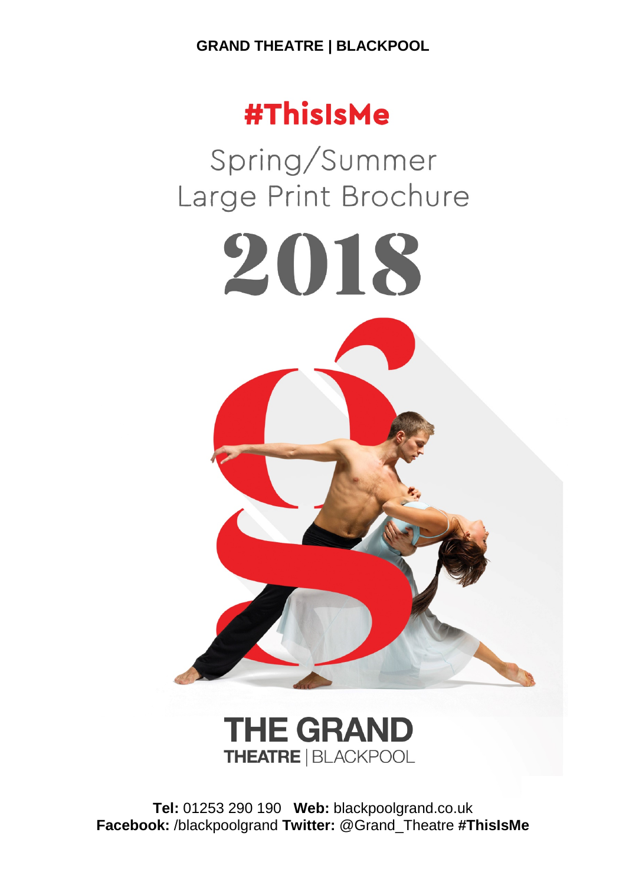**GRAND THEATRE | BLACKPOOL**

# #ThisIsMe

## Spring/Summer Large Print Brochure

# 2018

THE GRAND
THEATRE | BLACKPOOL

**Tel:** 01253 290 190 **Web:** blackpoolgrand.co.uk
**Facebook:** /blackpoolgrand **Twitter:** @Grand_Theatre **#ThisIsMe**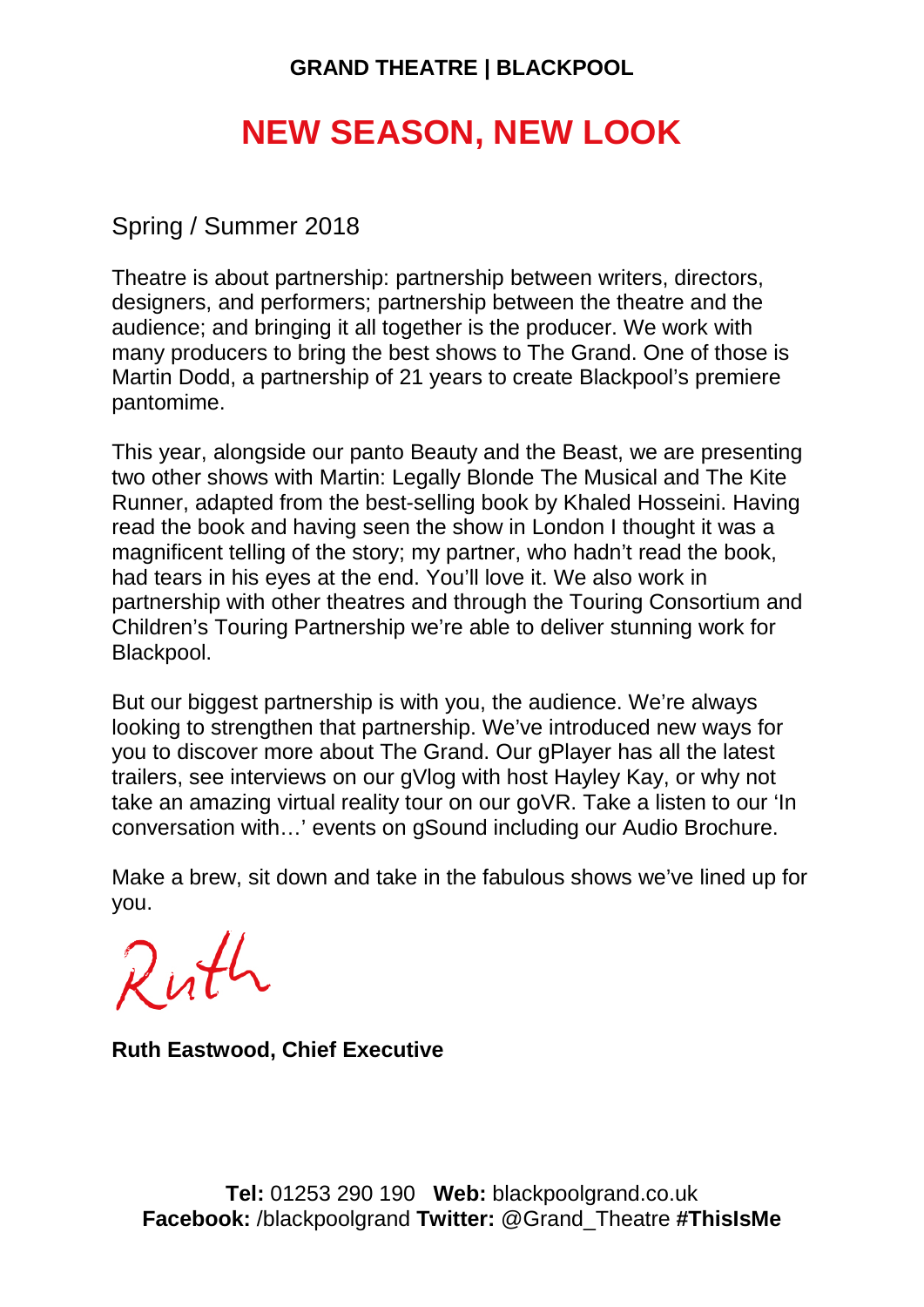**GRAND THEATRE | BLACKPOOL**

# NEW SEASON, NEW LOOK

Spring / Summer 2018

Theatre is about partnership: partnership between writers, directors, designers, and performers; partnership between the theatre and the audience; and bringing it all together is the producer. We work with many producers to bring the best shows to The Grand. One of those is Martin Dodd, a partnership of 21 years to create Blackpool's premiere pantomime.

This year, alongside our panto Beauty and the Beast, we are presenting two other shows with Martin: Legally Blonde The Musical and The Kite Runner, adapted from the best-selling book by Khaled Hosseini. Having read the book and having seen the show in London I thought it was a magnificent telling of the story; my partner, who hadn't read the book, had tears in his eyes at the end. You'll love it. We also work in partnership with other theatres and through the Touring Consortium and Children's Touring Partnership we're able to deliver stunning work for Blackpool.

But our biggest partnership is with you, the audience. We're always looking to strengthen that partnership. We've introduced new ways for you to discover more about The Grand. Our gPlayer has all the latest trailers, see interviews on our gVlog with host Hayley Kay, or why not take an amazing virtual reality tour on our goVR. Take a listen to our 'In conversation with…' events on gSound including our Audio Brochure.

Make a brew, sit down and take in the fabulous shows we've lined up for you.

Ruth

**Ruth Eastwood, Chief Executive**

**Tel:** 01253 290 190 **Web:** blackpoolgrand.co.uk
**Facebook:** /blackpoolgrand **Twitter:** @Grand_Theatre **#ThisIsMe**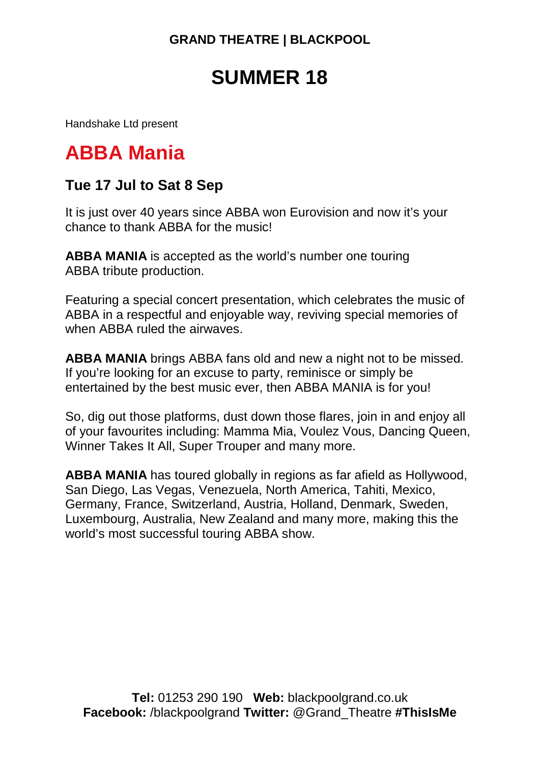**GRAND THEATRE | BLACKPOOL**

# SUMMER 18

Handshake Ltd present

## ABBA Mania

### Tue 17 Jul to Sat 8 Sep

It is just over 40 years since ABBA won Eurovision and now it's your chance to thank ABBA for the music!

**ABBA MANIA** is accepted as the world's number one touring ABBA tribute production.

Featuring a special concert presentation, which celebrates the music of ABBA in a respectful and enjoyable way, reviving special memories of when ABBA ruled the airwaves.

**ABBA MANIA** brings ABBA fans old and new a night not to be missed. If you're looking for an excuse to party, reminisce or simply be entertained by the best music ever, then ABBA MANIA is for you!

So, dig out those platforms, dust down those flares, join in and enjoy all of your favourites including: Mamma Mia, Voulez Vous, Dancing Queen, Winner Takes It All, Super Trouper and many more.

**ABBA MANIA** has toured globally in regions as far afield as Hollywood, San Diego, Las Vegas, Venezuela, North America, Tahiti, Mexico, Germany, France, Switzerland, Austria, Holland, Denmark, Sweden, Luxembourg, Australia, New Zealand and many more, making this the world's most successful touring ABBA show.

**Tel:** 01253 290 190 **Web:** blackpoolgrand.co.uk
**Facebook:** /blackpoolgrand **Twitter:** @Grand_Theatre **#ThisIsMe**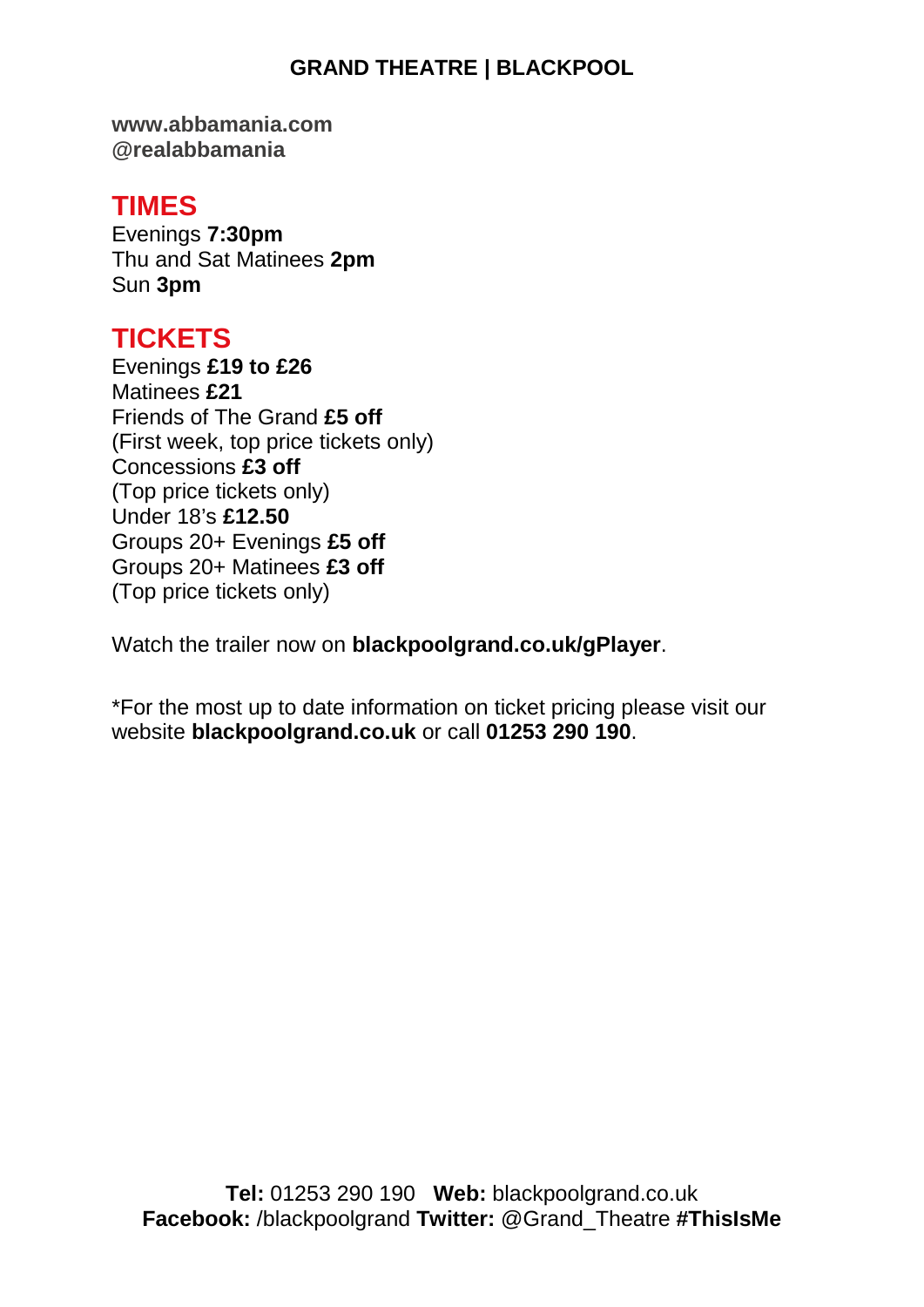**GRAND THEATRE | BLACKPOOL**

**www.abbamania.com**
**@realabbamania**

## TIMES

Evenings **7:30pm**
Thu and Sat Matinees **2pm**
Sun **3pm**

## TICKETS

Evenings **£19 to £26**
Matinees **£21**
Friends of The Grand **£5 off**
(First week, top price tickets only)
Concessions **£3 off**
(Top price tickets only)
Under 18's **£12.50**
Groups 20+ Evenings **£5 off**
Groups 20+ Matinees **£3 off**
(Top price tickets only)

Watch the trailer now on **blackpoolgrand.co.uk/gPlayer**.

*For the most up to date information on ticket pricing please visit our website **blackpoolgrand.co.uk** or call **01253 290 190**.

**Tel:** 01253 290 190 **Web:** blackpoolgrand.co.uk
**Facebook:** /blackpoolgrand **Twitter:** @Grand_Theatre **#ThisIsMe**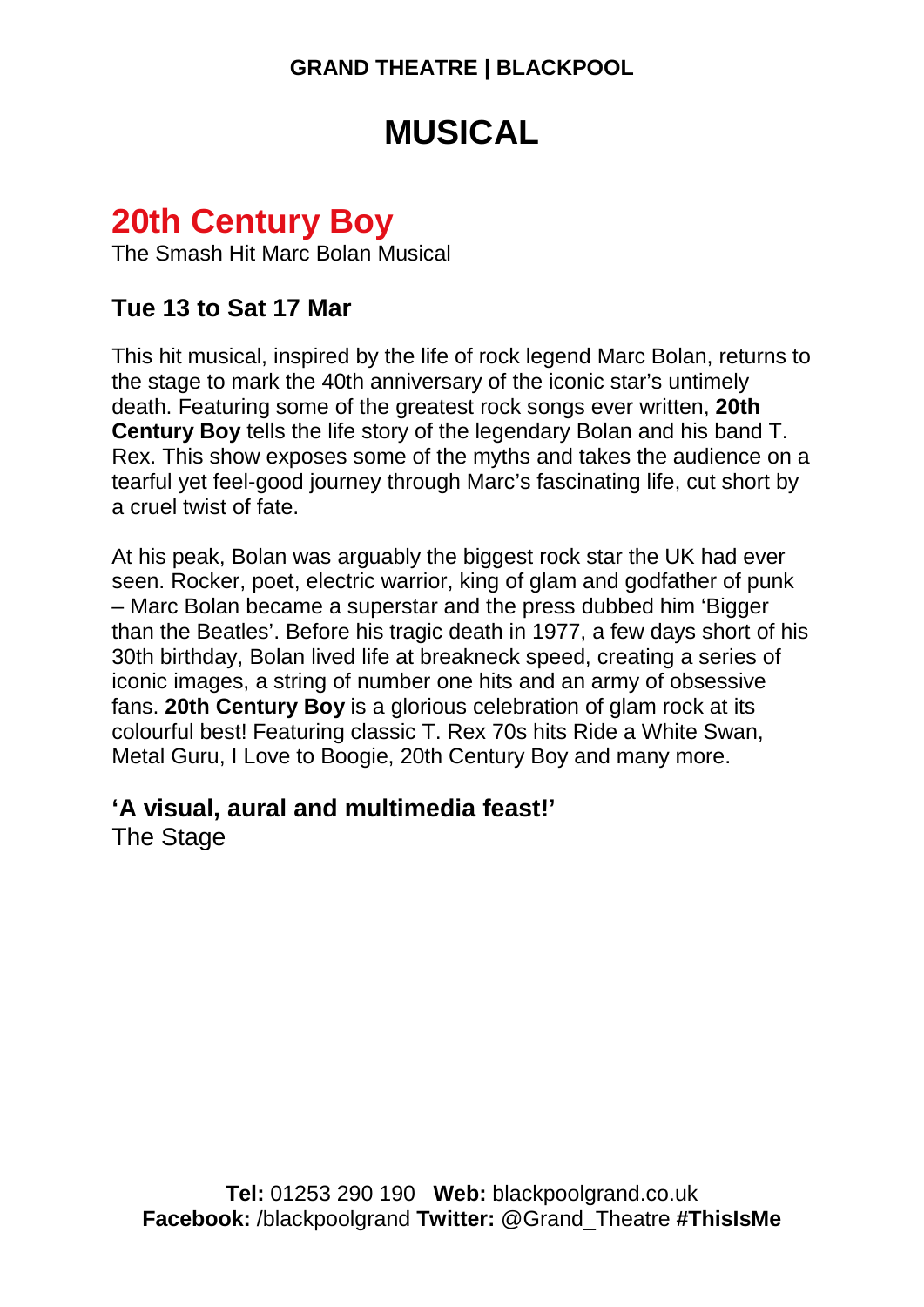**GRAND THEATRE | BLACKPOOL**

# MUSICAL

## 20th Century Boy

The Smash Hit Marc Bolan Musical

### Tue 13 to Sat 17 Mar

This hit musical, inspired by the life of rock legend Marc Bolan, returns to the stage to mark the 40th anniversary of the iconic star's untimely death. Featuring some of the greatest rock songs ever written, **20th Century Boy** tells the life story of the legendary Bolan and his band T. Rex. This show exposes some of the myths and takes the audience on a tearful yet feel-good journey through Marc's fascinating life, cut short by a cruel twist of fate.

At his peak, Bolan was arguably the biggest rock star the UK had ever seen. Rocker, poet, electric warrior, king of glam and godfather of punk – Marc Bolan became a superstar and the press dubbed him 'Bigger than the Beatles'. Before his tragic death in 1977, a few days short of his 30th birthday, Bolan lived life at breakneck speed, creating a series of iconic images, a string of number one hits and an army of obsessive fans. **20th Century Boy** is a glorious celebration of glam rock at its colourful best! Featuring classic T. Rex 70s hits Ride a White Swan, Metal Guru, I Love to Boogie, 20th Century Boy and many more.

**'A visual, aural and multimedia feast!'**
The Stage

**Tel:** 01253 290 190 **Web:** blackpoolgrand.co.uk
**Facebook:** /blackpoolgrand **Twitter:** @Grand_Theatre **#ThisIsMe**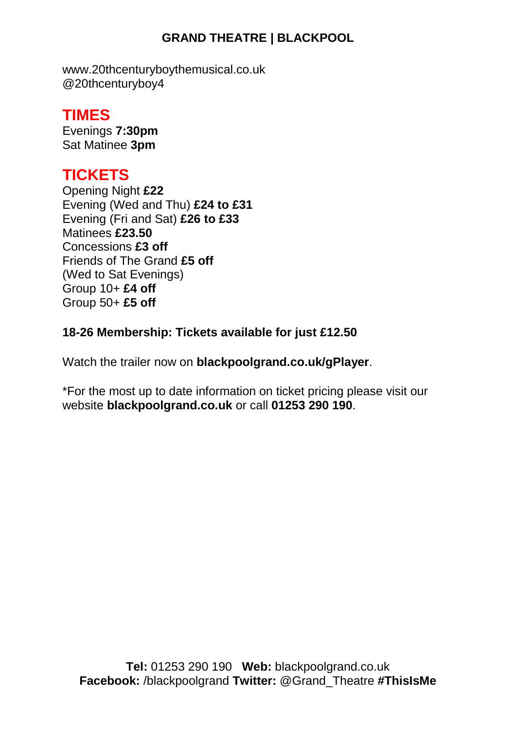**GRAND THEATRE | BLACKPOOL**

www.20thcenturyboythemusical.co.uk
@20thcenturyboy4

## TIMES

Evenings **7:30pm**
Sat Matinee **3pm**

## TICKETS

Opening Night **£22**
Evening (Wed and Thu) **£24 to £31**
Evening (Fri and Sat) **£26 to £33**
Matinees **£23.50**
Concessions **£3 off**
Friends of The Grand **£5 off**
(Wed to Sat Evenings)
Group 10+ **£4 off**
Group 50+ **£5 off**

**18-26 Membership: Tickets available for just £12.50**

Watch the trailer now on **blackpoolgrand.co.uk/gPlayer**.

*For the most up to date information on ticket pricing please visit our website **blackpoolgrand.co.uk** or call **01253 290 190**.

**Tel:** 01253 290 190 **Web:** blackpoolgrand.co.uk
**Facebook:** /blackpoolgrand **Twitter:** @Grand_Theatre **#ThisIsMe**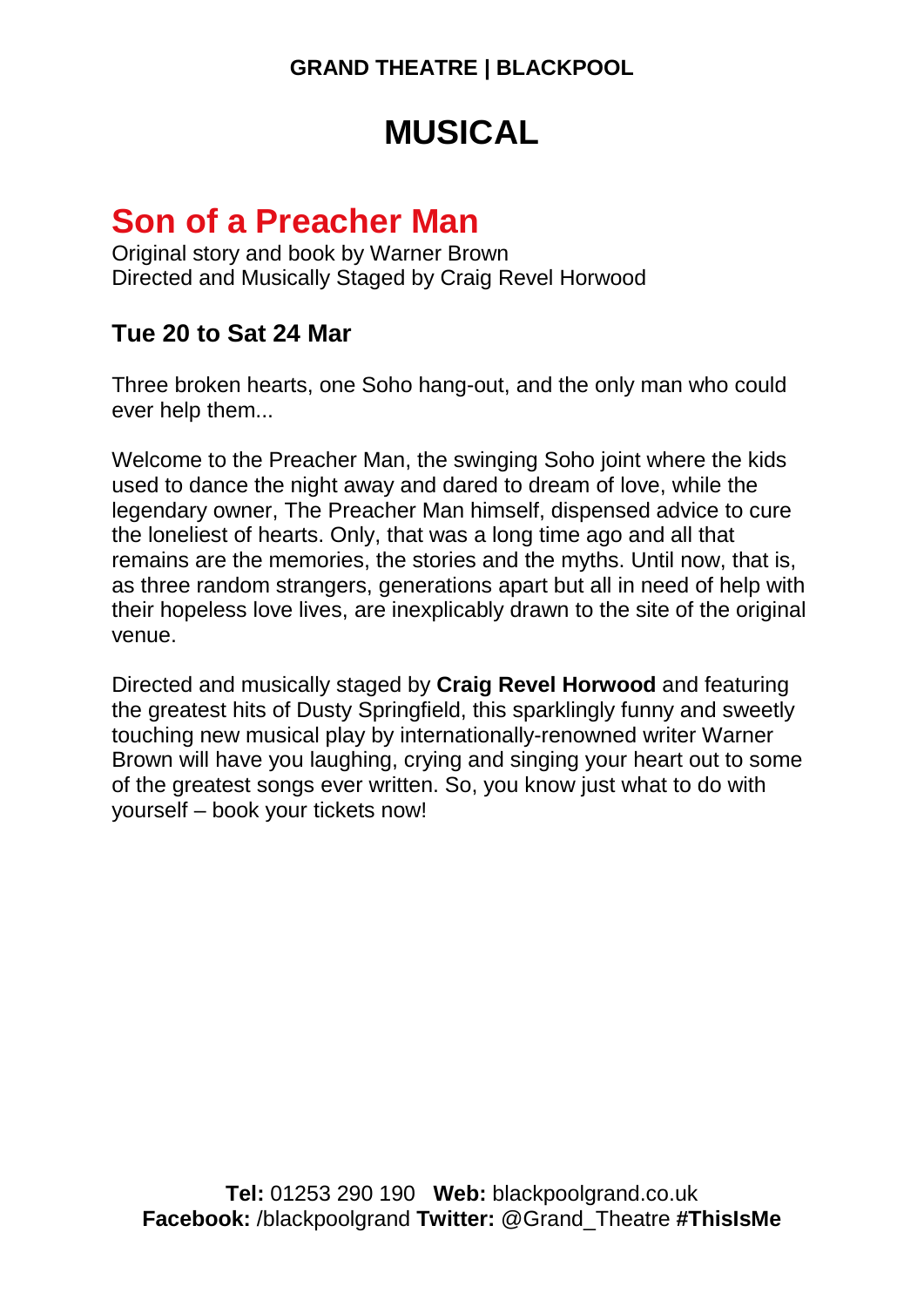**GRAND THEATRE | BLACKPOOL**

# MUSICAL

## Son of a Preacher Man

Original story and book by Warner Brown
Directed and Musically Staged by Craig Revel Horwood

### Tue 20 to Sat 24 Mar

Three broken hearts, one Soho hang-out, and the only man who could ever help them...

Welcome to the Preacher Man, the swinging Soho joint where the kids used to dance the night away and dared to dream of love, while the legendary owner, The Preacher Man himself, dispensed advice to cure the loneliest of hearts. Only, that was a long time ago and all that remains are the memories, the stories and the myths. Until now, that is, as three random strangers, generations apart but all in need of help with their hopeless love lives, are inexplicably drawn to the site of the original venue.

Directed and musically staged by **Craig Revel Horwood** and featuring the greatest hits of Dusty Springfield, this sparklingly funny and sweetly touching new musical play by internationally-renowned writer Warner Brown will have you laughing, crying and singing your heart out to some of the greatest songs ever written. So, you know just what to do with yourself – book your tickets now!

**Tel:** 01253 290 190 **Web:** blackpoolgrand.co.uk
**Facebook:** /blackpoolgrand **Twitter:** @Grand_Theatre **#ThisIsMe**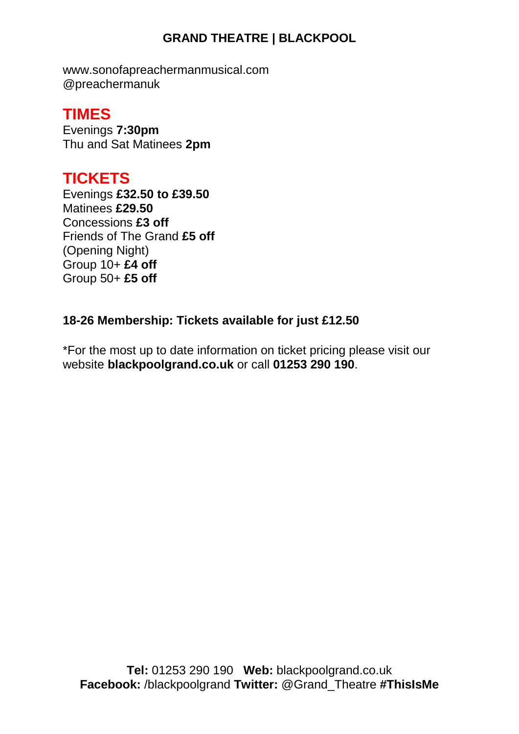www.sonofapreachermanmusical.com
@preachermanuk

## TIMES

Evenings **7:30pm**
Thu and Sat Matinees **2pm**

## TICKETS

Evenings **£32.50 to £39.50**
Matinees **£29.50**
Concessions **£3 off**
Friends of The Grand **£5 off**
(Opening Night)
Group 10+ **£4 off**
Group 50+ **£5 off**

**18-26 Membership: Tickets available for just £12.50**

*For the most up to date information on ticket pricing please visit our website **blackpoolgrand.co.uk** or call **01253 290 190**.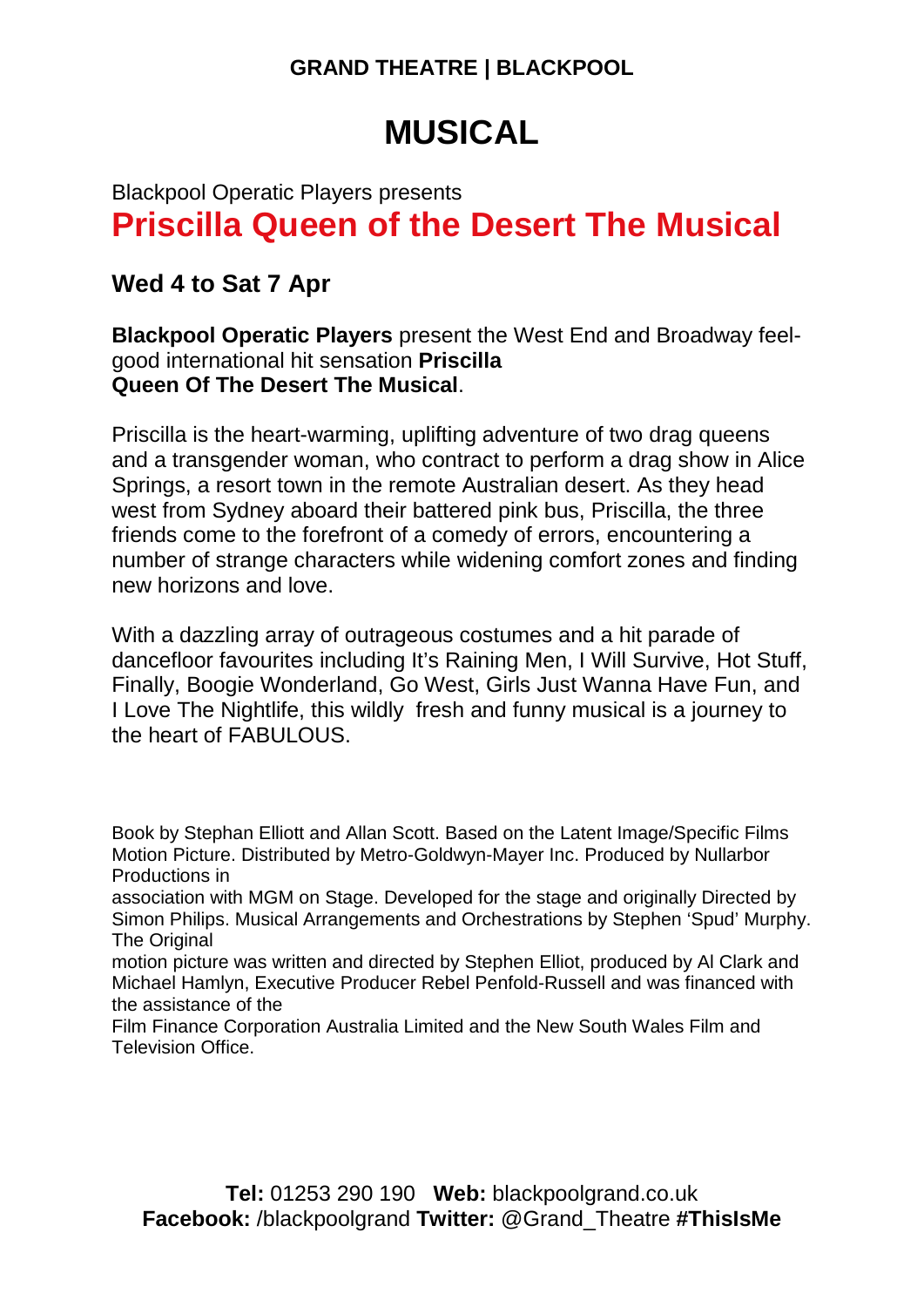**GRAND THEATRE | BLACKPOOL**

# MUSICAL

Blackpool Operatic Players presents

## Priscilla Queen of the Desert The Musical

### Wed 4 to Sat 7 Apr

**Blackpool Operatic Players** present the West End and Broadway feel-good international hit sensation **Priscilla Queen Of The Desert The Musical**.

Priscilla is the heart-warming, uplifting adventure of two drag queens and a transgender woman, who contract to perform a drag show in Alice Springs, a resort town in the remote Australian desert. As they head west from Sydney aboard their battered pink bus, Priscilla, the three friends come to the forefront of a comedy of errors, encountering a number of strange characters while widening comfort zones and finding new horizons and love.

With a dazzling array of outrageous costumes and a hit parade of dancefloor favourites including It's Raining Men, I Will Survive, Hot Stuff, Finally, Boogie Wonderland, Go West, Girls Just Wanna Have Fun, and I Love The Nightlife, this wildly fresh and funny musical is a journey to the heart of FABULOUS.

Book by Stephan Elliott and Allan Scott. Based on the Latent Image/Specific Films Motion Picture. Distributed by Metro-Goldwyn-Mayer Inc. Produced by Nullarbor Productions in association with MGM on Stage. Developed for the stage and originally Directed by Simon Philips. Musical Arrangements and Orchestrations by Stephen 'Spud' Murphy. The Original motion picture was written and directed by Stephen Elliot, produced by Al Clark and Michael Hamlyn, Executive Producer Rebel Penfold-Russell and was financed with the assistance of the Film Finance Corporation Australia Limited and the New South Wales Film and Television Office.

**Tel:** 01253 290 190 **Web:** blackpoolgrand.co.uk
**Facebook:** /blackpoolgrand **Twitter:** @Grand_Theatre **#ThisIsMe**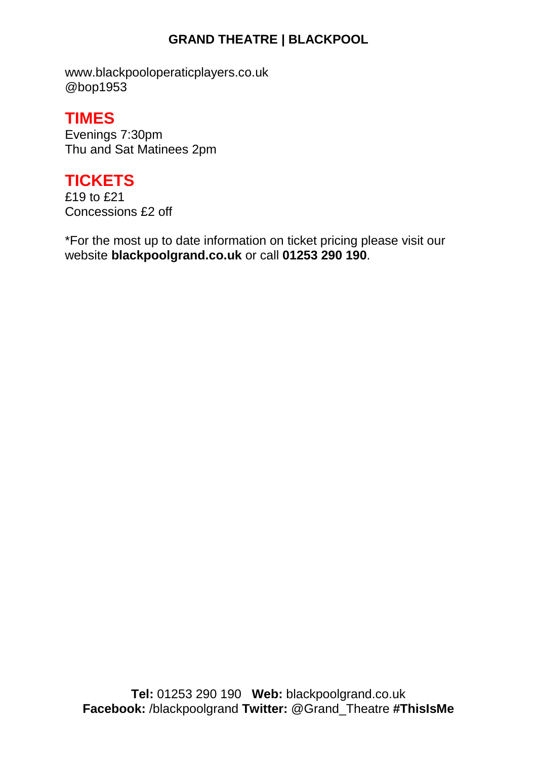www.blackpooloperaticplayers.co.uk
@bop1953

## TIMES

Evenings 7:30pm
Thu and Sat Matinees 2pm

## TICKETS

£19 to £21
Concessions £2 off

*For the most up to date information on ticket pricing please visit our website **blackpoolgrand.co.uk** or call **01253 290 190**.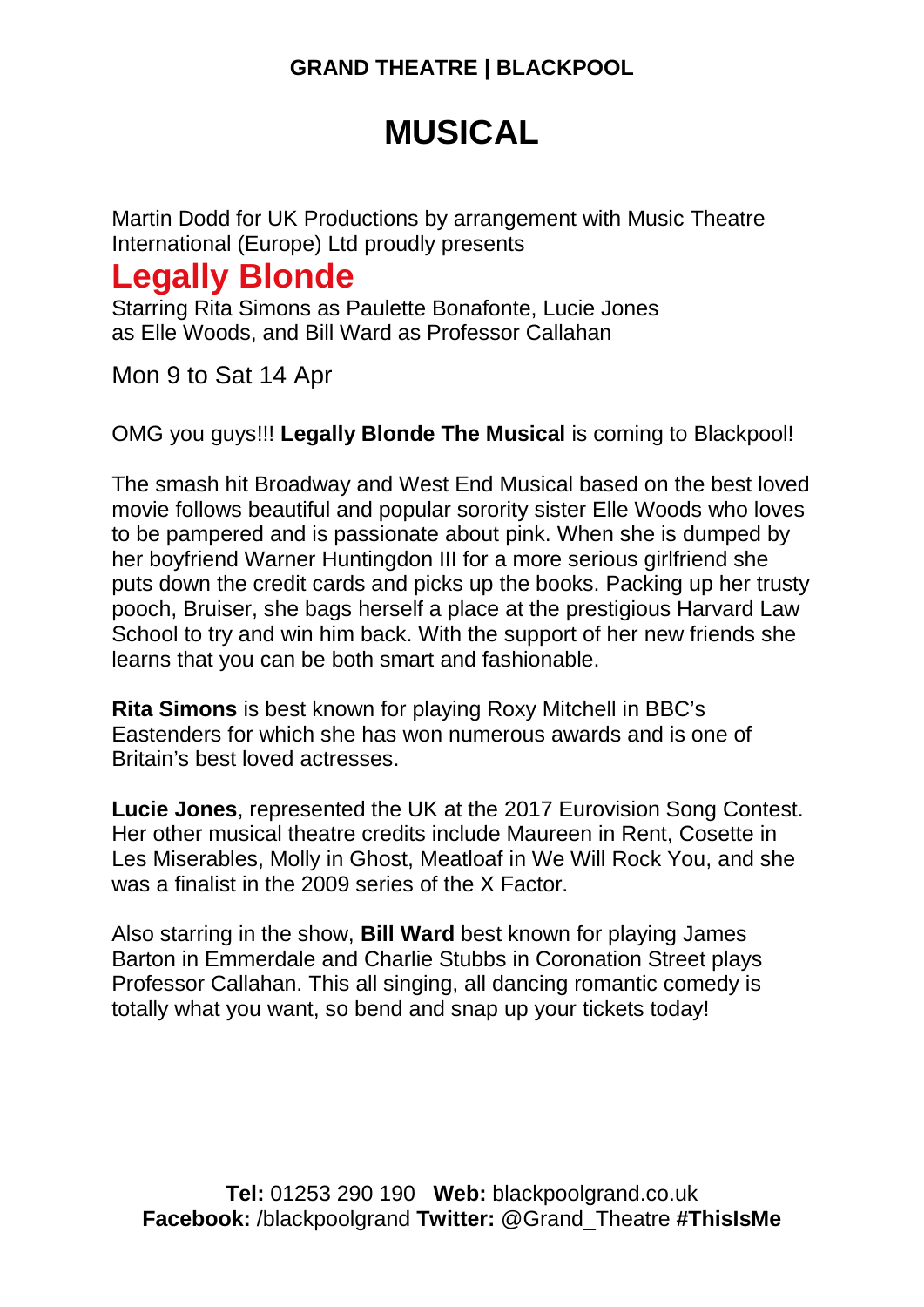# MUSICAL

Martin Dodd for UK Productions by arrangement with Music Theatre International (Europe) Ltd proudly presents

## Legally Blonde

Starring Rita Simons as Paulette Bonafonte, Lucie Jones as Elle Woods, and Bill Ward as Professor Callahan

Mon 9 to Sat 14 Apr

OMG you guys!!! **Legally Blonde The Musical** is coming to Blackpool!

The smash hit Broadway and West End Musical based on the best loved movie follows beautiful and popular sorority sister Elle Woods who loves to be pampered and is passionate about pink. When she is dumped by her boyfriend Warner Huntingdon III for a more serious girlfriend she puts down the credit cards and picks up the books. Packing up her trusty pooch, Bruiser, she bags herself a place at the prestigious Harvard Law School to try and win him back. With the support of her new friends she learns that you can be both smart and fashionable.

**Rita Simons** is best known for playing Roxy Mitchell in BBC's Eastenders for which she has won numerous awards and is one of Britain's best loved actresses.

**Lucie Jones**, represented the UK at the 2017 Eurovision Song Contest. Her other musical theatre credits include Maureen in Rent, Cosette in Les Miserables, Molly in Ghost, Meatloaf in We Will Rock You, and she was a finalist in the 2009 series of the X Factor.

Also starring in the show, **Bill Ward** best known for playing James Barton in Emmerdale and Charlie Stubbs in Coronation Street plays Professor Callahan. This all singing, all dancing romantic comedy is totally what you want, so bend and snap up your tickets today!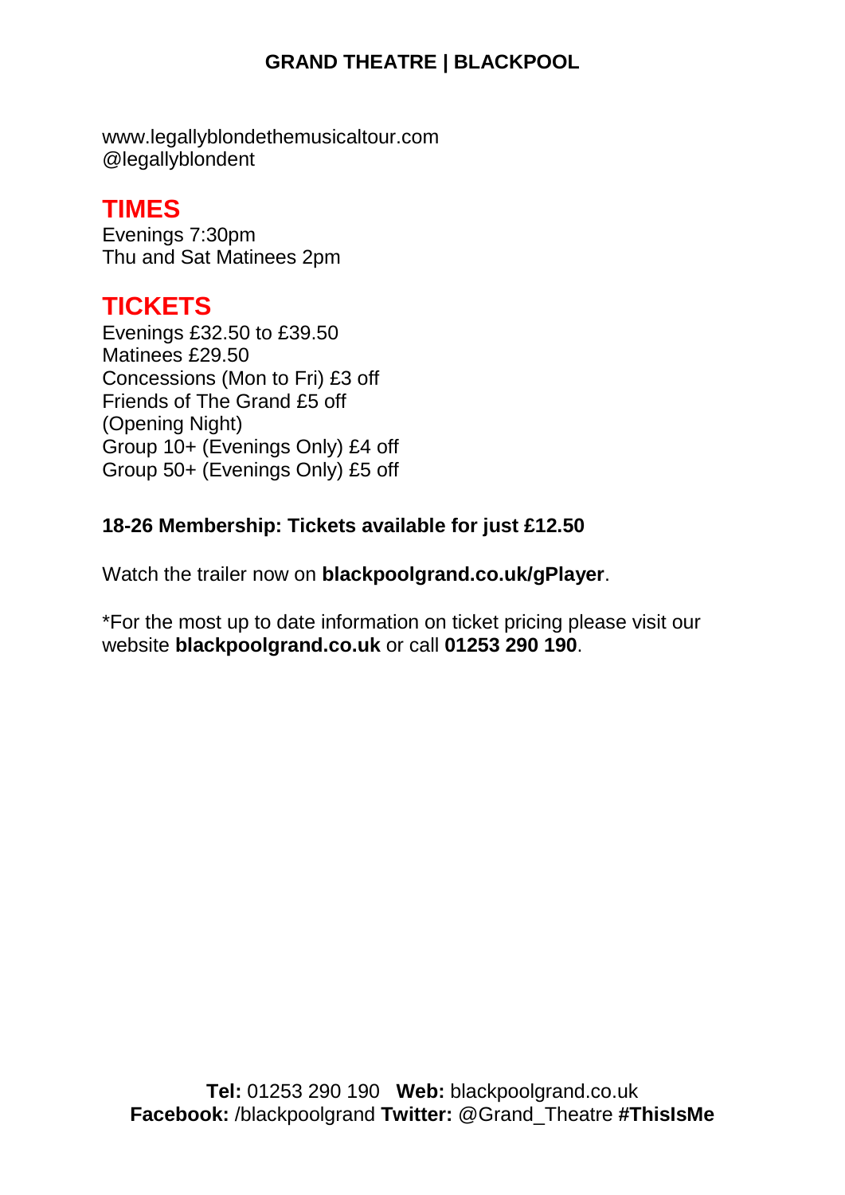www.legallyblondethemusicaltour.com
@legallyblondent

## TIMES

Evenings 7:30pm
Thu and Sat Matinees 2pm

## TICKETS

Evenings £32.50 to £39.50
Matinees £29.50
Concessions (Mon to Fri) £3 off
Friends of The Grand £5 off
(Opening Night)
Group 10+ (Evenings Only) £4 off
Group 50+ (Evenings Only) £5 off

**18-26 Membership: Tickets available for just £12.50**

Watch the trailer now on **blackpoolgrand.co.uk/gPlayer**.

*For the most up to date information on ticket pricing please visit our website **blackpoolgrand.co.uk** or call **01253 290 190**.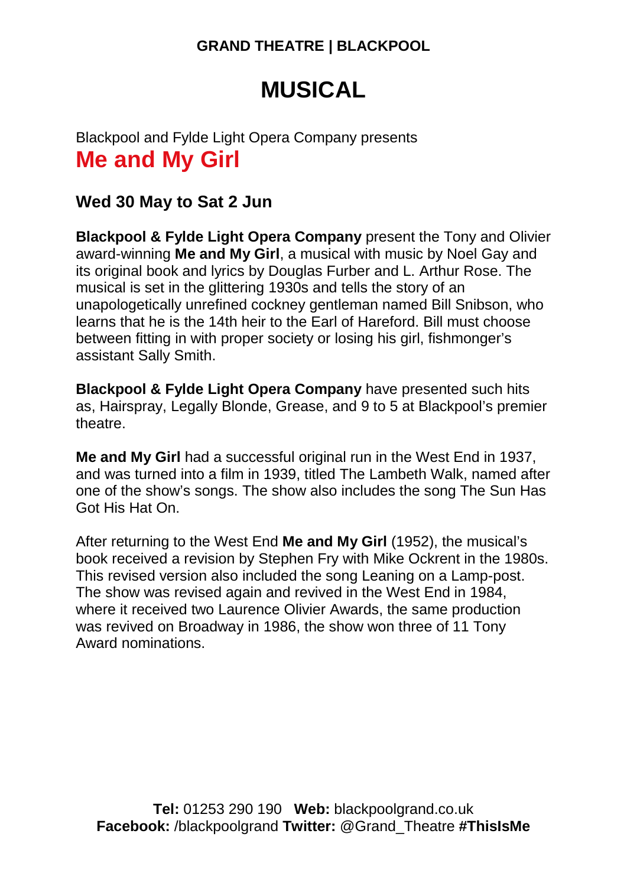**GRAND THEATRE | BLACKPOOL**

# MUSICAL

Blackpool and Fylde Light Opera Company presents

## Me and My Girl

### Wed 30 May to Sat 2 Jun

**Blackpool & Fylde Light Opera Company** present the Tony and Olivier award-winning **Me and My Girl**, a musical with music by Noel Gay and its original book and lyrics by Douglas Furber and L. Arthur Rose. The musical is set in the glittering 1930s and tells the story of an unapologetically unrefined cockney gentleman named Bill Snibson, who learns that he is the 14th heir to the Earl of Hareford. Bill must choose between fitting in with proper society or losing his girl, fishmonger's assistant Sally Smith.

**Blackpool & Fylde Light Opera Company** have presented such hits as, Hairspray, Legally Blonde, Grease, and 9 to 5 at Blackpool's premier theatre.

**Me and My Girl** had a successful original run in the West End in 1937, and was turned into a film in 1939, titled The Lambeth Walk, named after one of the show's songs. The show also includes the song The Sun Has Got His Hat On.

After returning to the West End **Me and My Girl** (1952), the musical's book received a revision by Stephen Fry with Mike Ockrent in the 1980s. This revised version also included the song Leaning on a Lamp-post. The show was revised again and revived in the West End in 1984, where it received two Laurence Olivier Awards, the same production was revived on Broadway in 1986, the show won three of 11 Tony Award nominations.

**Tel:** 01253 290 190 **Web:** blackpoolgrand.co.uk
**Facebook:** /blackpoolgrand **Twitter:** @Grand_Theatre **#ThisIsMe**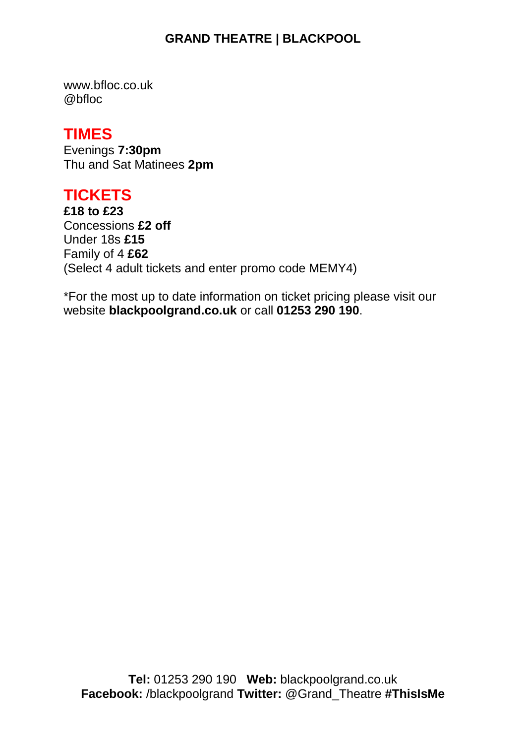www.bfloc.co.uk
@bfloc

## TIMES

Evenings **7:30pm**
Thu and Sat Matinees **2pm**

## TICKETS

**£18 to £23**
Concessions **£2 off**
Under 18s **£15**
Family of 4 **£62**
(Select 4 adult tickets and enter promo code MEMY4)

*For the most up to date information on ticket pricing please visit our website **blackpoolgrand.co.uk** or call **01253 290 190**.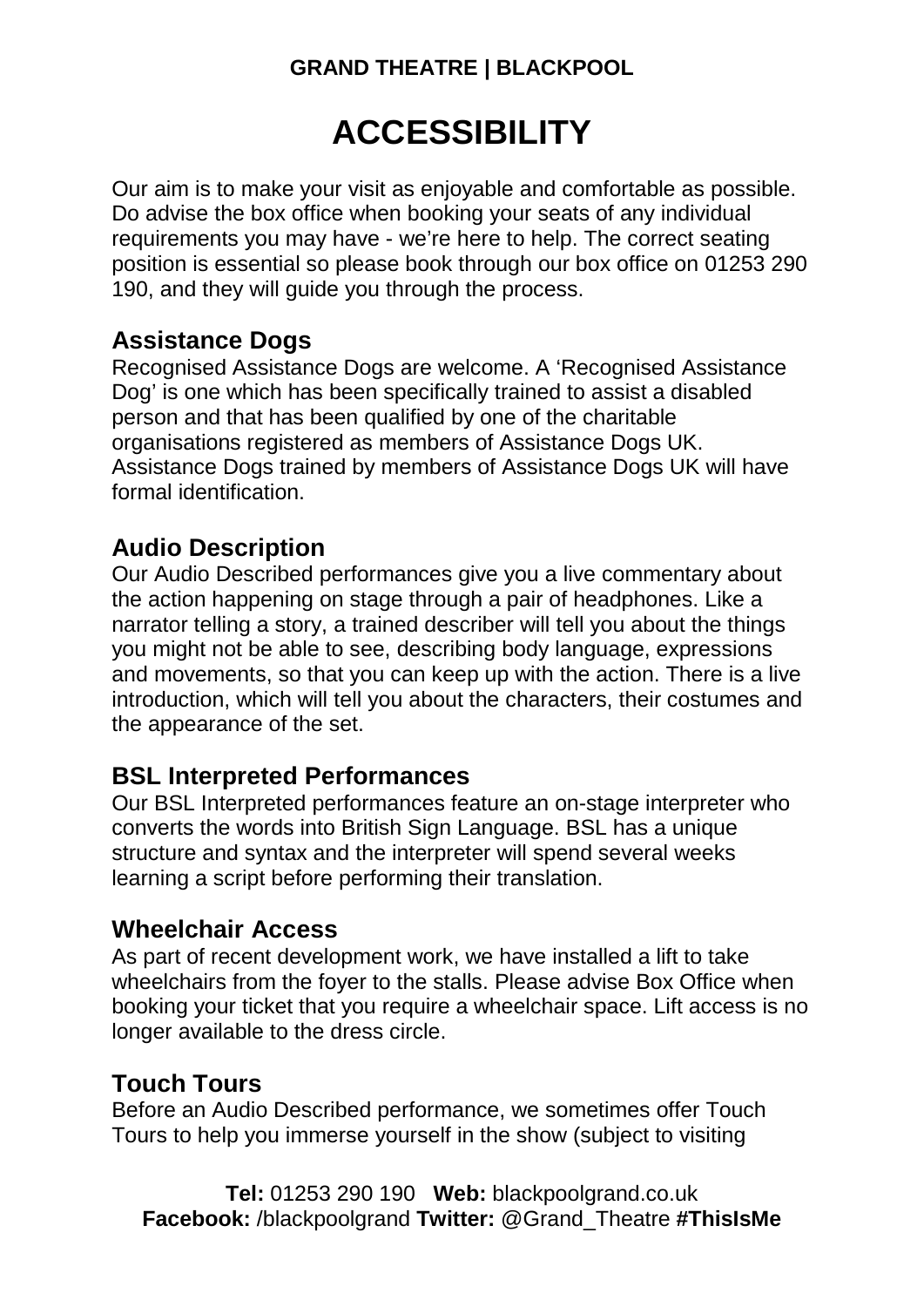**GRAND THEATRE | BLACKPOOL**

# ACCESSIBILITY

Our aim is to make your visit as enjoyable and comfortable as possible. Do advise the box office when booking your seats of any individual requirements you may have - we're here to help. The correct seating position is essential so please book through our box office on 01253 290 190, and they will guide you through the process.

## Assistance Dogs

Recognised Assistance Dogs are welcome. A 'Recognised Assistance Dog' is one which has been specifically trained to assist a disabled person and that has been qualified by one of the charitable organisations registered as members of Assistance Dogs UK. Assistance Dogs trained by members of Assistance Dogs UK will have formal identification.

## Audio Description

Our Audio Described performances give you a live commentary about the action happening on stage through a pair of headphones. Like a narrator telling a story, a trained describer will tell you about the things you might not be able to see, describing body language, expressions and movements, so that you can keep up with the action. There is a live introduction, which will tell you about the characters, their costumes and the appearance of the set.

## BSL Interpreted Performances

Our BSL Interpreted performances feature an on-stage interpreter who converts the words into British Sign Language. BSL has a unique structure and syntax and the interpreter will spend several weeks learning a script before performing their translation.

## Wheelchair Access

As part of recent development work, we have installed a lift to take wheelchairs from the foyer to the stalls. Please advise Box Office when booking your ticket that you require a wheelchair space. Lift access is no longer available to the dress circle.

## Touch Tours

Before an Audio Described performance, we sometimes offer Touch Tours to help you immerse yourself in the show (subject to visiting

**Tel:** 01253 290 190 **Web:** blackpoolgrand.co.uk
**Facebook:** /blackpoolgrand **Twitter:** @Grand_Theatre **#ThisIsMe**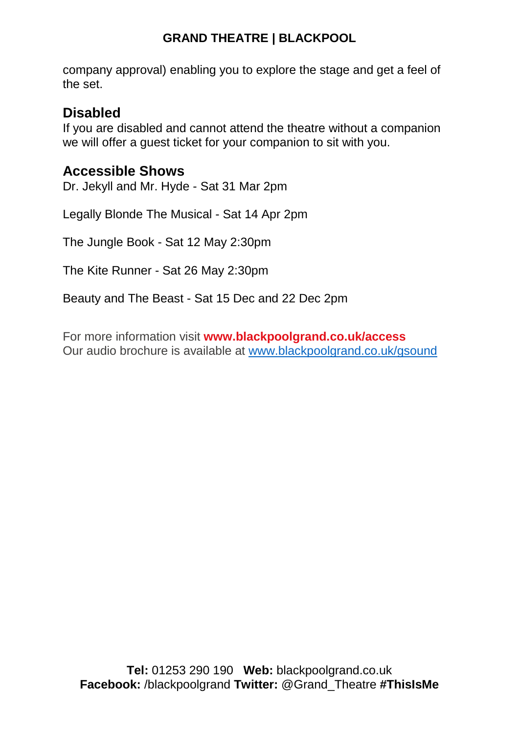company approval) enabling you to explore the stage and get a feel of the set.

## Disabled

If you are disabled and cannot attend the theatre without a companion we will offer a guest ticket for your companion to sit with you.

## Accessible Shows

Dr. Jekyll and Mr. Hyde - Sat 31 Mar 2pm

Legally Blonde The Musical - Sat 14 Apr 2pm

The Jungle Book - Sat 12 May 2:30pm

The Kite Runner - Sat 26 May 2:30pm

Beauty and The Beast - Sat 15 Dec and 22 Dec 2pm

For more information visit **www.blackpoolgrand.co.uk/access**
Our audio brochure is available at [www.blackpoolgrand.co.uk/gsound](www.blackpoolgrand.co.uk/gsound)

**Tel:** 01253 290 190 **Web:** blackpoolgrand.co.uk
**Facebook:** /blackpoolgrand **Twitter:** @Grand_Theatre **#ThisIsMe**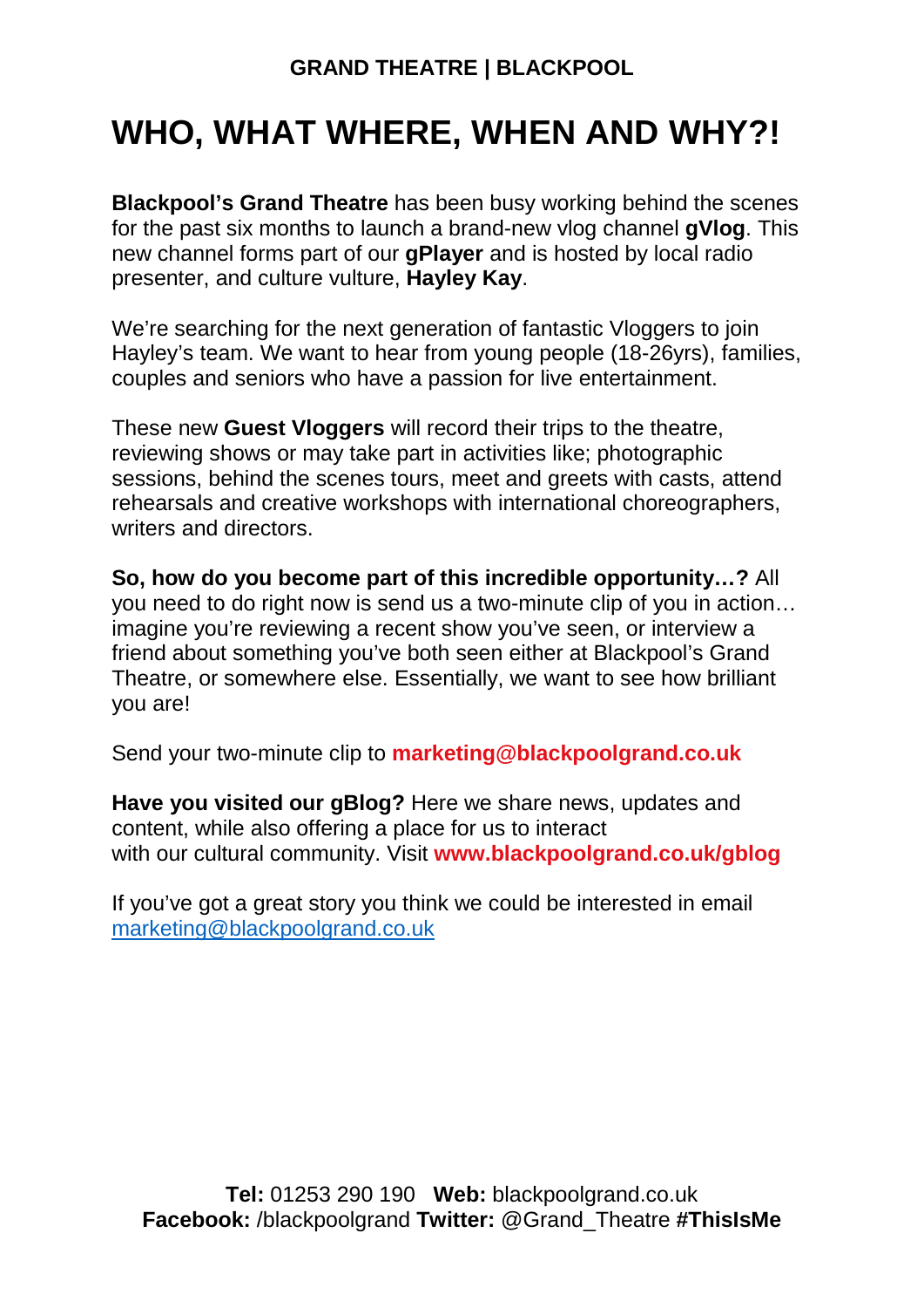**GRAND THEATRE | BLACKPOOL**

# WHO, WHAT WHERE, WHEN AND WHY?!

**Blackpool's Grand Theatre** has been busy working behind the scenes for the past six months to launch a brand-new vlog channel **gVlog**. This new channel forms part of our **gPlayer** and is hosted by local radio presenter, and culture vulture, **Hayley Kay**.

We're searching for the next generation of fantastic Vloggers to join Hayley's team. We want to hear from young people (18-26yrs), families, couples and seniors who have a passion for live entertainment.

These new **Guest Vloggers** will record their trips to the theatre, reviewing shows or may take part in activities like; photographic sessions, behind the scenes tours, meet and greets with casts, attend rehearsals and creative workshops with international choreographers, writers and directors.

**So, how do you become part of this incredible opportunity…?** All you need to do right now is send us a two-minute clip of you in action… imagine you're reviewing a recent show you've seen, or interview a friend about something you've both seen either at Blackpool's Grand Theatre, or somewhere else. Essentially, we want to see how brilliant you are!

Send your two-minute clip to **marketing@blackpoolgrand.co.uk**

**Have you visited our gBlog?** Here we share news, updates and content, while also offering a place for us to interact with our cultural community. Visit **www.blackpoolgrand.co.uk/gblog**

If you've got a great story you think we could be interested in email marketing@blackpoolgrand.co.uk

**Tel:** 01253 290 190 **Web:** blackpoolgrand.co.uk
**Facebook:** /blackpoolgrand **Twitter:** @Grand_Theatre **#ThisIsMe**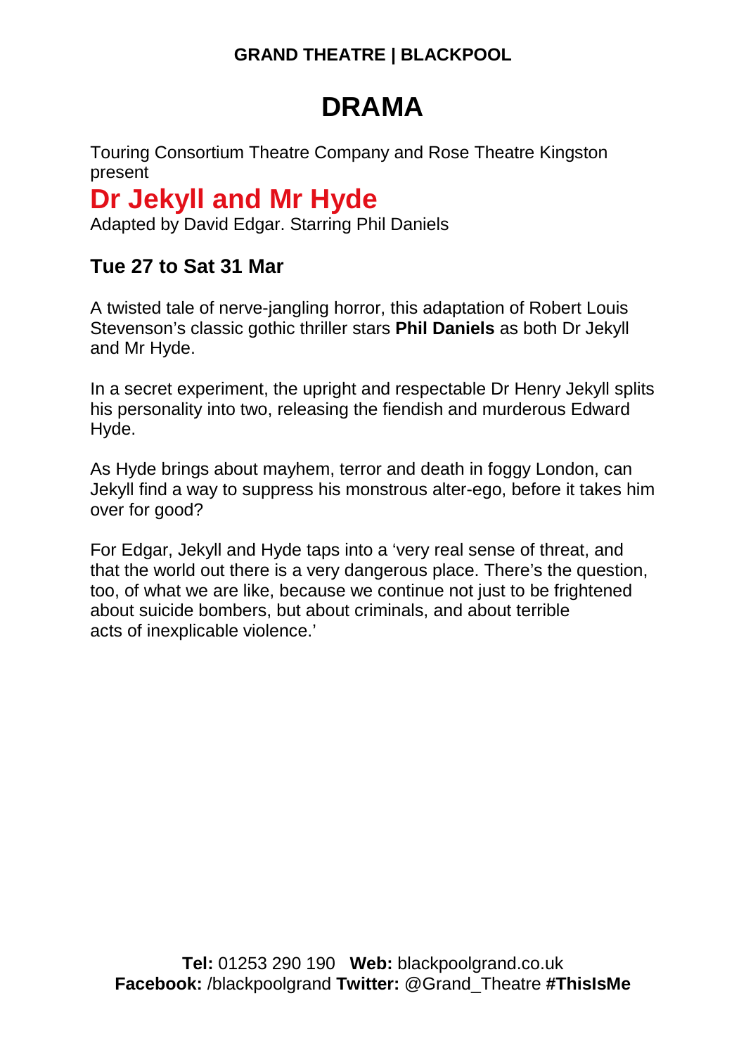# DRAMA

Touring Consortium Theatre Company and Rose Theatre Kingston present

## Dr Jekyll and Mr Hyde

Adapted by David Edgar. Starring Phil Daniels

### Tue 27 to Sat 31 Mar

A twisted tale of nerve-jangling horror, this adaptation of Robert Louis Stevenson's classic gothic thriller stars **Phil Daniels** as both Dr Jekyll and Mr Hyde.

In a secret experiment, the upright and respectable Dr Henry Jekyll splits his personality into two, releasing the fiendish and murderous Edward Hyde.

As Hyde brings about mayhem, terror and death in foggy London, can Jekyll find a way to suppress his monstrous alter-ego, before it takes him over for good?

For Edgar, Jekyll and Hyde taps into a 'very real sense of threat, and that the world out there is a very dangerous place. There's the question, too, of what we are like, because we continue not just to be frightened about suicide bombers, but about criminals, and about terrible acts of inexplicable violence.'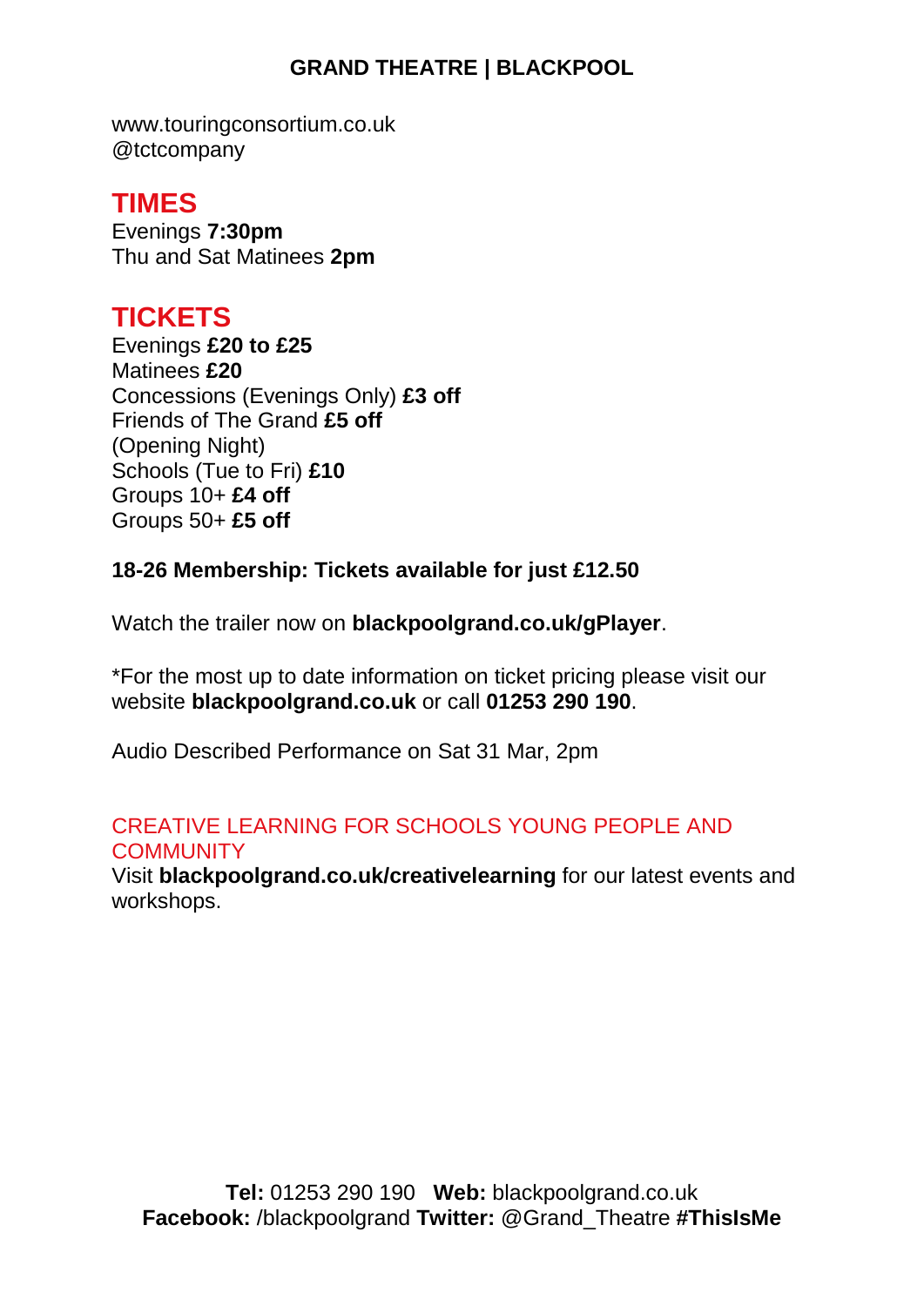## GRAND THEATRE | BLACKPOOL

www.touringconsortium.co.uk
@tctcompany

## TIMES

Evenings **7:30pm**
Thu and Sat Matinees **2pm**

## TICKETS

Evenings **£20 to £25**
Matinees **£20**
Concessions (Evenings Only) **£3 off**
Friends of The Grand **£5 off**
(Opening Night)
Schools (Tue to Fri) **£10**
Groups 10+ **£4 off**
Groups 50+ **£5 off**

**18-26 Membership: Tickets available for just £12.50**

Watch the trailer now on **blackpoolgrand.co.uk/gPlayer**.

*For the most up to date information on ticket pricing please visit our website **blackpoolgrand.co.uk** or call **01253 290 190**.

Audio Described Performance on Sat 31 Mar, 2pm

CREATIVE LEARNING FOR SCHOOLS YOUNG PEOPLE AND COMMUNITY

Visit **blackpoolgrand.co.uk/creativelearning** for our latest events and workshops.

**Tel:** 01253 290 190 **Web:** blackpoolgrand.co.uk
**Facebook:** /blackpoolgrand **Twitter:** @Grand_Theatre **#ThisIsMe**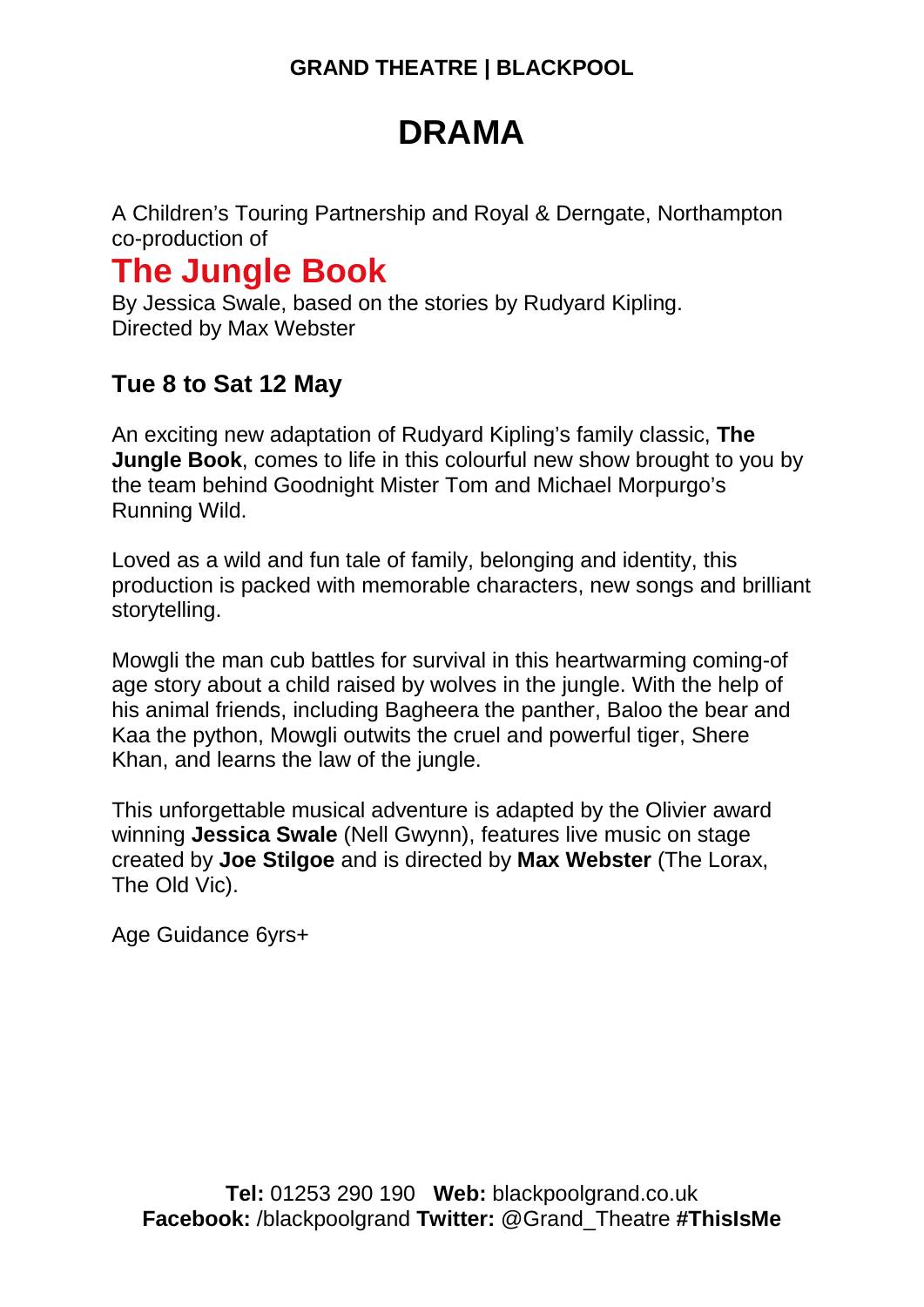**GRAND THEATRE | BLACKPOOL**

# DRAMA

A Children's Touring Partnership and Royal & Derngate, Northampton co-production of

## The Jungle Book

By Jessica Swale, based on the stories by Rudyard Kipling.
Directed by Max Webster

### Tue 8 to Sat 12 May

An exciting new adaptation of Rudyard Kipling's family classic, **The Jungle Book**, comes to life in this colourful new show brought to you by the team behind Goodnight Mister Tom and Michael Morpurgo's Running Wild.

Loved as a wild and fun tale of family, belonging and identity, this production is packed with memorable characters, new songs and brilliant storytelling.

Mowgli the man cub battles for survival in this heartwarming coming-of age story about a child raised by wolves in the jungle. With the help of his animal friends, including Bagheera the panther, Baloo the bear and Kaa the python, Mowgli outwits the cruel and powerful tiger, Shere Khan, and learns the law of the jungle.

This unforgettable musical adventure is adapted by the Olivier award winning **Jessica Swale** (Nell Gwynn), features live music on stage created by **Joe Stilgoe** and is directed by **Max Webster** (The Lorax, The Old Vic).

Age Guidance 6yrs+

**Tel:** 01253 290 190 **Web:** blackpoolgrand.co.uk
**Facebook:** /blackpoolgrand **Twitter:** @Grand_Theatre **#ThisIsMe**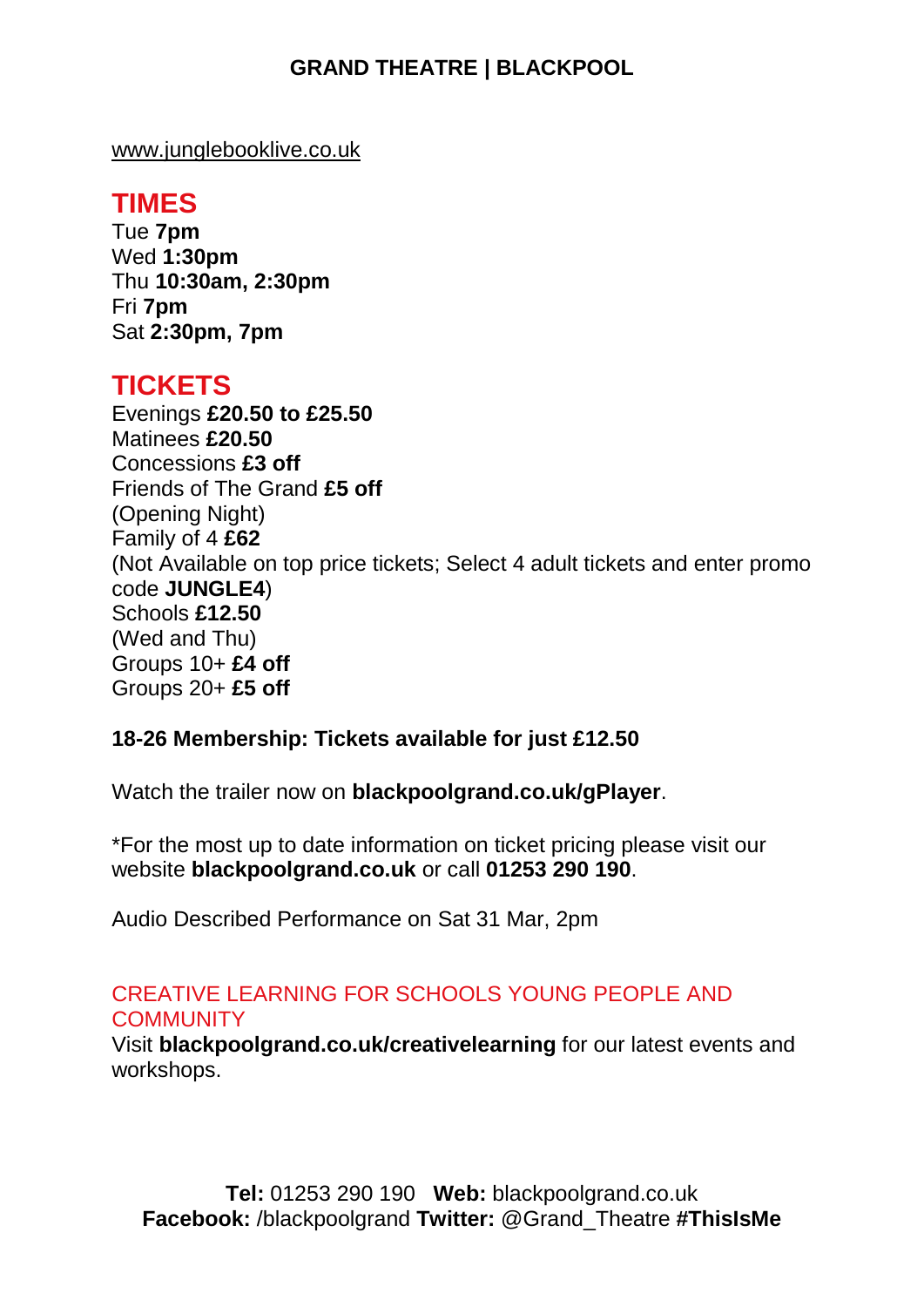**GRAND THEATRE | BLACKPOOL**

www.junglebooklive.co.uk

## TIMES

Tue **7pm**
Wed **1:30pm**
Thu **10:30am, 2:30pm**
Fri **7pm**
Sat **2:30pm, 7pm**

## TICKETS

Evenings **£20.50 to £25.50**
Matinees **£20.50**
Concessions **£3 off**
Friends of The Grand **£5 off**
(Opening Night)
Family of 4 **£62**
(Not Available on top price tickets; Select 4 adult tickets and enter promo code **JUNGLE4**)
Schools **£12.50**
(Wed and Thu)
Groups 10+ **£4 off**
Groups 20+ **£5 off**

**18-26 Membership: Tickets available for just £12.50**

Watch the trailer now on **blackpoolgrand.co.uk/gPlayer**.

*For the most up to date information on ticket pricing please visit our website **blackpoolgrand.co.uk** or call **01253 290 190**.

Audio Described Performance on Sat 31 Mar, 2pm

CREATIVE LEARNING FOR SCHOOLS YOUNG PEOPLE AND COMMUNITY

Visit **blackpoolgrand.co.uk/creativelearning** for our latest events and workshops.

**Tel:** 01253 290 190 **Web:** blackpoolgrand.co.uk
**Facebook:** /blackpoolgrand **Twitter:** @Grand_Theatre **#ThisIsMe**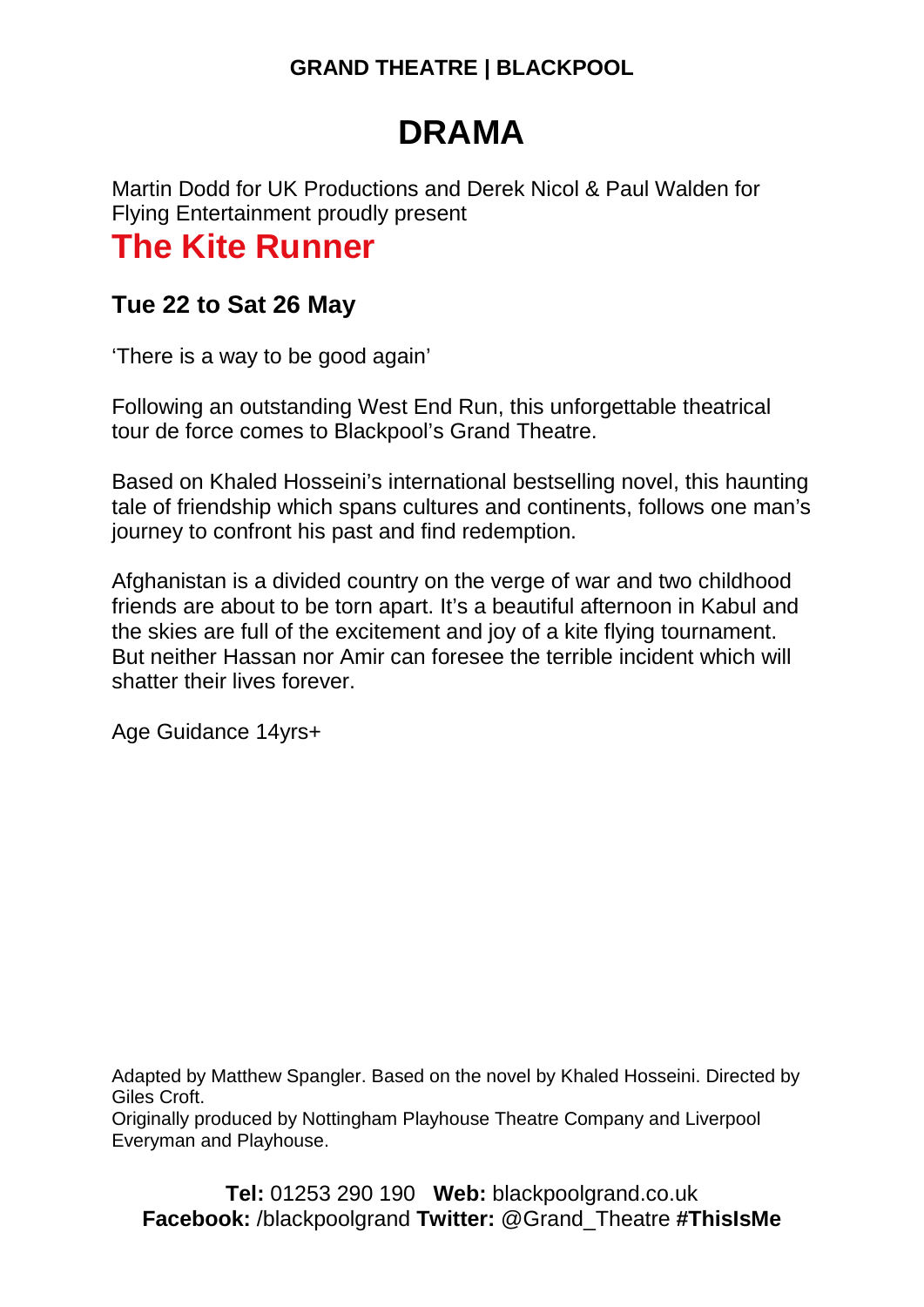**GRAND THEATRE | BLACKPOOL**

# DRAMA

Martin Dodd for UK Productions and Derek Nicol & Paul Walden for Flying Entertainment proudly present

## The Kite Runner

### Tue 22 to Sat 26 May

'There is a way to be good again'

Following an outstanding West End Run, this unforgettable theatrical tour de force comes to Blackpool's Grand Theatre.

Based on Khaled Hosseini's international bestselling novel, this haunting tale of friendship which spans cultures and continents, follows one man's journey to confront his past and find redemption.

Afghanistan is a divided country on the verge of war and two childhood friends are about to be torn apart. It's a beautiful afternoon in Kabul and the skies are full of the excitement and joy of a kite flying tournament. But neither Hassan nor Amir can foresee the terrible incident which will shatter their lives forever.

Age Guidance 14yrs+

Adapted by Matthew Spangler. Based on the novel by Khaled Hosseini. Directed by Giles Croft.
Originally produced by Nottingham Playhouse Theatre Company and Liverpool Everyman and Playhouse.

**Tel:** 01253 290 190 **Web:** blackpoolgrand.co.uk
**Facebook:** /blackpoolgrand **Twitter:** @Grand_Theatre **#ThisIsMe**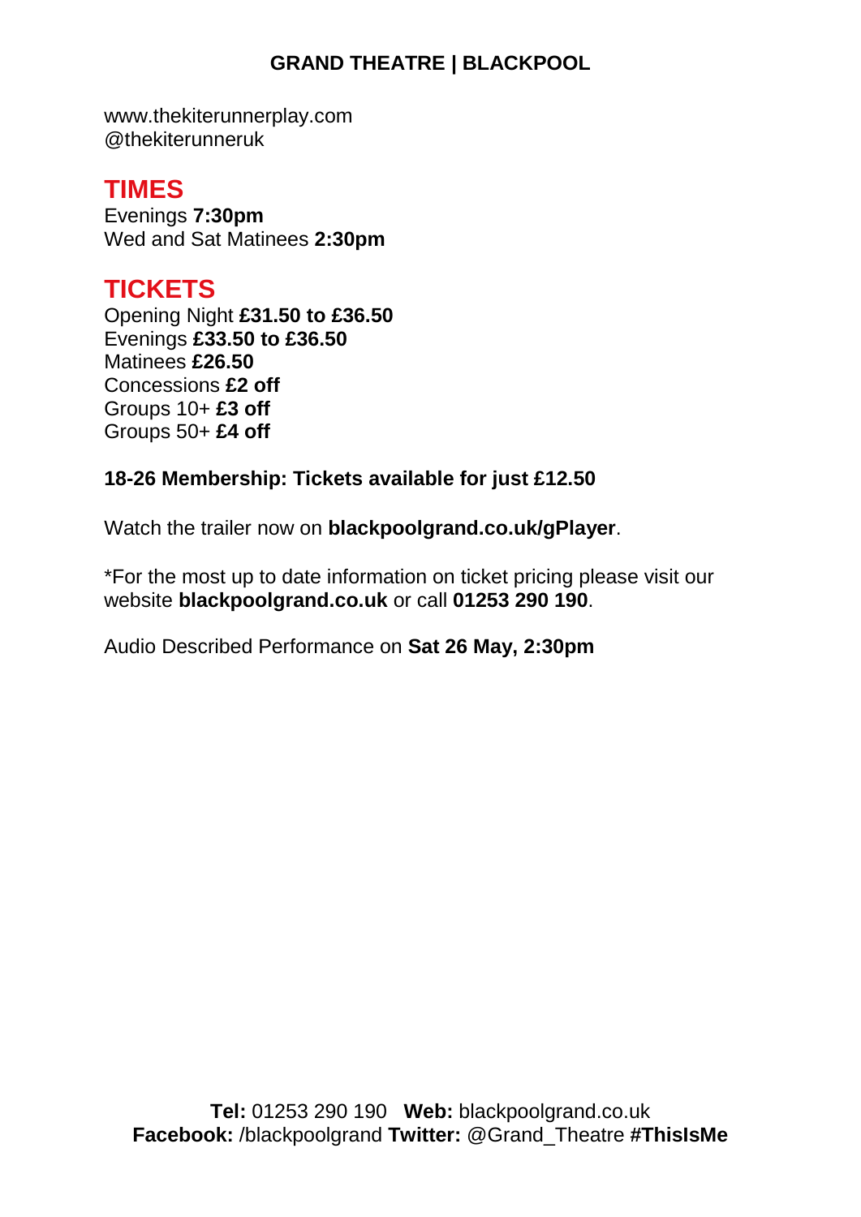**GRAND THEATRE | BLACKPOOL**

www.thekiterunnerplay.com
@thekiterunneruk

## TIMES

Evenings **7:30pm**
Wed and Sat Matinees **2:30pm**

## TICKETS

Opening Night **£31.50 to £36.50**
Evenings **£33.50 to £36.50**
Matinees **£26.50**
Concessions **£2 off**
Groups 10+ **£3 off**
Groups 50+ **£4 off**

**18-26 Membership: Tickets available for just £12.50**

Watch the trailer now on **blackpoolgrand.co.uk/gPlayer**.

*For the most up to date information on ticket pricing please visit our website **blackpoolgrand.co.uk** or call **01253 290 190**.

Audio Described Performance on **Sat 26 May, 2:30pm**

**Tel:** 01253 290 190 **Web:** blackpoolgrand.co.uk
**Facebook:** /blackpoolgrand **Twitter:** @Grand_Theatre **#ThisIsMe**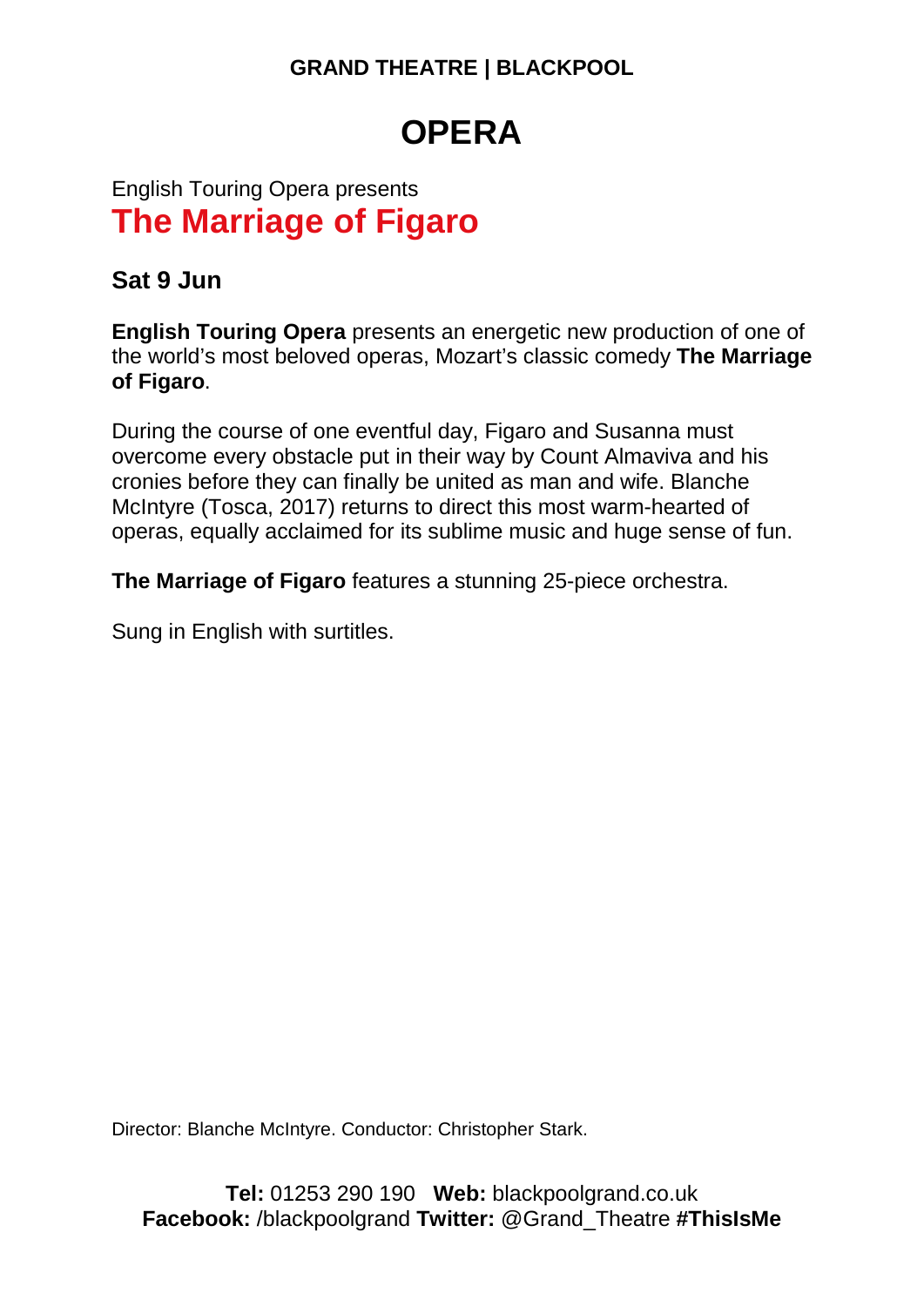**GRAND THEATRE | BLACKPOOL**

# OPERA

English Touring Opera presents

## The Marriage of Figaro

### Sat 9 Jun

**English Touring Opera** presents an energetic new production of one of the world's most beloved operas, Mozart's classic comedy **The Marriage of Figaro**.

During the course of one eventful day, Figaro and Susanna must overcome every obstacle put in their way by Count Almaviva and his cronies before they can finally be united as man and wife. Blanche McIntyre (Tosca, 2017) returns to direct this most warm-hearted of operas, equally acclaimed for its sublime music and huge sense of fun.

**The Marriage of Figaro** features a stunning 25-piece orchestra.

Sung in English with surtitles.

Director: Blanche McIntyre. Conductor: Christopher Stark.

**Tel:** 01253 290 190 **Web:** blackpoolgrand.co.uk
**Facebook:** /blackpoolgrand **Twitter:** @Grand_Theatre **#ThisIsMe**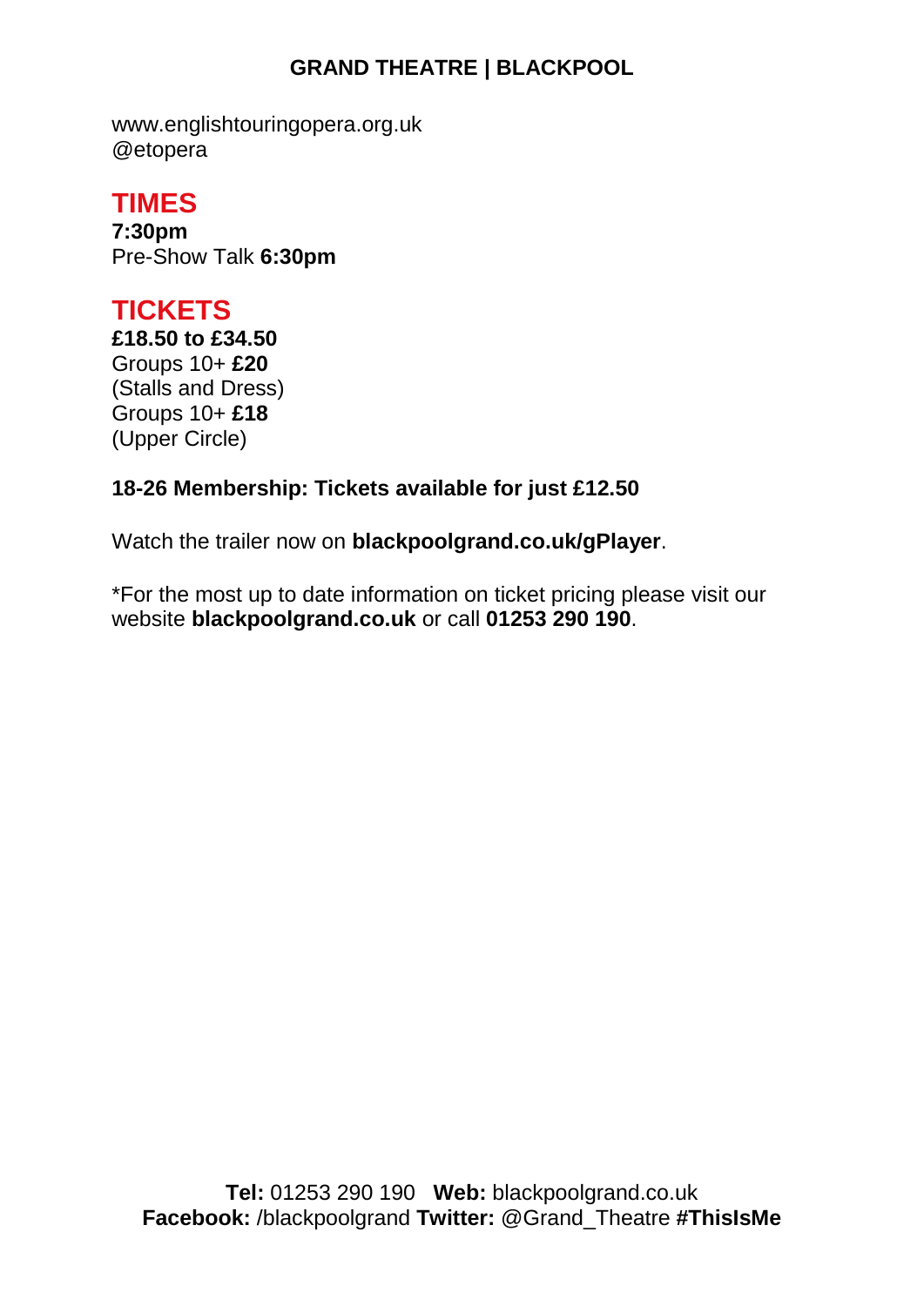www.englishtouringopera.org.uk
@etopera

## TIMES

**7:30pm**
Pre-Show Talk **6:30pm**

## TICKETS

**£18.50 to £34.50**
Groups 10+ **£20**
(Stalls and Dress)
Groups 10+ **£18**
(Upper Circle)

**18-26 Membership: Tickets available for just £12.50**

Watch the trailer now on **blackpoolgrand.co.uk/gPlayer**.

*For the most up to date information on ticket pricing please visit our website **blackpoolgrand.co.uk** or call **01253 290 190**.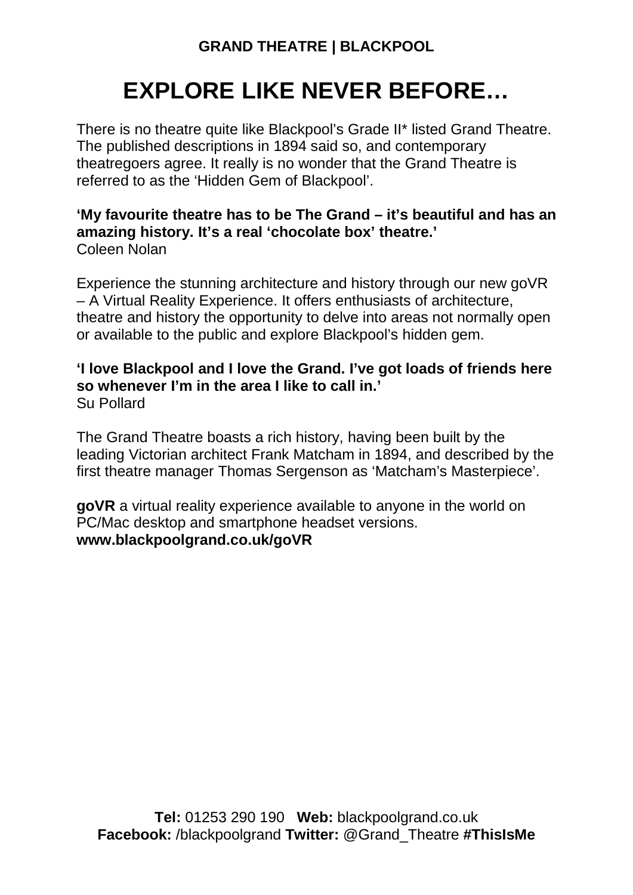**GRAND THEATRE | BLACKPOOL**

# EXPLORE LIKE NEVER BEFORE…

There is no theatre quite like Blackpool's Grade II* listed Grand Theatre. The published descriptions in 1894 said so, and contemporary theatregoers agree. It really is no wonder that the Grand Theatre is referred to as the 'Hidden Gem of Blackpool'.

**'My favourite theatre has to be The Grand – it's beautiful and has an amazing history. It's a real 'chocolate box' theatre.'**
Coleen Nolan

Experience the stunning architecture and history through our new goVR – A Virtual Reality Experience. It offers enthusiasts of architecture, theatre and history the opportunity to delve into areas not normally open or available to the public and explore Blackpool's hidden gem.

**'I love Blackpool and I love the Grand. I've got loads of friends here so whenever I'm in the area I like to call in.'**
Su Pollard

The Grand Theatre boasts a rich history, having been built by the leading Victorian architect Frank Matcham in 1894, and described by the first theatre manager Thomas Sergenson as 'Matcham's Masterpiece'.

**goVR** a virtual reality experience available to anyone in the world on PC/Mac desktop and smartphone headset versions.
**www.blackpoolgrand.co.uk/goVR**

**Tel:** 01253 290 190 **Web:** blackpoolgrand.co.uk
**Facebook:** /blackpoolgrand **Twitter:** @Grand_Theatre **#ThisIsMe**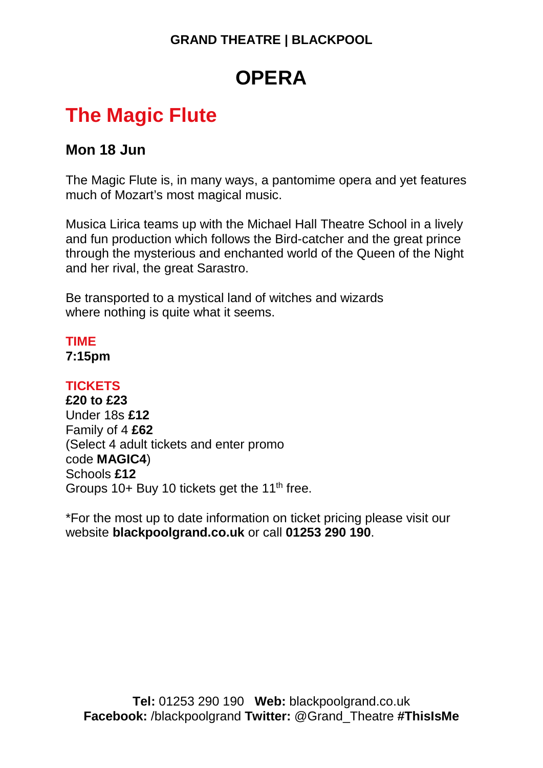**GRAND THEATRE | BLACKPOOL**

# OPERA

## The Magic Flute

### Mon 18 Jun

The Magic Flute is, in many ways, a pantomime opera and yet features much of Mozart's most magical music.

Musica Lirica teams up with the Michael Hall Theatre School in a lively and fun production which follows the Bird-catcher and the great prince through the mysterious and enchanted world of the Queen of the Night and her rival, the great Sarastro.

Be transported to a mystical land of witches and wizards where nothing is quite what it seems.

**TIME**
**7:15pm**

**TICKETS**
**£20 to £23**
Under 18s **£12**
Family of 4 **£62**
(Select 4 adult tickets and enter promo code **MAGIC4**)
Schools **£12**
Groups 10+ Buy 10 tickets get the 11th free.

*For the most up to date information on ticket pricing please visit our website **blackpoolgrand.co.uk** or call **01253 290 190**.

**Tel:** 01253 290 190 **Web:** blackpoolgrand.co.uk
**Facebook:** /blackpoolgrand **Twitter:** @Grand_Theatre **#ThisIsMe**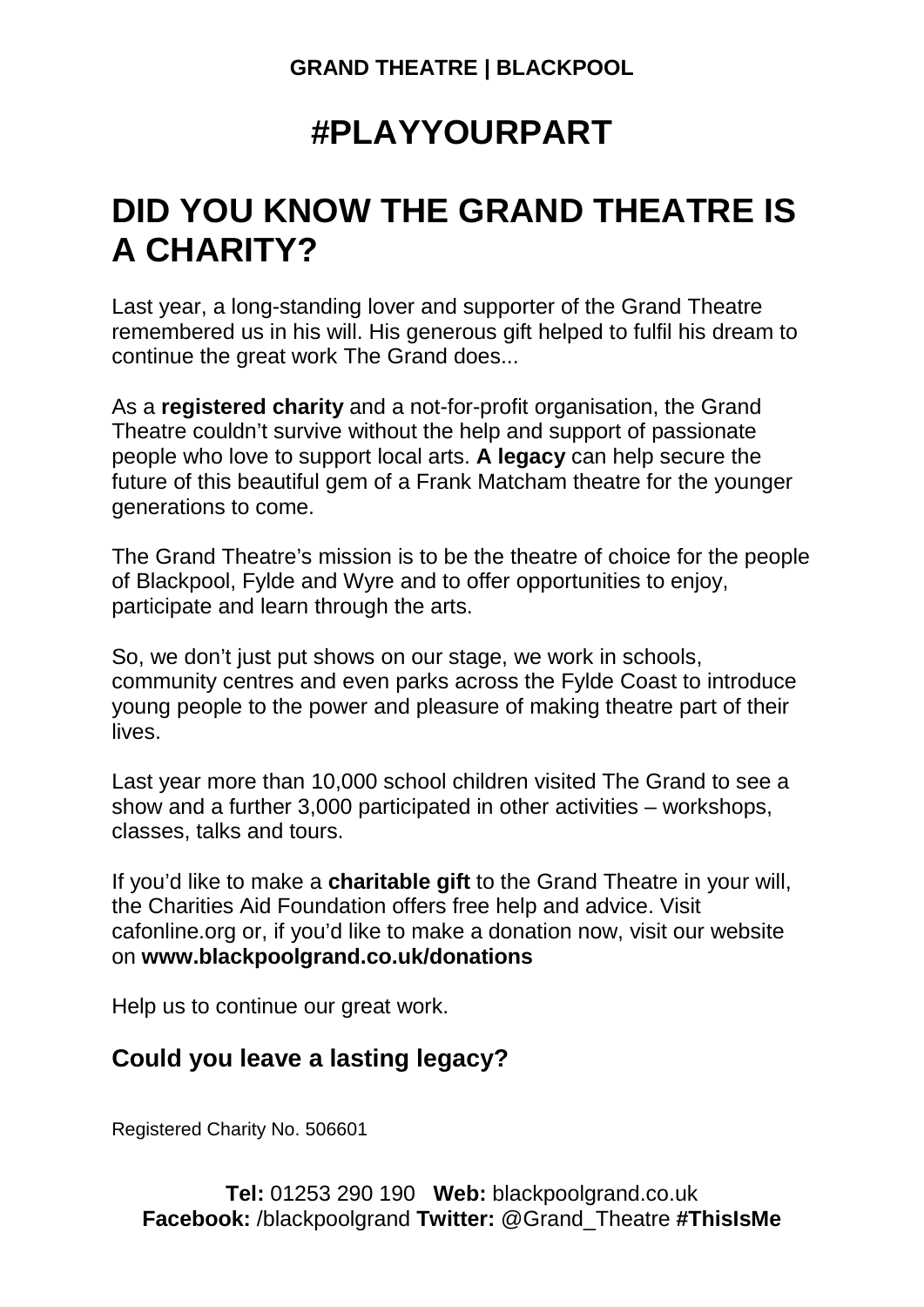**GRAND THEATRE | BLACKPOOL**

# #PLAYYOURPART

## DID YOU KNOW THE GRAND THEATRE IS A CHARITY?

Last year, a long-standing lover and supporter of the Grand Theatre remembered us in his will. His generous gift helped to fulfil his dream to continue the great work The Grand does...

As a **registered charity** and a not-for-profit organisation, the Grand Theatre couldn't survive without the help and support of passionate people who love to support local arts. **A legacy** can help secure the future of this beautiful gem of a Frank Matcham theatre for the younger generations to come.

The Grand Theatre's mission is to be the theatre of choice for the people of Blackpool, Fylde and Wyre and to offer opportunities to enjoy, participate and learn through the arts.

So, we don't just put shows on our stage, we work in schools, community centres and even parks across the Fylde Coast to introduce young people to the power and pleasure of making theatre part of their lives.

Last year more than 10,000 school children visited The Grand to see a show and a further 3,000 participated in other activities – workshops, classes, talks and tours.

If you'd like to make a **charitable gift** to the Grand Theatre in your will, the Charities Aid Foundation offers free help and advice. Visit cafonline.org or, if you'd like to make a donation now, visit our website on **www.blackpoolgrand.co.uk/donations**

Help us to continue our great work.

### Could you leave a lasting legacy?

Registered Charity No. 506601

**Tel:** 01253 290 190 **Web:** blackpoolgrand.co.uk
**Facebook:** /blackpoolgrand **Twitter:** @Grand_Theatre **#ThisIsMe**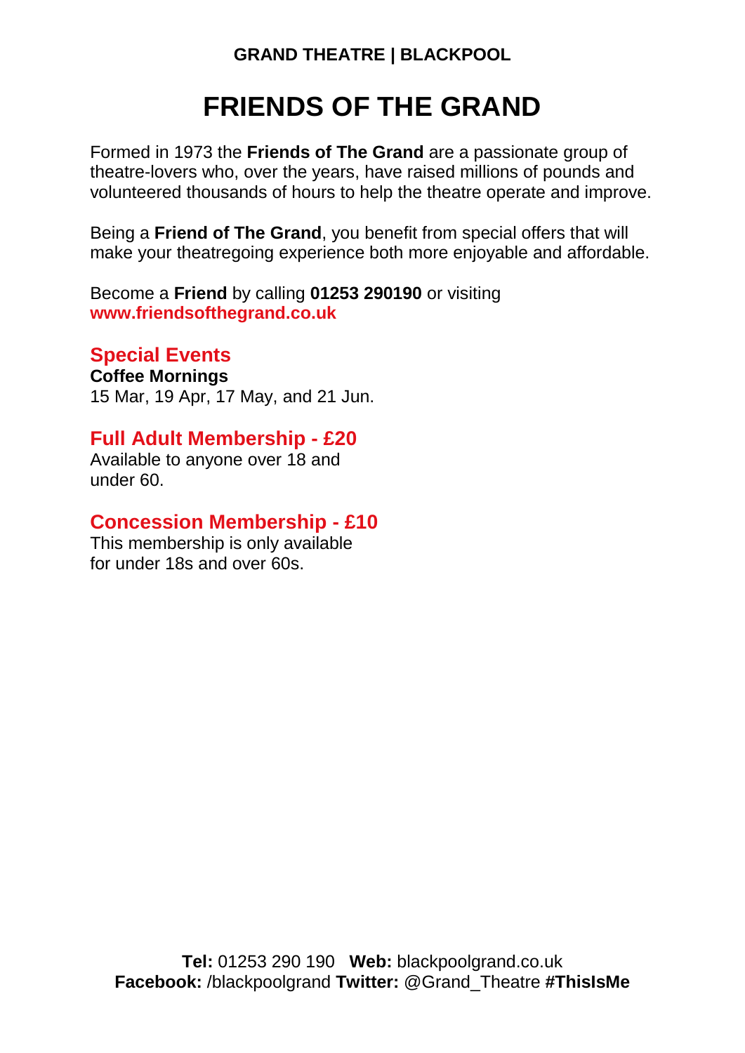**GRAND THEATRE | BLACKPOOL**

# FRIENDS OF THE GRAND

Formed in 1973 the **Friends of The Grand** are a passionate group of theatre-lovers who, over the years, have raised millions of pounds and volunteered thousands of hours to help the theatre operate and improve.

Being a **Friend of The Grand**, you benefit from special offers that will make your theatregoing experience both more enjoyable and affordable.

Become a **Friend** by calling **01253 290190** or visiting **www.friendsofthegrand.co.uk**

## Special Events

**Coffee Mornings**
15 Mar, 19 Apr, 17 May, and 21 Jun.

## Full Adult Membership - £20

Available to anyone over 18 and under 60.

## Concession Membership - £10

This membership is only available for under 18s and over 60s.

**Tel:** 01253 290 190 **Web:** blackpoolgrand.co.uk
**Facebook:** /blackpoolgrand **Twitter:** @Grand_Theatre **#ThisIsMe**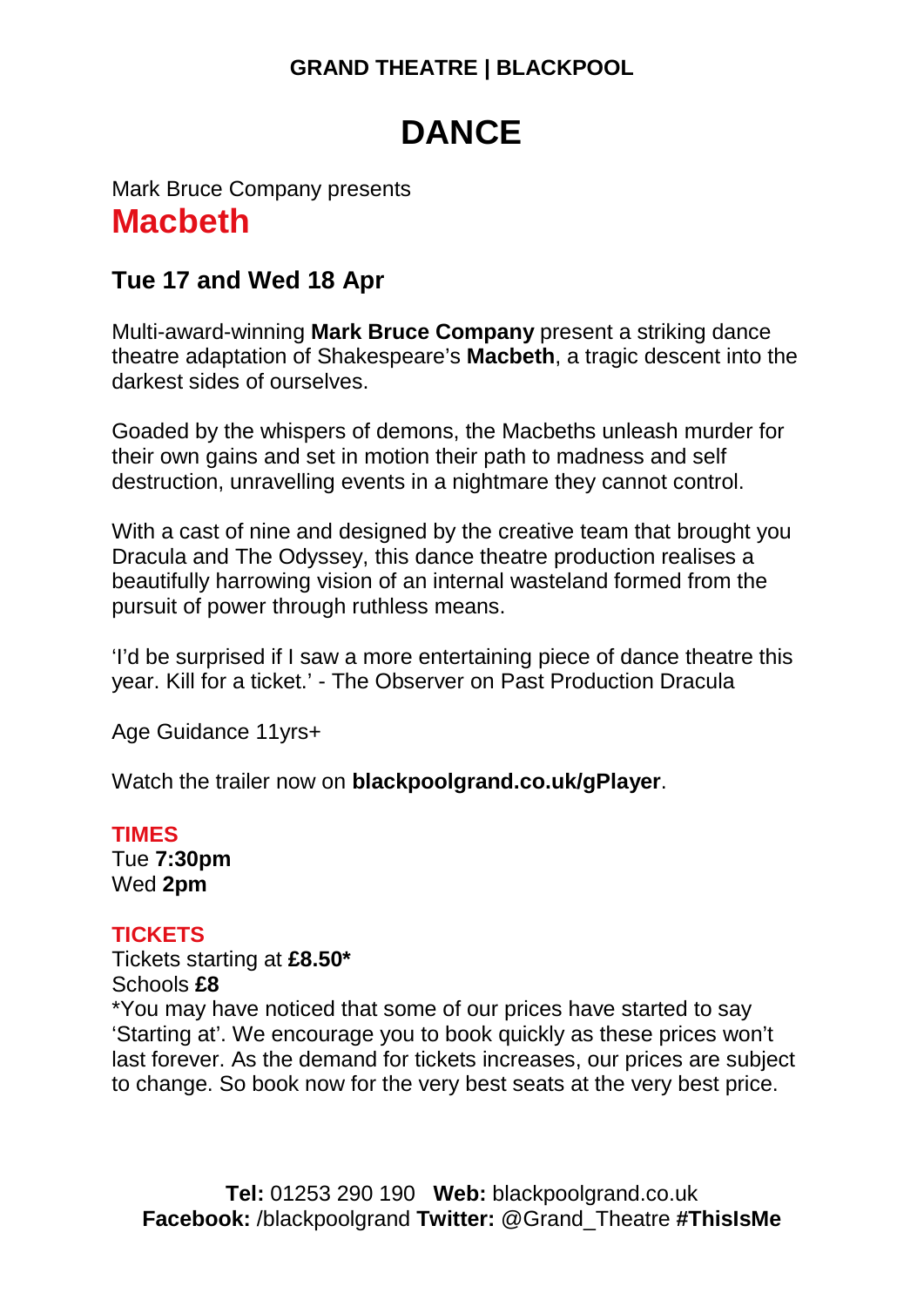**GRAND THEATRE | BLACKPOOL**

# DANCE

Mark Bruce Company presents

## Macbeth

### Tue 17 and Wed 18 Apr

Multi-award-winning **Mark Bruce Company** present a striking dance theatre adaptation of Shakespeare's **Macbeth**, a tragic descent into the darkest sides of ourselves.

Goaded by the whispers of demons, the Macbeths unleash murder for their own gains and set in motion their path to madness and self destruction, unravelling events in a nightmare they cannot control.

With a cast of nine and designed by the creative team that brought you Dracula and The Odyssey, this dance theatre production realises a beautifully harrowing vision of an internal wasteland formed from the pursuit of power through ruthless means.

'I'd be surprised if I saw a more entertaining piece of dance theatre this year. Kill for a ticket.' - The Observer on Past Production Dracula

Age Guidance 11yrs+

Watch the trailer now on **blackpoolgrand.co.uk/gPlayer**.

**TIMES**
Tue **7:30pm**
Wed **2pm**

**TICKETS**
Tickets starting at **£8.50***
Schools **£8**
*You may have noticed that some of our prices have started to say 'Starting at'. We encourage you to book quickly as these prices won't last forever. As the demand for tickets increases, our prices are subject to change. So book now for the very best seats at the very best price.

**Tel:** 01253 290 190 **Web:** blackpoolgrand.co.uk
**Facebook:** /blackpoolgrand **Twitter:** @Grand_Theatre **#ThisIsMe**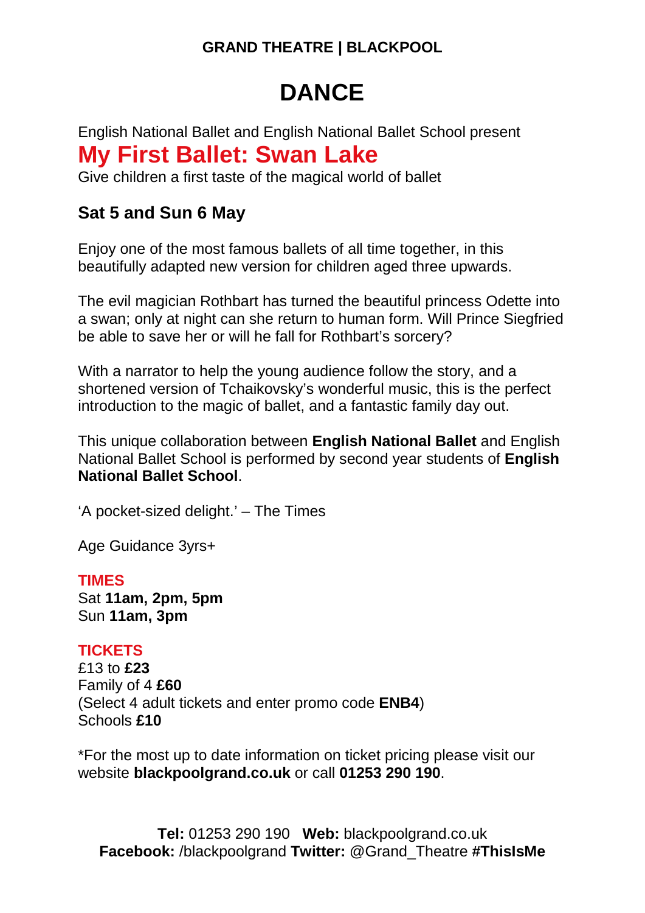**GRAND THEATRE | BLACKPOOL**

# DANCE

English National Ballet and English National Ballet School present

## My First Ballet: Swan Lake

Give children a first taste of the magical world of ballet

### Sat 5 and Sun 6 May

Enjoy one of the most famous ballets of all time together, in this beautifully adapted new version for children aged three upwards.

The evil magician Rothbart has turned the beautiful princess Odette into a swan; only at night can she return to human form. Will Prince Siegfried be able to save her or will he fall for Rothbart's sorcery?

With a narrator to help the young audience follow the story, and a shortened version of Tchaikovsky's wonderful music, this is the perfect introduction to the magic of ballet, and a fantastic family day out.

This unique collaboration between **English National Ballet** and English National Ballet School is performed by second year students of **English National Ballet School**.

'A pocket-sized delight.' – The Times

Age Guidance 3yrs+

**TIMES**
Sat **11am, 2pm, 5pm**
Sun **11am, 3pm**

**TICKETS**
£13 to **£23**
Family of 4 **£60**
(Select 4 adult tickets and enter promo code **ENB4**)
Schools **£10**

*For the most up to date information on ticket pricing please visit our website **blackpoolgrand.co.uk** or call **01253 290 190**.

**Tel:** 01253 290 190 **Web:** blackpoolgrand.co.uk
**Facebook:** /blackpoolgrand **Twitter:** @Grand_Theatre **#ThisIsMe**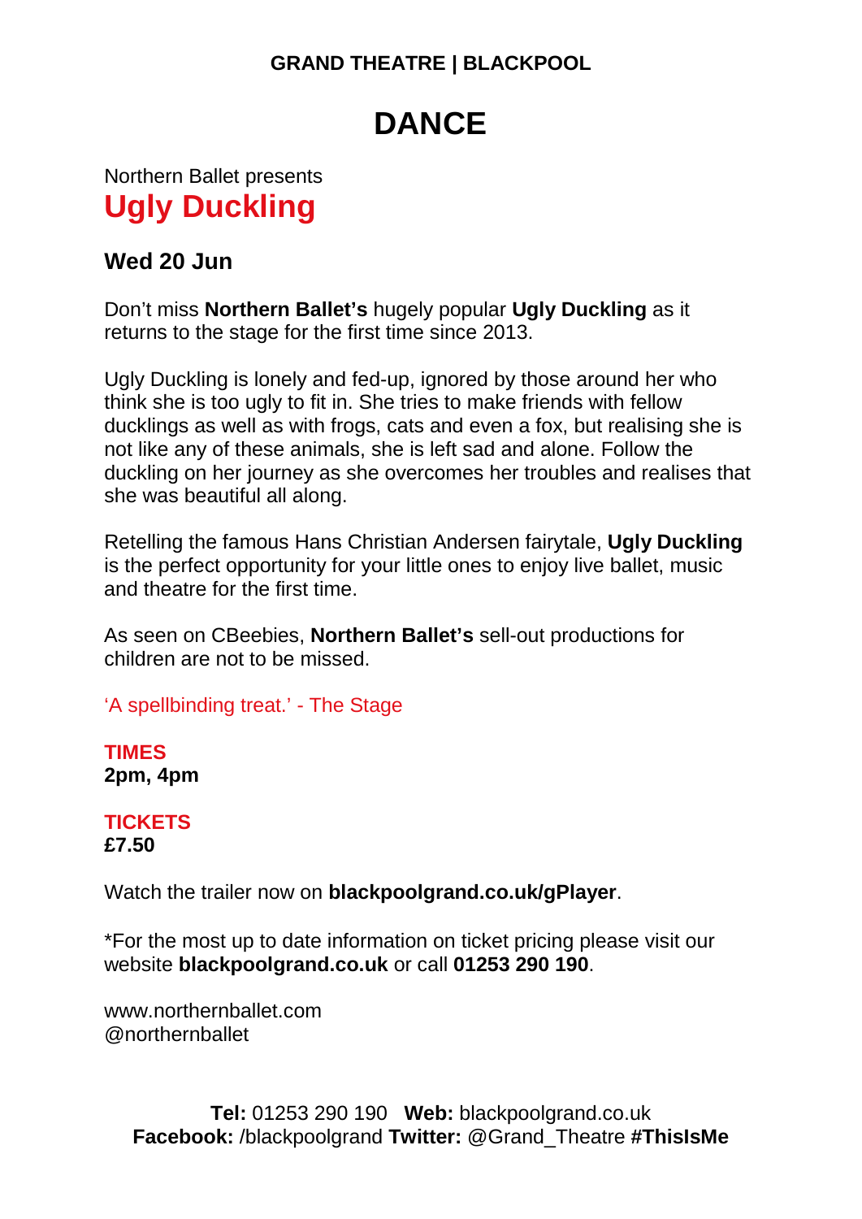GRAND THEATRE | BLACKPOOL

# DANCE

Northern Ballet presents

## Ugly Duckling

### Wed 20 Jun

Don't miss **Northern Ballet's** hugely popular **Ugly Duckling** as it returns to the stage for the first time since 2013.

Ugly Duckling is lonely and fed-up, ignored by those around her who think she is too ugly to fit in. She tries to make friends with fellow ducklings as well as with frogs, cats and even a fox, but realising she is not like any of these animals, she is left sad and alone. Follow the duckling on her journey as she overcomes her troubles and realises that she was beautiful all along.

Retelling the famous Hans Christian Andersen fairytale, **Ugly Duckling** is the perfect opportunity for your little ones to enjoy live ballet, music and theatre for the first time.

As seen on CBeebies, **Northern Ballet's** sell-out productions for children are not to be missed.

'A spellbinding treat.' - The Stage

**TIMES**
**2pm, 4pm**

**TICKETS**
**£7.50**

Watch the trailer now on **blackpoolgrand.co.uk/gPlayer**.

*For the most up to date information on ticket pricing please visit our website **blackpoolgrand.co.uk** or call **01253 290 190**.

www.northernballet.com
@northernballet

**Tel:** 01253 290 190 **Web:** blackpoolgrand.co.uk
**Facebook:** /blackpoolgrand **Twitter:** @Grand_Theatre **#ThisIsMe**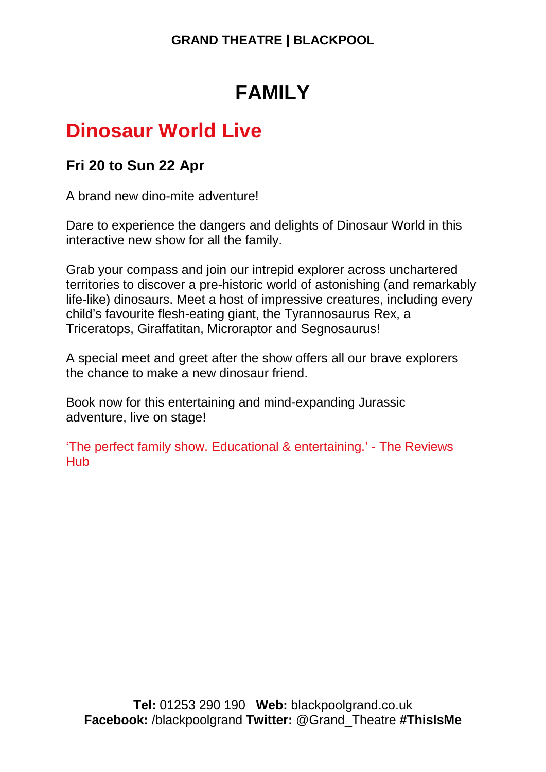# FAMILY

## Dinosaur World Live

### Fri 20 to Sun 22 Apr

A brand new dino-mite adventure!

Dare to experience the dangers and delights of Dinosaur World in this interactive new show for all the family.

Grab your compass and join our intrepid explorer across unchartered territories to discover a pre-historic world of astonishing (and remarkably life-like) dinosaurs. Meet a host of impressive creatures, including every child's favourite flesh-eating giant, the Tyrannosaurus Rex, a Triceratops, Giraffatitan, Microraptor and Segnosaurus!

A special meet and greet after the show offers all our brave explorers the chance to make a new dinosaur friend.

Book now for this entertaining and mind-expanding Jurassic adventure, live on stage!

'The perfect family show. Educational & entertaining.' - The Reviews Hub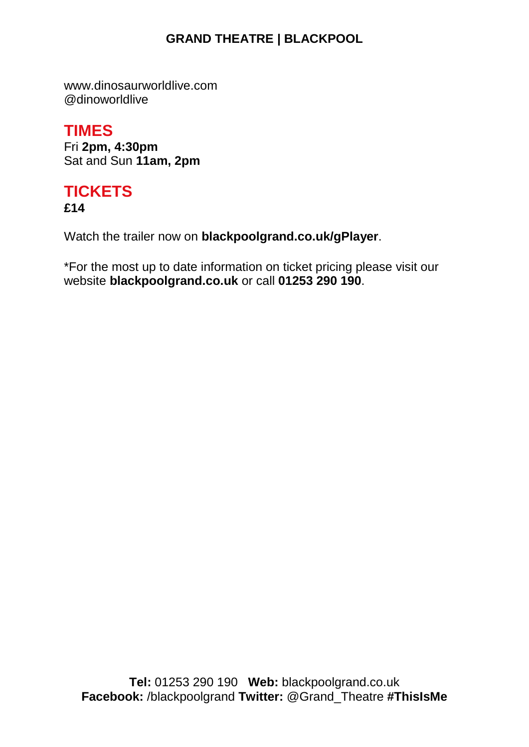www.dinosaurworldlive.com
@dinoworldlive

## TIMES

Fri **2pm, 4:30pm**
Sat and Sun **11am, 2pm**

## TICKETS

**£14**

Watch the trailer now on **blackpoolgrand.co.uk/gPlayer**.

*For the most up to date information on ticket pricing please visit our website **blackpoolgrand.co.uk** or call **01253 290 190**.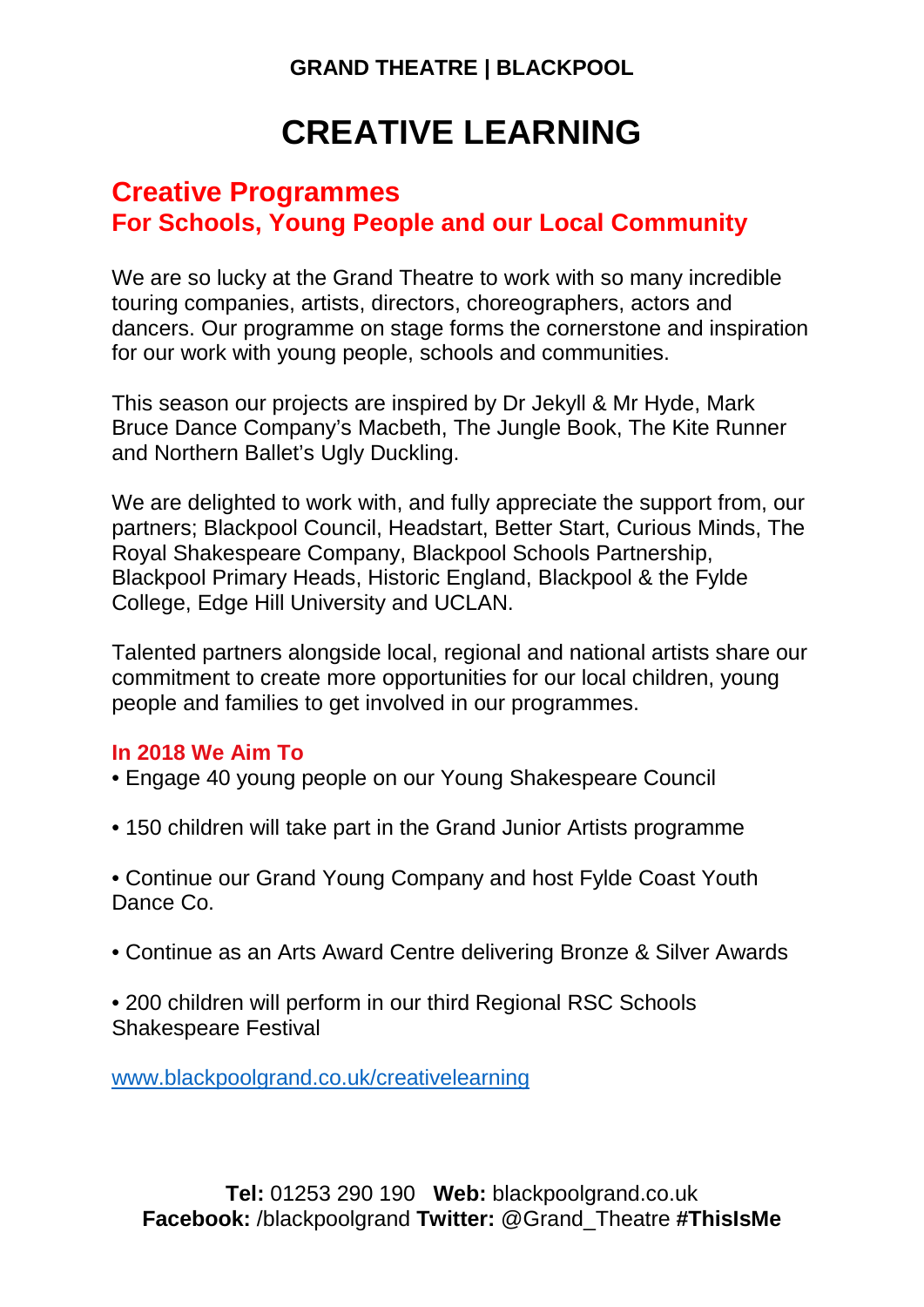**GRAND THEATRE | BLACKPOOL**

# CREATIVE LEARNING

## Creative Programmes
### For Schools, Young People and our Local Community

We are so lucky at the Grand Theatre to work with so many incredible touring companies, artists, directors, choreographers, actors and dancers. Our programme on stage forms the cornerstone and inspiration for our work with young people, schools and communities.

This season our projects are inspired by Dr Jekyll & Mr Hyde, Mark Bruce Dance Company's Macbeth, The Jungle Book, The Kite Runner and Northern Ballet's Ugly Duckling.

We are delighted to work with, and fully appreciate the support from, our partners; Blackpool Council, Headstart, Better Start, Curious Minds, The Royal Shakespeare Company, Blackpool Schools Partnership, Blackpool Primary Heads, Historic England, Blackpool & the Fylde College, Edge Hill University and UCLAN.

Talented partners alongside local, regional and national artists share our commitment to create more opportunities for our local children, young people and families to get involved in our programmes.

**In 2018 We Aim To**

- Engage 40 young people on our Young Shakespeare Council
- 150 children will take part in the Grand Junior Artists programme
- Continue our Grand Young Company and host Fylde Coast Youth Dance Co.
- Continue as an Arts Award Centre delivering Bronze & Silver Awards
- 200 children will perform in our third Regional RSC Schools Shakespeare Festival

[www.blackpoolgrand.co.uk/creativelearning](http://www.blackpoolgrand.co.uk/creativelearning)

**Tel:** 01253 290 190 **Web:** blackpoolgrand.co.uk
**Facebook:** /blackpoolgrand **Twitter:** @Grand_Theatre **#ThisIsMe**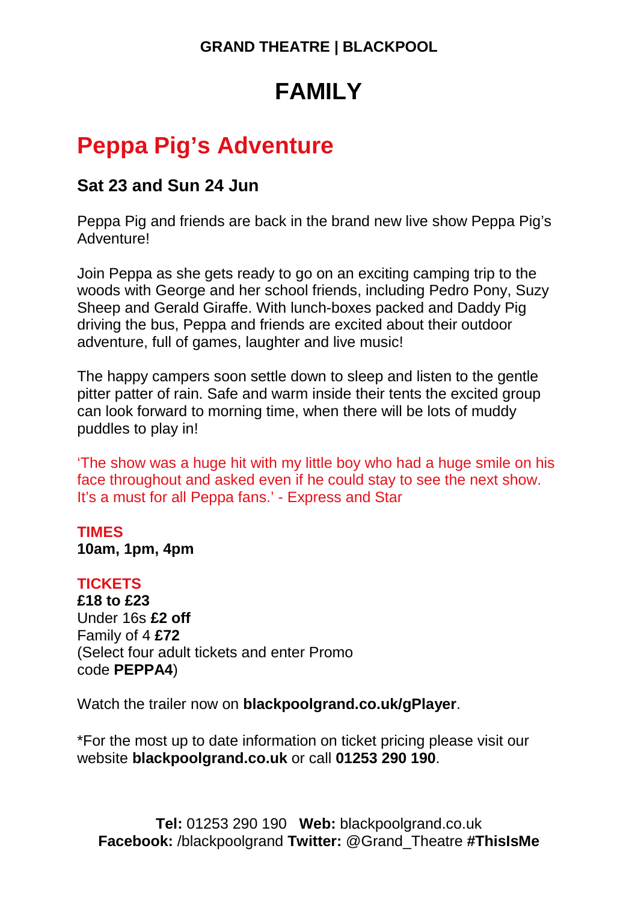**GRAND THEATRE | BLACKPOOL**

# FAMILY

## Peppa Pig's Adventure

### Sat 23 and Sun 24 Jun

Peppa Pig and friends are back in the brand new live show Peppa Pig's Adventure!

Join Peppa as she gets ready to go on an exciting camping trip to the woods with George and her school friends, including Pedro Pony, Suzy Sheep and Gerald Giraffe. With lunch-boxes packed and Daddy Pig driving the bus, Peppa and friends are excited about their outdoor adventure, full of games, laughter and live music!

The happy campers soon settle down to sleep and listen to the gentle pitter patter of rain. Safe and warm inside their tents the excited group can look forward to morning time, when there will be lots of muddy puddles to play in!

'The show was a huge hit with my little boy who had a huge smile on his face throughout and asked even if he could stay to see the next show. It's a must for all Peppa fans.' - Express and Star

**TIMES**
**10am, 1pm, 4pm**

**TICKETS**
**£18 to £23**
Under 16s **£2 off**
Family of 4 **£72**
(Select four adult tickets and enter Promo code **PEPPA4**)

Watch the trailer now on **blackpoolgrand.co.uk/gPlayer**.

*For the most up to date information on ticket pricing please visit our website **blackpoolgrand.co.uk** or call **01253 290 190**.

**Tel:** 01253 290 190 **Web:** blackpoolgrand.co.uk
**Facebook:** /blackpoolgrand **Twitter:** @Grand_Theatre **#ThisIsMe**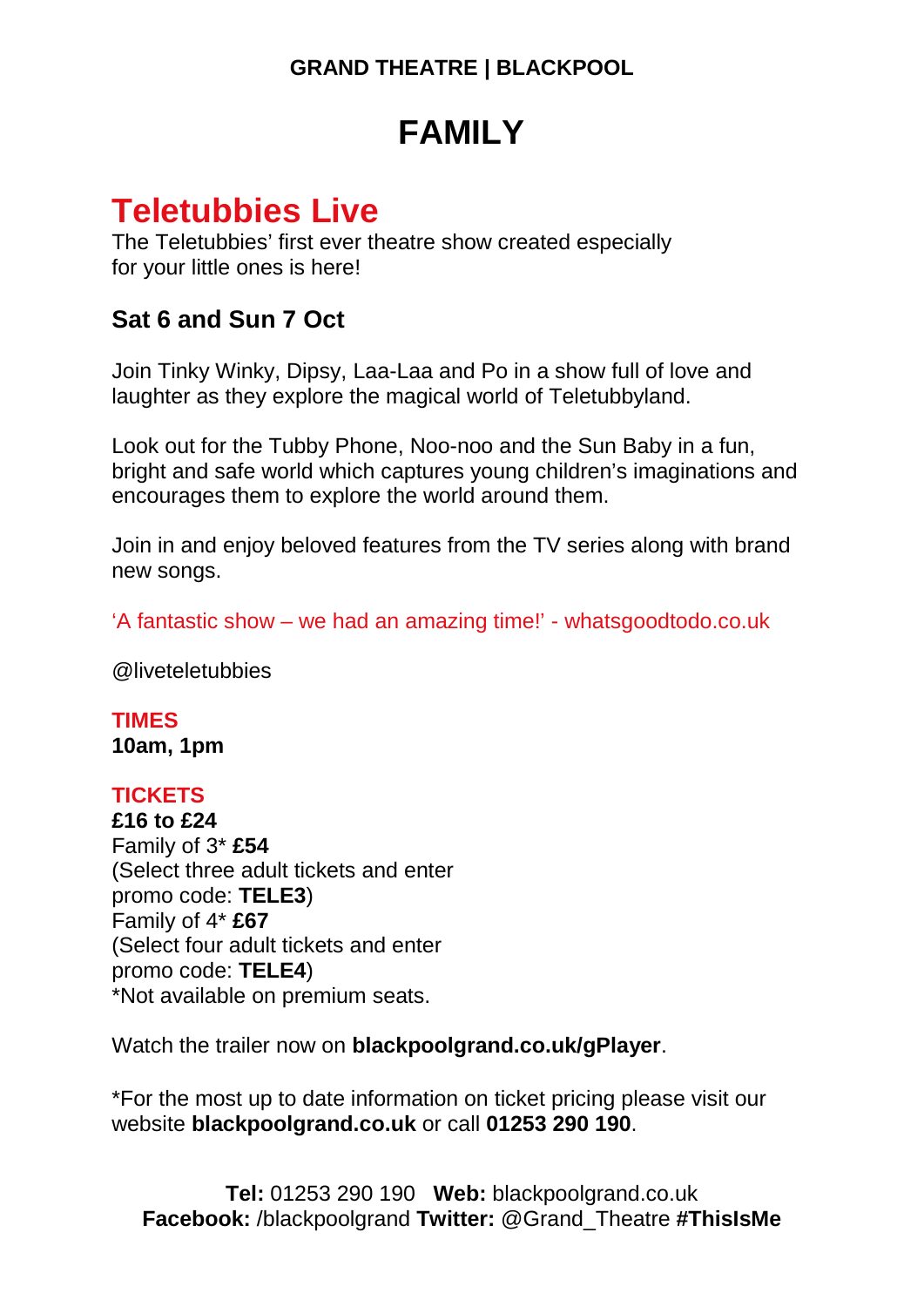**GRAND THEATRE | BLACKPOOL**

# FAMILY

## Teletubbies Live

The Teletubbies' first ever theatre show created especially for your little ones is here!

### Sat 6 and Sun 7 Oct

Join Tinky Winky, Dipsy, Laa-Laa and Po in a show full of love and laughter as they explore the magical world of Teletubbyland.

Look out for the Tubby Phone, Noo-noo and the Sun Baby in a fun, bright and safe world which captures young children's imaginations and encourages them to explore the world around them.

Join in and enjoy beloved features from the TV series along with brand new songs.

'A fantastic show – we had an amazing time!' - whatsgoodtodo.co.uk

@liveteletubbies

**TIMES**
**10am, 1pm**

**TICKETS**
**£16 to £24**
Family of 3* **£54**
(Select three adult tickets and enter promo code: **TELE3**)
Family of 4* **£67**
(Select four adult tickets and enter promo code: **TELE4**)
*Not available on premium seats.

Watch the trailer now on **blackpoolgrand.co.uk/gPlayer**.

*For the most up to date information on ticket pricing please visit our website **blackpoolgrand.co.uk** or call **01253 290 190**.

**Tel:** 01253 290 190 **Web:** blackpoolgrand.co.uk
**Facebook:** /blackpoolgrand **Twitter:** @Grand_Theatre **#ThisIsMe**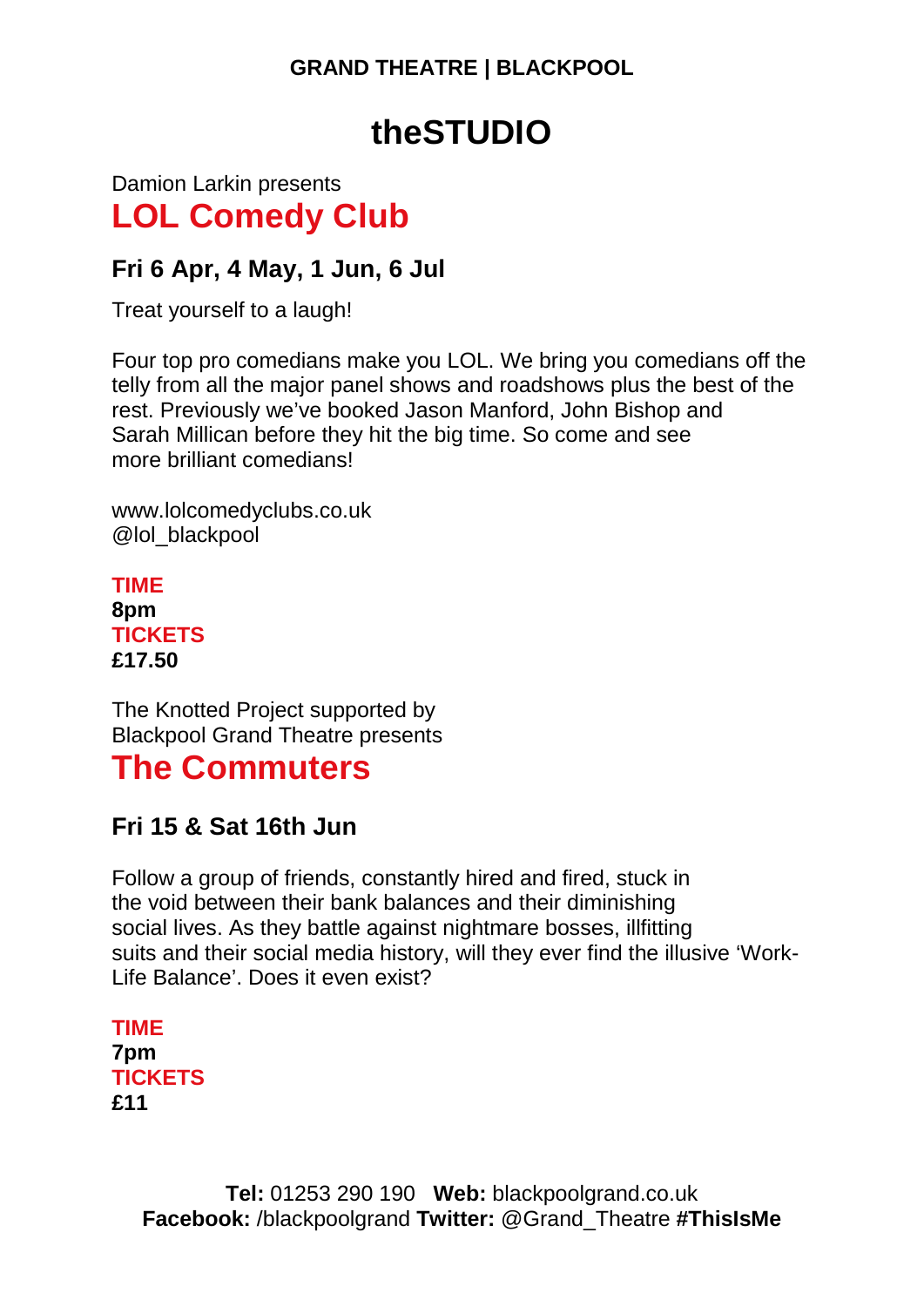**GRAND THEATRE | BLACKPOOL**

# theSTUDIO

Damion Larkin presents

## LOL Comedy Club

### Fri 6 Apr, 4 May, 1 Jun, 6 Jul

Treat yourself to a laugh!

Four top pro comedians make you LOL. We bring you comedians off the telly from all the major panel shows and roadshows plus the best of the rest. Previously we've booked Jason Manford, John Bishop and Sarah Millican before they hit the big time. So come and see more brilliant comedians!

www.lolcomedyclubs.co.uk
@lol_blackpool

**TIME**
**8pm**
**TICKETS**
**£17.50**

The Knotted Project supported by Blackpool Grand Theatre presents

## The Commuters

### Fri 15 & Sat 16th Jun

Follow a group of friends, constantly hired and fired, stuck in the void between their bank balances and their diminishing social lives. As they battle against nightmare bosses, illfitting suits and their social media history, will they ever find the illusive 'Work-Life Balance'. Does it even exist?

**TIME**
**7pm**
**TICKETS**
**£11**

**Tel:** 01253 290 190 **Web:** blackpoolgrand.co.uk
**Facebook:** /blackpoolgrand **Twitter:** @Grand_Theatre **#ThisIsMe**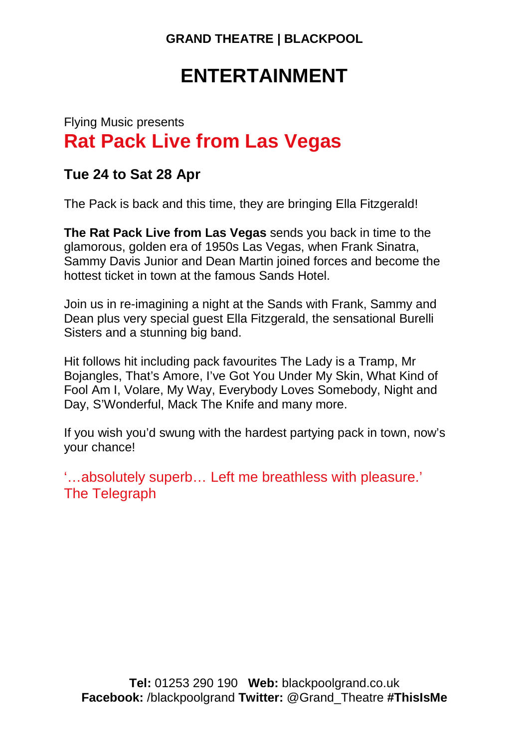**GRAND THEATRE | BLACKPOOL**

# ENTERTAINMENT

Flying Music presents

## Rat Pack Live from Las Vegas

### Tue 24 to Sat 28 Apr

The Pack is back and this time, they are bringing Ella Fitzgerald!

**The Rat Pack Live from Las Vegas** sends you back in time to the glamorous, golden era of 1950s Las Vegas, when Frank Sinatra, Sammy Davis Junior and Dean Martin joined forces and become the hottest ticket in town at the famous Sands Hotel.

Join us in re-imagining a night at the Sands with Frank, Sammy and Dean plus very special guest Ella Fitzgerald, the sensational Burelli Sisters and a stunning big band.

Hit follows hit including pack favourites The Lady is a Tramp, Mr Bojangles, That's Amore, I've Got You Under My Skin, What Kind of Fool Am I, Volare, My Way, Everybody Loves Somebody, Night and Day, S'Wonderful, Mack The Knife and many more.

If you wish you'd swung with the hardest partying pack in town, now's your chance!

'…absolutely superb… Left me breathless with pleasure.'
The Telegraph

**Tel:** 01253 290 190 **Web:** blackpoolgrand.co.uk
**Facebook:** /blackpoolgrand **Twitter:** @Grand_Theatre **#ThisIsMe**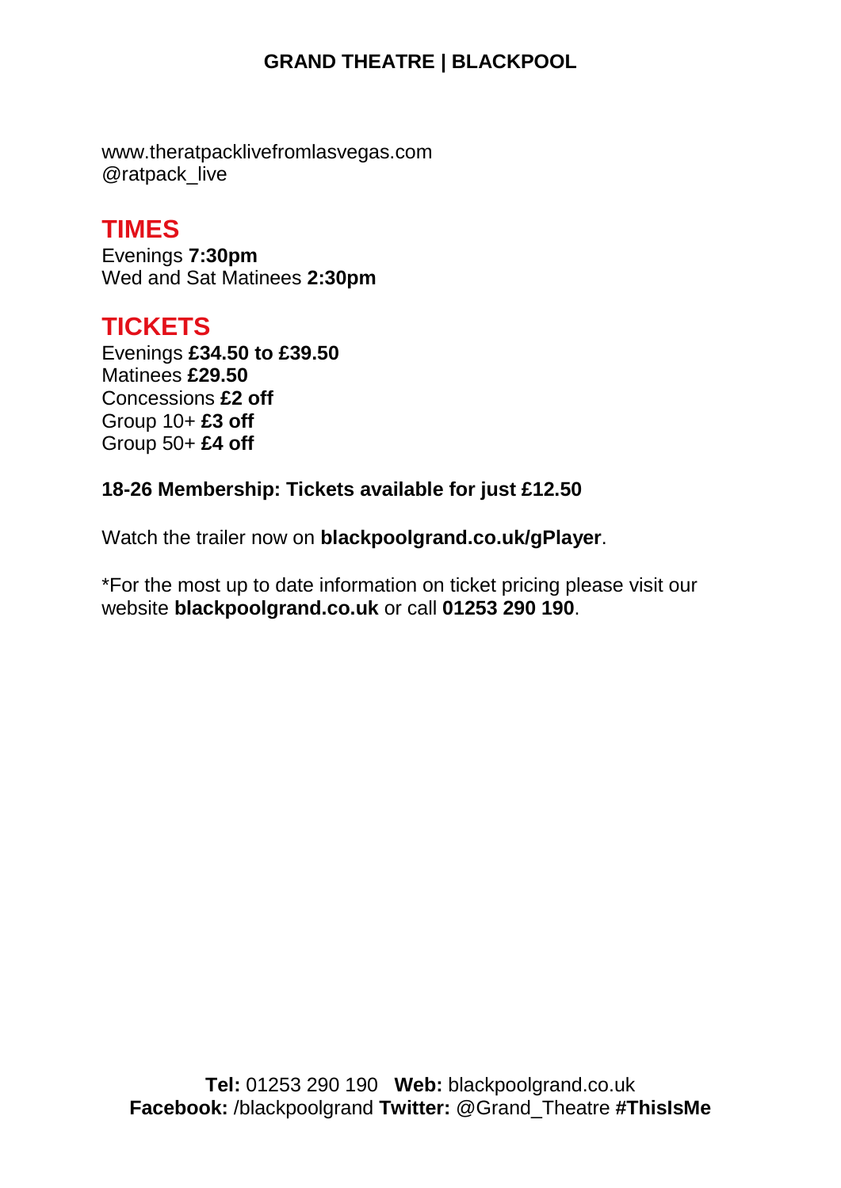www.theratpacklivefromlasvegas.com
@ratpack_live

## TIMES

Evenings **7:30pm**
Wed and Sat Matinees **2:30pm**

## TICKETS

Evenings **£34.50 to £39.50**
Matinees **£29.50**
Concessions **£2 off**
Group 10+ **£3 off**
Group 50+ **£4 off**

**18-26 Membership: Tickets available for just £12.50**

Watch the trailer now on **blackpoolgrand.co.uk/gPlayer**.

*For the most up to date information on ticket pricing please visit our website **blackpoolgrand.co.uk** or call **01253 290 190**.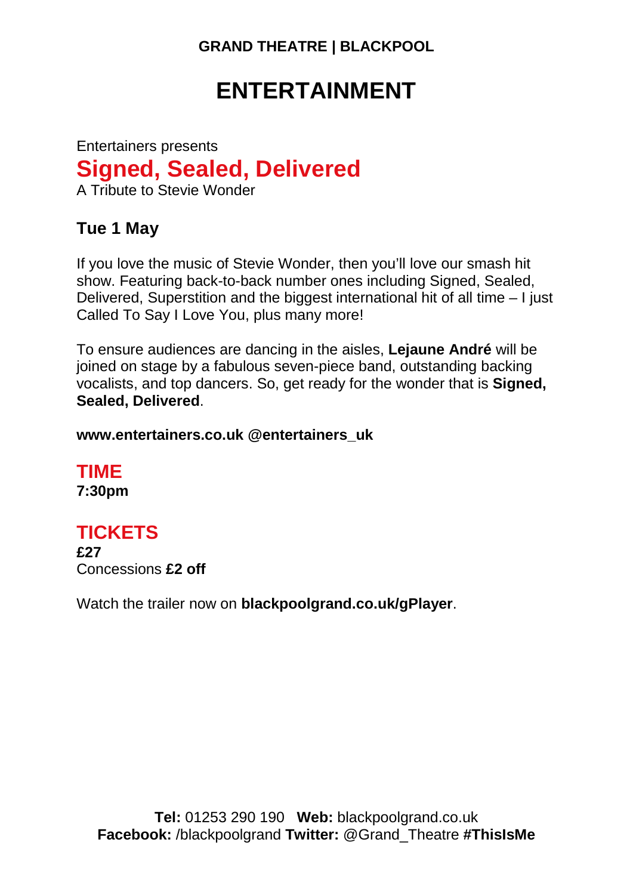GRAND THEATRE | BLACKPOOL

# ENTERTAINMENT

Entertainers presents

## Signed, Sealed, Delivered

A Tribute to Stevie Wonder

### Tue 1 May

If you love the music of Stevie Wonder, then you'll love our smash hit show. Featuring back-to-back number ones including Signed, Sealed, Delivered, Superstition and the biggest international hit of all time – I just Called To Say I Love You, plus many more!

To ensure audiences are dancing in the aisles, **Lejaune André** will be joined on stage by a fabulous seven-piece band, outstanding backing vocalists, and top dancers. So, get ready for the wonder that is **Signed, Sealed, Delivered**.

**www.entertainers.co.uk @entertainers_uk**

## TIME

**7:30pm**

## TICKETS

**£27**
Concessions **£2 off**

Watch the trailer now on **blackpoolgrand.co.uk/gPlayer**.

**Tel:** 01253 290 190 **Web:** blackpoolgrand.co.uk
**Facebook:** /blackpoolgrand **Twitter:** @Grand_Theatre **#ThisIsMe**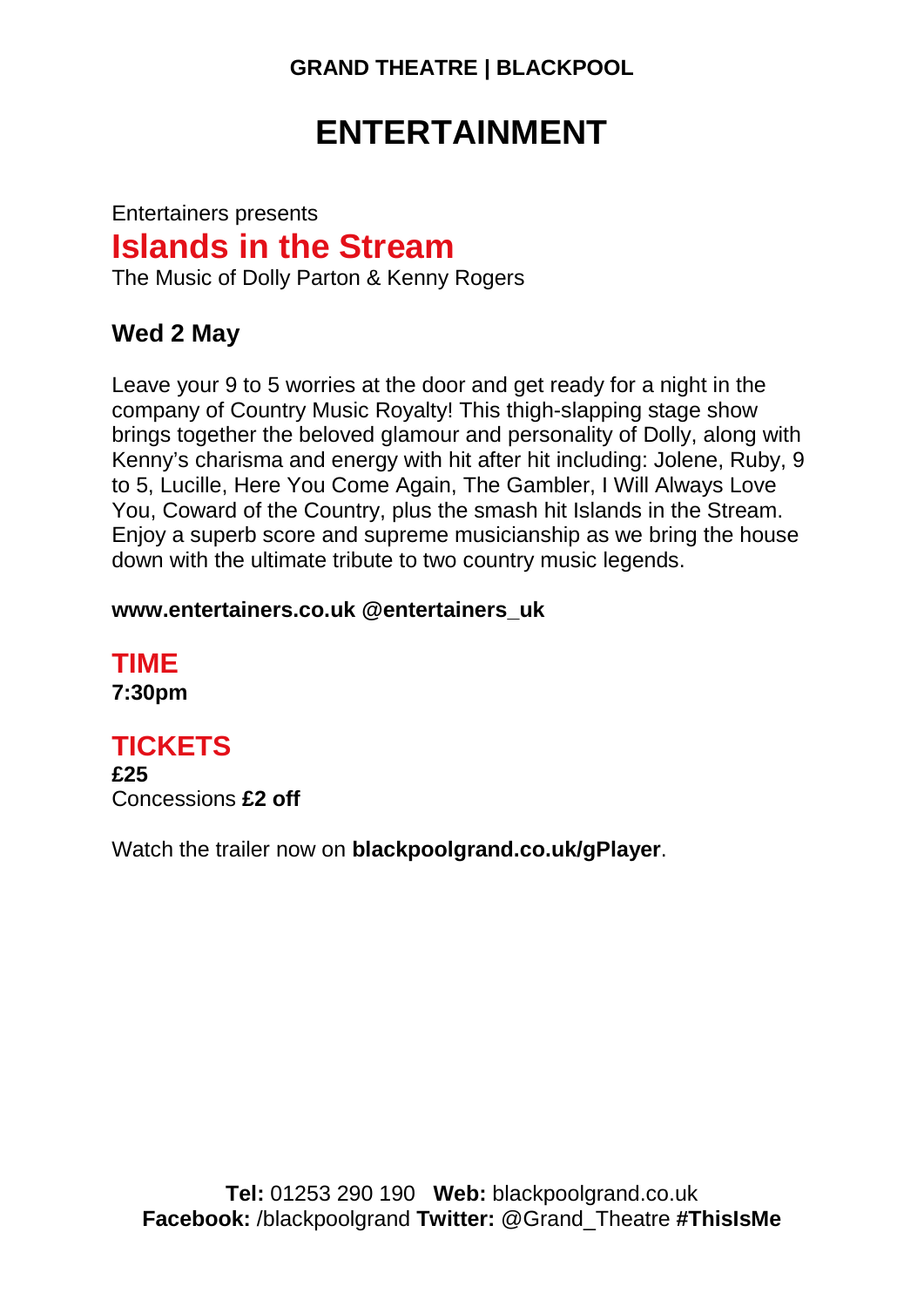**GRAND THEATRE | BLACKPOOL**

# ENTERTAINMENT

Entertainers presents

## Islands in the Stream

The Music of Dolly Parton & Kenny Rogers

### Wed 2 May

Leave your 9 to 5 worries at the door and get ready for a night in the company of Country Music Royalty! This thigh-slapping stage show brings together the beloved glamour and personality of Dolly, along with Kenny's charisma and energy with hit after hit including: Jolene, Ruby, 9 to 5, Lucille, Here You Come Again, The Gambler, I Will Always Love You, Coward of the Country, plus the smash hit Islands in the Stream. Enjoy a superb score and supreme musicianship as we bring the house down with the ultimate tribute to two country music legends.

**www.entertainers.co.uk @entertainers_uk**

## TIME

**7:30pm**

## TICKETS

**£25**
Concessions **£2 off**

Watch the trailer now on **blackpoolgrand.co.uk/gPlayer**.

**Tel:** 01253 290 190 **Web:** blackpoolgrand.co.uk
**Facebook:** /blackpoolgrand **Twitter:** @Grand_Theatre **#ThisIsMe**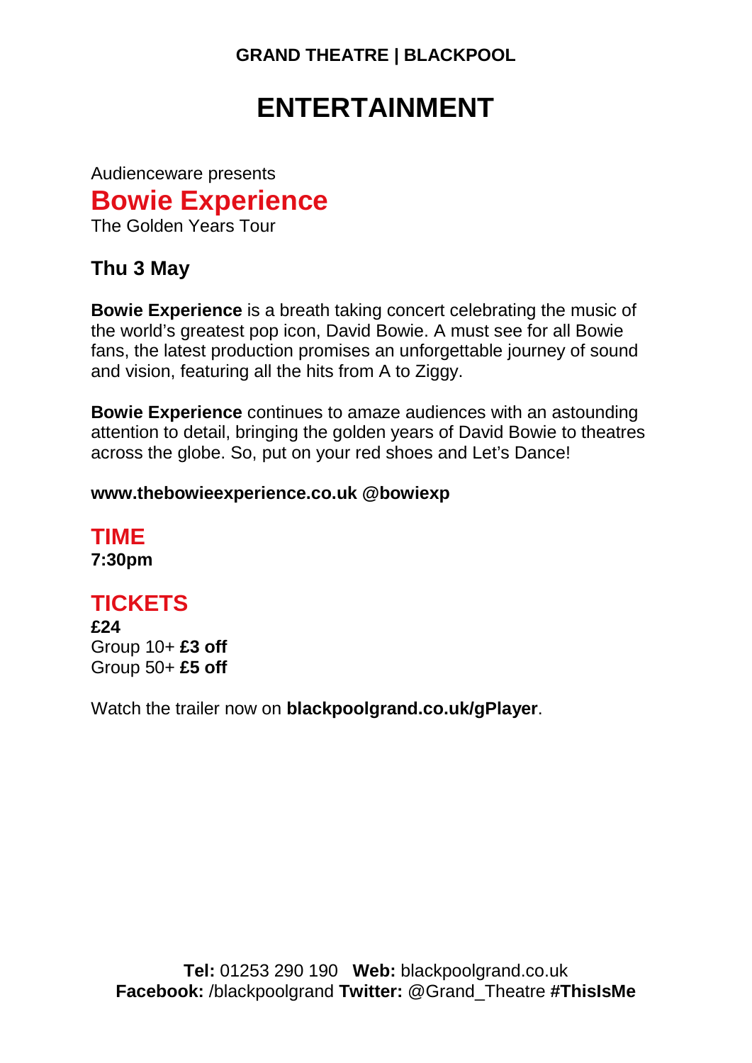**GRAND THEATRE | BLACKPOOL**

# ENTERTAINMENT

Audienceware presents

## Bowie Experience

The Golden Years Tour

### Thu 3 May

**Bowie Experience** is a breath taking concert celebrating the music of the world's greatest pop icon, David Bowie. A must see for all Bowie fans, the latest production promises an unforgettable journey of sound and vision, featuring all the hits from A to Ziggy.

**Bowie Experience** continues to amaze audiences with an astounding attention to detail, bringing the golden years of David Bowie to theatres across the globe. So, put on your red shoes and Let's Dance!

**www.thebowieexperience.co.uk @bowiexp**

## TIME

**7:30pm**

## TICKETS

**£24**
Group 10+ **£3 off**
Group 50+ **£5 off**

Watch the trailer now on **blackpoolgrand.co.uk/gPlayer**.

**Tel:** 01253 290 190 **Web:** blackpoolgrand.co.uk
**Facebook:** /blackpoolgrand **Twitter:** @Grand_Theatre **#ThisIsMe**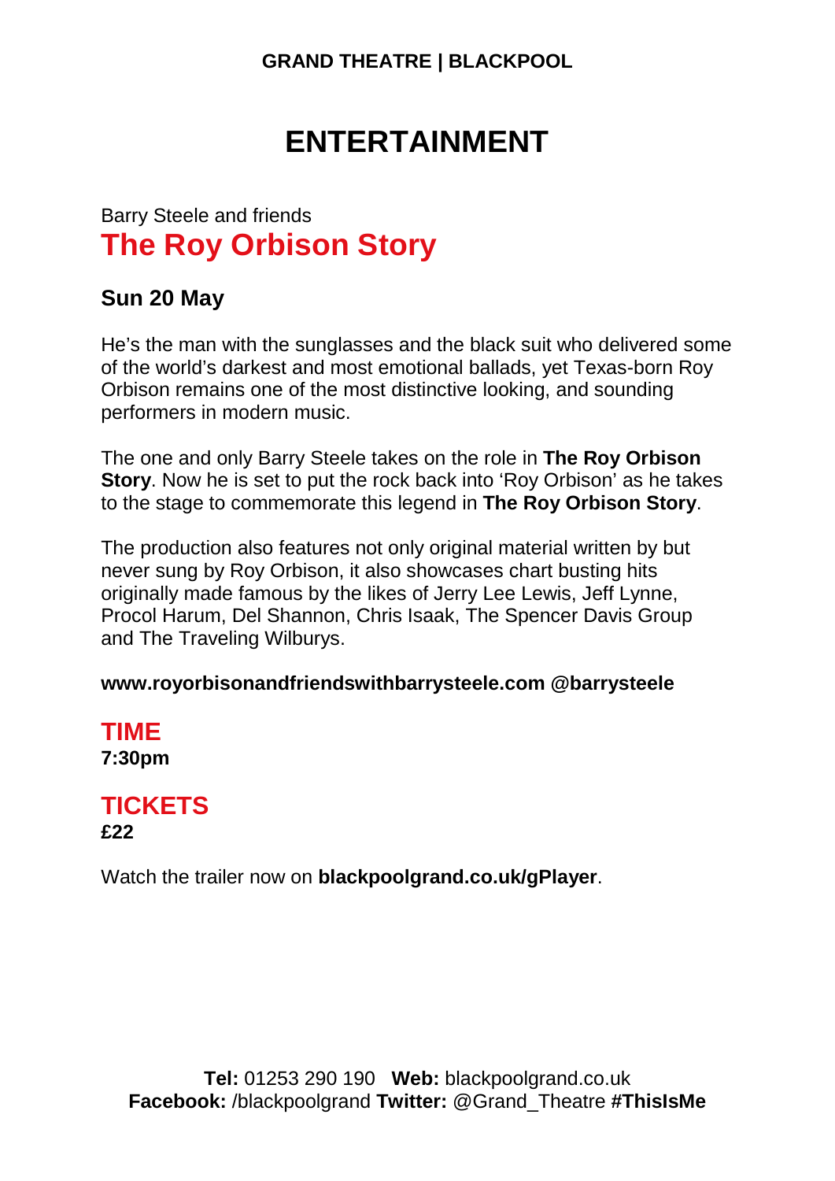**GRAND THEATRE | BLACKPOOL**

# ENTERTAINMENT

Barry Steele and friends

## The Roy Orbison Story

### Sun 20 May

He's the man with the sunglasses and the black suit who delivered some of the world's darkest and most emotional ballads, yet Texas-born Roy Orbison remains one of the most distinctive looking, and sounding performers in modern music.

The one and only Barry Steele takes on the role in **The Roy Orbison Story**. Now he is set to put the rock back into 'Roy Orbison' as he takes to the stage to commemorate this legend in **The Roy Orbison Story**.

The production also features not only original material written by but never sung by Roy Orbison, it also showcases chart busting hits originally made famous by the likes of Jerry Lee Lewis, Jeff Lynne, Procol Harum, Del Shannon, Chris Isaak, The Spencer Davis Group and The Traveling Wilburys.

**www.royorbisonandfriendswithbarrysteele.com @barrysteele**

## TIME

**7:30pm**

## TICKETS

**£22**

Watch the trailer now on **blackpoolgrand.co.uk/gPlayer**.

**Tel:** 01253 290 190 **Web:** blackpoolgrand.co.uk
**Facebook:** /blackpoolgrand **Twitter:** @Grand_Theatre **#ThisIsMe**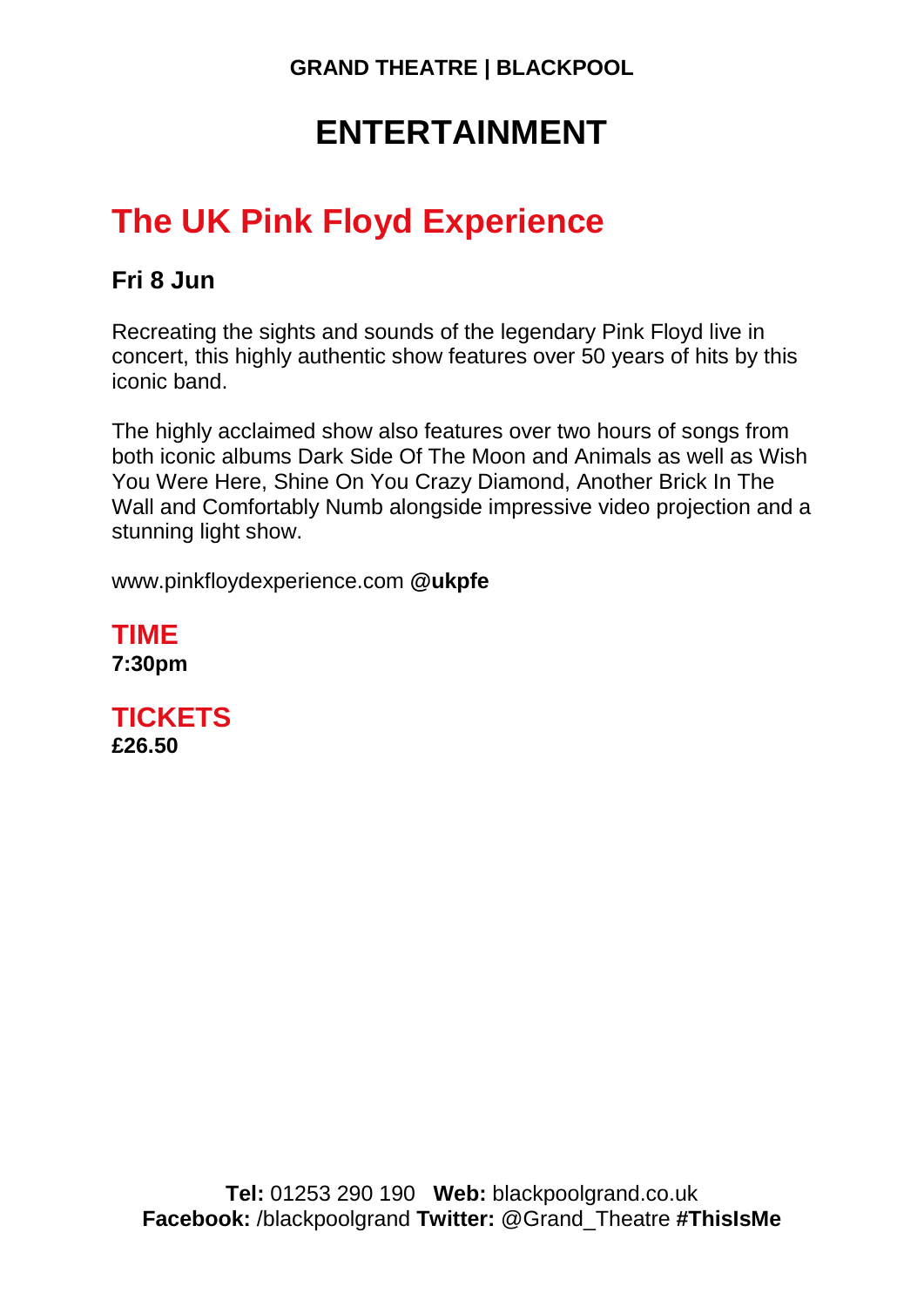# ENTERTAINMENT

## The UK Pink Floyd Experience

**Fri 8 Jun**

Recreating the sights and sounds of the legendary Pink Floyd live in concert, this highly authentic show features over 50 years of hits by this iconic band.

The highly acclaimed show also features over two hours of songs from both iconic albums Dark Side Of The Moon and Animals as well as Wish You Were Here, Shine On You Crazy Diamond, Another Brick In The Wall and Comfortably Numb alongside impressive video projection and a stunning light show.

www.pinkfloydexperience.com @**ukpfe**

### TIME

**7:30pm**

### TICKETS

**£26.50**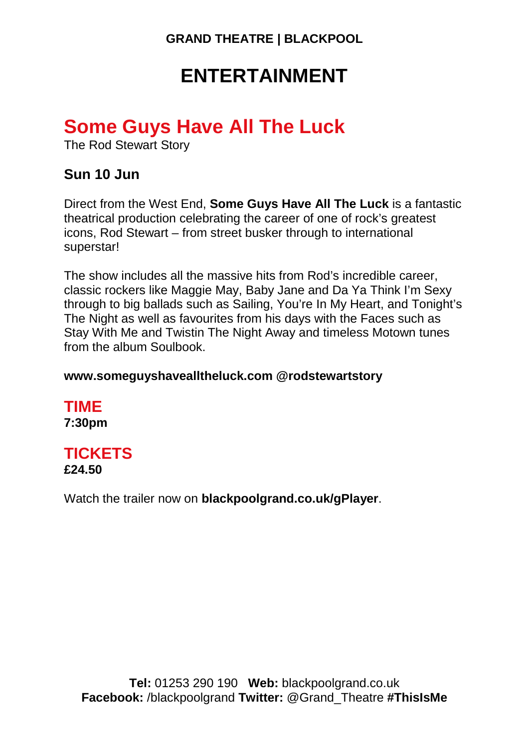**GRAND THEATRE | BLACKPOOL**

# ENTERTAINMENT

## Some Guys Have All The Luck

The Rod Stewart Story

### Sun 10 Jun

Direct from the West End, **Some Guys Have All The Luck** is a fantastic theatrical production celebrating the career of one of rock's greatest icons, Rod Stewart – from street busker through to international superstar!

The show includes all the massive hits from Rod's incredible career, classic rockers like Maggie May, Baby Jane and Da Ya Think I'm Sexy through to big ballads such as Sailing, You're In My Heart, and Tonight's The Night as well as favourites from his days with the Faces such as Stay With Me and Twistin The Night Away and timeless Motown tunes from the album Soulbook.

**www.someguyshavealltheluck.com @rodstewartstory**

### TIME

**7:30pm**

### TICKETS

**£24.50**

Watch the trailer now on **blackpoolgrand.co.uk/gPlayer**.

**Tel:** 01253 290 190 **Web:** blackpoolgrand.co.uk
**Facebook:** /blackpoolgrand **Twitter:** @Grand_Theatre **#ThisIsMe**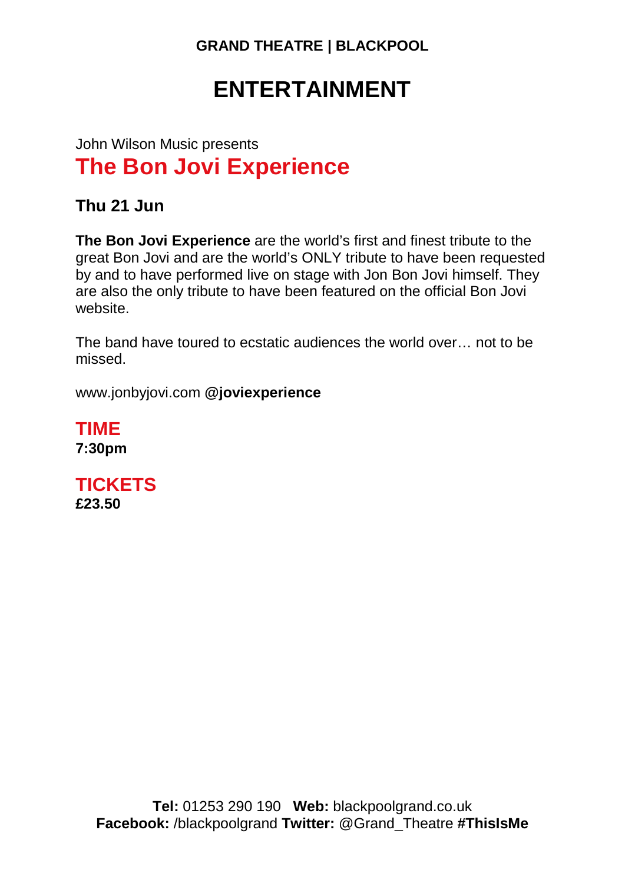**GRAND THEATRE | BLACKPOOL**

# ENTERTAINMENT

John Wilson Music presents

## The Bon Jovi Experience

### Thu 21 Jun

**The Bon Jovi Experience** are the world's first and finest tribute to the great Bon Jovi and are the world's ONLY tribute to have been requested by and to have performed live on stage with Jon Bon Jovi himself. They are also the only tribute to have been featured on the official Bon Jovi website.

The band have toured to ecstatic audiences the world over… not to be missed.

www.jonbyjovi.com @**joviexperience**

### TIME

**7:30pm**

### TICKETS

**£23.50**

**Tel:** 01253 290 190 **Web:** blackpoolgrand.co.uk
**Facebook:** /blackpoolgrand **Twitter:** @Grand_Theatre **#ThisIsMe**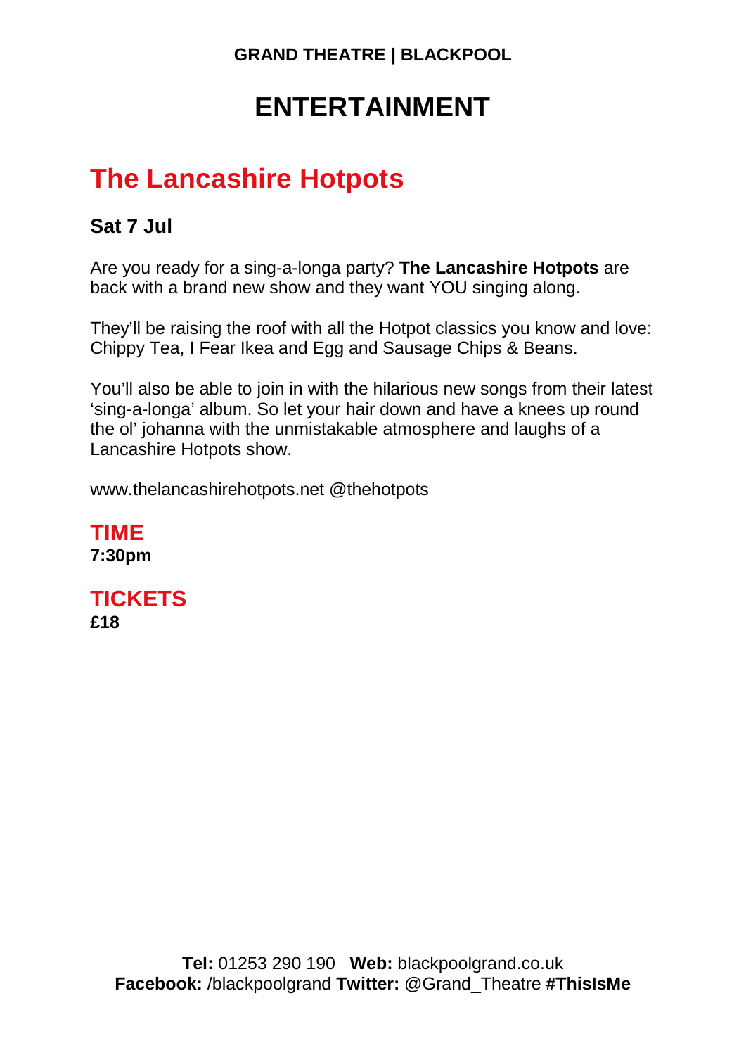# ENTERTAINMENT

## The Lancashire Hotpots

### Sat 7 Jul

Are you ready for a sing-a-longa party? **The Lancashire Hotpots** are back with a brand new show and they want YOU singing along.

They'll be raising the roof with all the Hotpot classics you know and love: Chippy Tea, I Fear Ikea and Egg and Sausage Chips & Beans.

You'll also be able to join in with the hilarious new songs from their latest 'sing-a-longa' album. So let your hair down and have a knees up round the ol' johanna with the unmistakable atmosphere and laughs of a Lancashire Hotpots show.

www.thelancashirehotpots.net @thehotpots

### TIME
**7:30pm**

### TICKETS
**£18**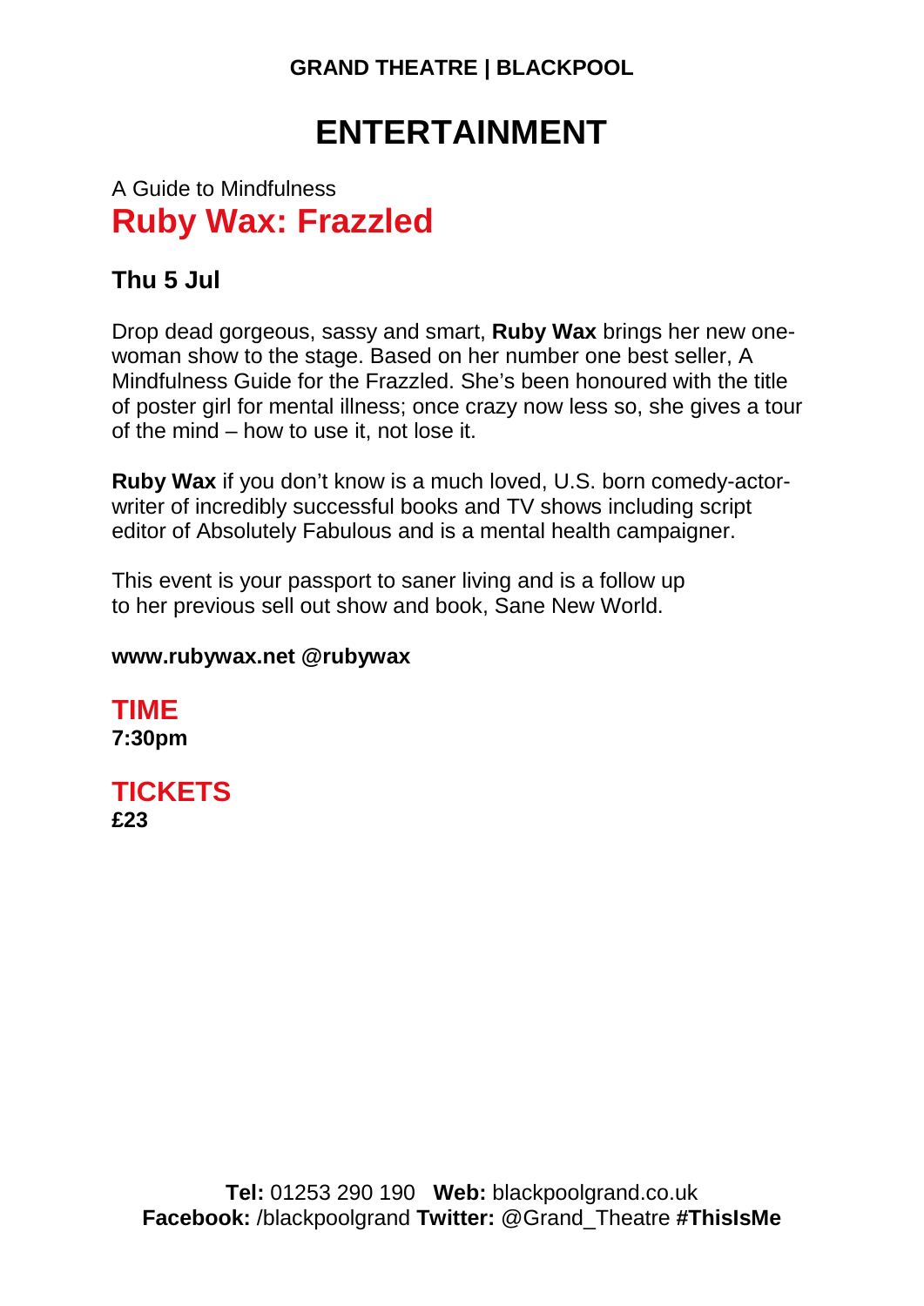GRAND THEATRE | BLACKPOOL

# ENTERTAINMENT

A Guide to Mindfulness

## Ruby Wax: Frazzled

### Thu 5 Jul

Drop dead gorgeous, sassy and smart, **Ruby Wax** brings her new one-woman show to the stage. Based on her number one best seller, A Mindfulness Guide for the Frazzled. She's been honoured with the title of poster girl for mental illness; once crazy now less so, she gives a tour of the mind – how to use it, not lose it.

**Ruby Wax** if you don't know is a much loved, U.S. born comedy-actor-writer of incredibly successful books and TV shows including script editor of Absolutely Fabulous and is a mental health campaigner.

This event is your passport to saner living and is a follow up to her previous sell out show and book, Sane New World.

**www.rubywax.net @rubywax**

### TIME
**7:30pm**

### TICKETS
**£23**

**Tel:** 01253 290 190 **Web:** blackpoolgrand.co.uk
**Facebook:** /blackpoolgrand **Twitter:** @Grand_Theatre **#ThisIsMe**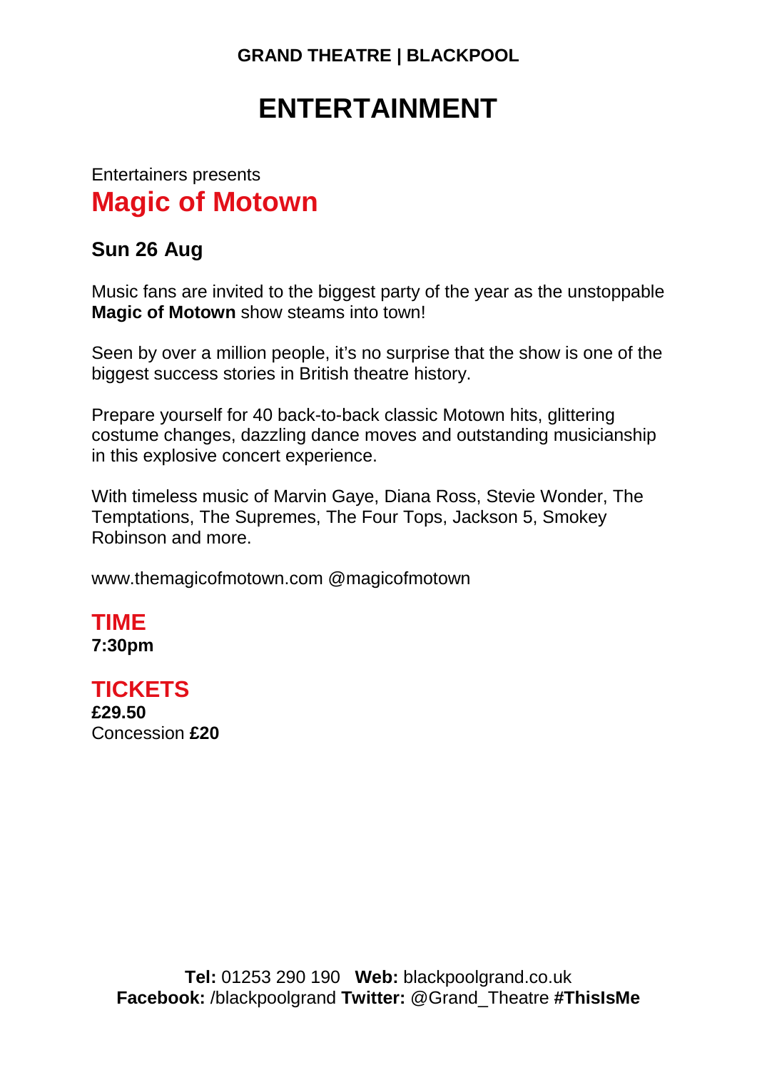**GRAND THEATRE | BLACKPOOL**

# ENTERTAINMENT

Entertainers presents

## Magic of Motown

### Sun 26 Aug

Music fans are invited to the biggest party of the year as the unstoppable **Magic of Motown** show steams into town!

Seen by over a million people, it's no surprise that the show is one of the biggest success stories in British theatre history.

Prepare yourself for 40 back-to-back classic Motown hits, glittering costume changes, dazzling dance moves and outstanding musicianship in this explosive concert experience.

With timeless music of Marvin Gaye, Diana Ross, Stevie Wonder, The Temptations, The Supremes, The Four Tops, Jackson 5, Smokey Robinson and more.

www.themagicofmotown.com @magicofmotown

### TIME

**7:30pm**

### TICKETS

**£29.50**
Concession **£20**

**Tel:** 01253 290 190 **Web:** blackpoolgrand.co.uk
**Facebook:** /blackpoolgrand **Twitter:** @Grand_Theatre **#ThisIsMe**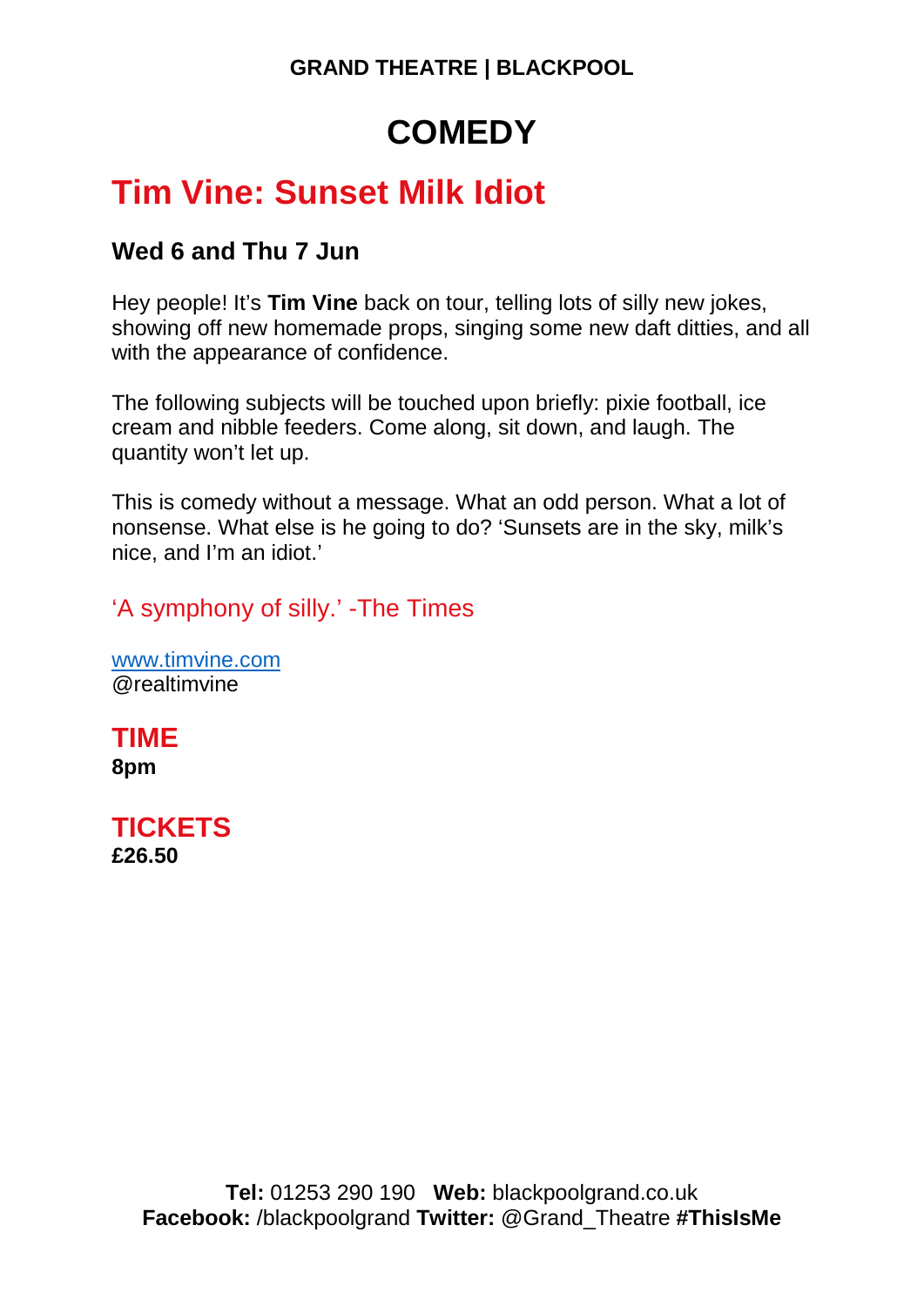**GRAND THEATRE | BLACKPOOL**

# COMEDY

## Tim Vine: Sunset Milk Idiot

### Wed 6 and Thu 7 Jun

Hey people! It's **Tim Vine** back on tour, telling lots of silly new jokes, showing off new homemade props, singing some new daft ditties, and all with the appearance of confidence.

The following subjects will be touched upon briefly: pixie football, ice cream and nibble feeders. Come along, sit down, and laugh. The quantity won't let up.

This is comedy without a message. What an odd person. What a lot of nonsense. What else is he going to do? 'Sunsets are in the sky, milk's nice, and I'm an idiot.'

'A symphony of silly.' -The Times

[www.timvine.com](http://www.timvine.com)
@realtimvine

## TIME

**8pm**

## TICKETS

**£26.50**

**Tel:** 01253 290 190 **Web:** blackpoolgrand.co.uk
**Facebook:** /blackpoolgrand **Twitter:** @Grand_Theatre **#ThisIsMe**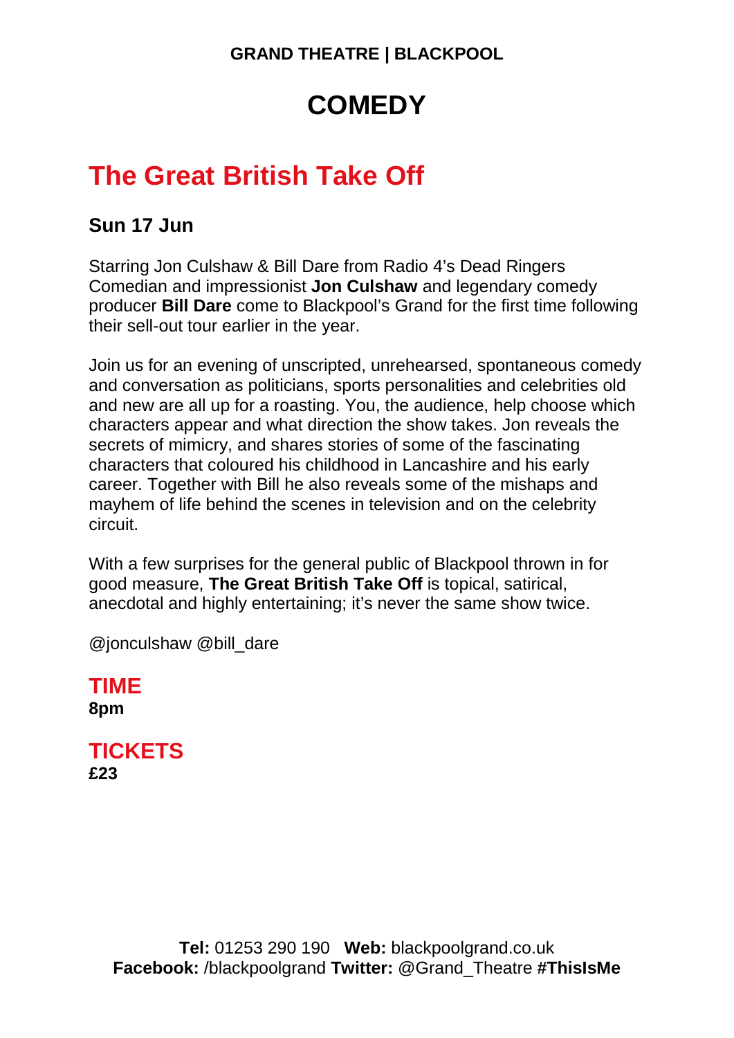**GRAND THEATRE | BLACKPOOL**

# COMEDY

## The Great British Take Off

### Sun 17 Jun

Starring Jon Culshaw & Bill Dare from Radio 4's Dead Ringers
Comedian and impressionist **Jon Culshaw** and legendary comedy producer **Bill Dare** come to Blackpool's Grand for the first time following their sell-out tour earlier in the year.

Join us for an evening of unscripted, unrehearsed, spontaneous comedy and conversation as politicians, sports personalities and celebrities old and new are all up for a roasting. You, the audience, help choose which characters appear and what direction the show takes. Jon reveals the secrets of mimicry, and shares stories of some of the fascinating characters that coloured his childhood in Lancashire and his early career. Together with Bill he also reveals some of the mishaps and mayhem of life behind the scenes in television and on the celebrity circuit.

With a few surprises for the general public of Blackpool thrown in for good measure, **The Great British Take Off** is topical, satirical, anecdotal and highly entertaining; it's never the same show twice.

@jonculshaw @bill_dare

### TIME
**8pm**

### TICKETS
**£23**

**Tel:** 01253 290 190 **Web:** blackpoolgrand.co.uk
**Facebook:** /blackpoolgrand **Twitter:** @Grand_Theatre **#ThisIsMe**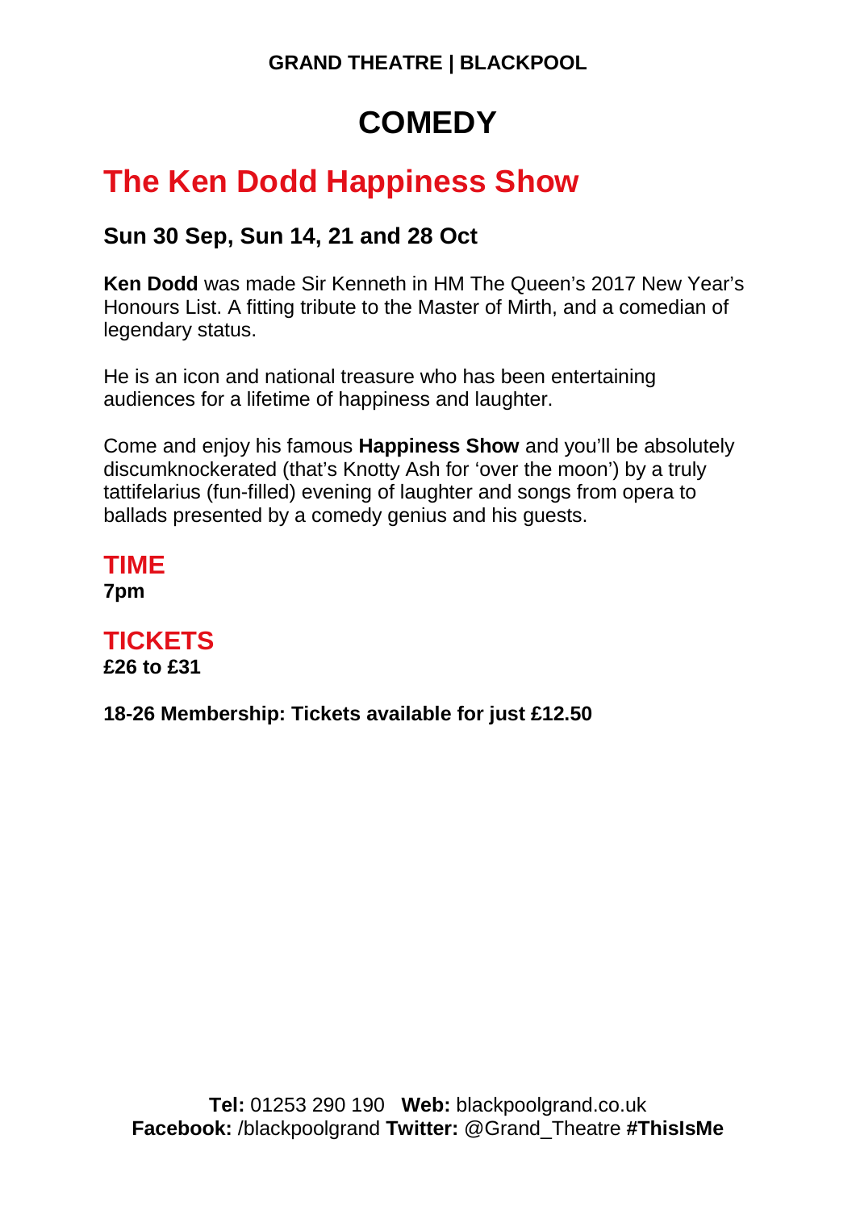**GRAND THEATRE | BLACKPOOL**

# COMEDY

## The Ken Dodd Happiness Show

### Sun 30 Sep, Sun 14, 21 and 28 Oct

**Ken Dodd** was made Sir Kenneth in HM The Queen's 2017 New Year's Honours List. A fitting tribute to the Master of Mirth, and a comedian of legendary status.

He is an icon and national treasure who has been entertaining audiences for a lifetime of happiness and laughter.

Come and enjoy his famous **Happiness Show** and you'll be absolutely discumknockerated (that's Knotty Ash for 'over the moon') by a truly tattifelarius (fun-filled) evening of laughter and songs from opera to ballads presented by a comedy genius and his guests.

## TIME
**7pm**

## TICKETS
**£26 to £31**

**18-26 Membership: Tickets available for just £12.50**

**Tel:** 01253 290 190 **Web:** blackpoolgrand.co.uk
**Facebook:** /blackpoolgrand **Twitter:** @Grand_Theatre **#ThisIsMe**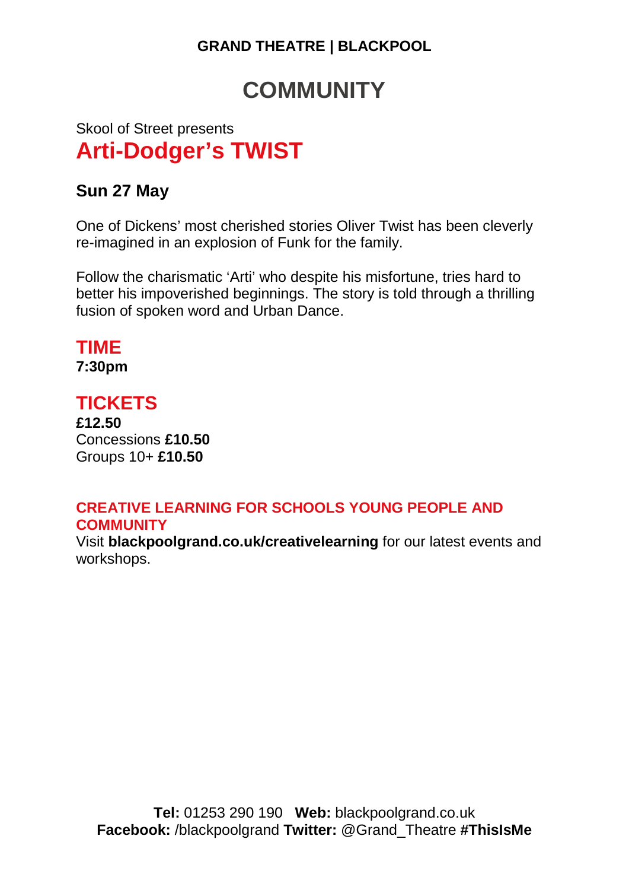**GRAND THEATRE | BLACKPOOL**

# COMMUNITY

Skool of Street presents

## Arti-Dodger's TWIST

### Sun 27 May

One of Dickens' most cherished stories Oliver Twist has been cleverly re-imagined in an explosion of Funk for the family.

Follow the charismatic 'Arti' who despite his misfortune, tries hard to better his impoverished beginnings. The story is told through a thrilling fusion of spoken word and Urban Dance.

## TIME

**7:30pm**

## TICKETS

**£12.50**
Concessions **£10.50**
Groups 10+ **£10.50**

#### CREATIVE LEARNING FOR SCHOOLS YOUNG PEOPLE AND COMMUNITY

Visit **blackpoolgrand.co.uk/creativelearning** for our latest events and workshops.

**Tel:** 01253 290 190 **Web:** blackpoolgrand.co.uk
**Facebook:** /blackpoolgrand **Twitter:** @Grand_Theatre **#ThisIsMe**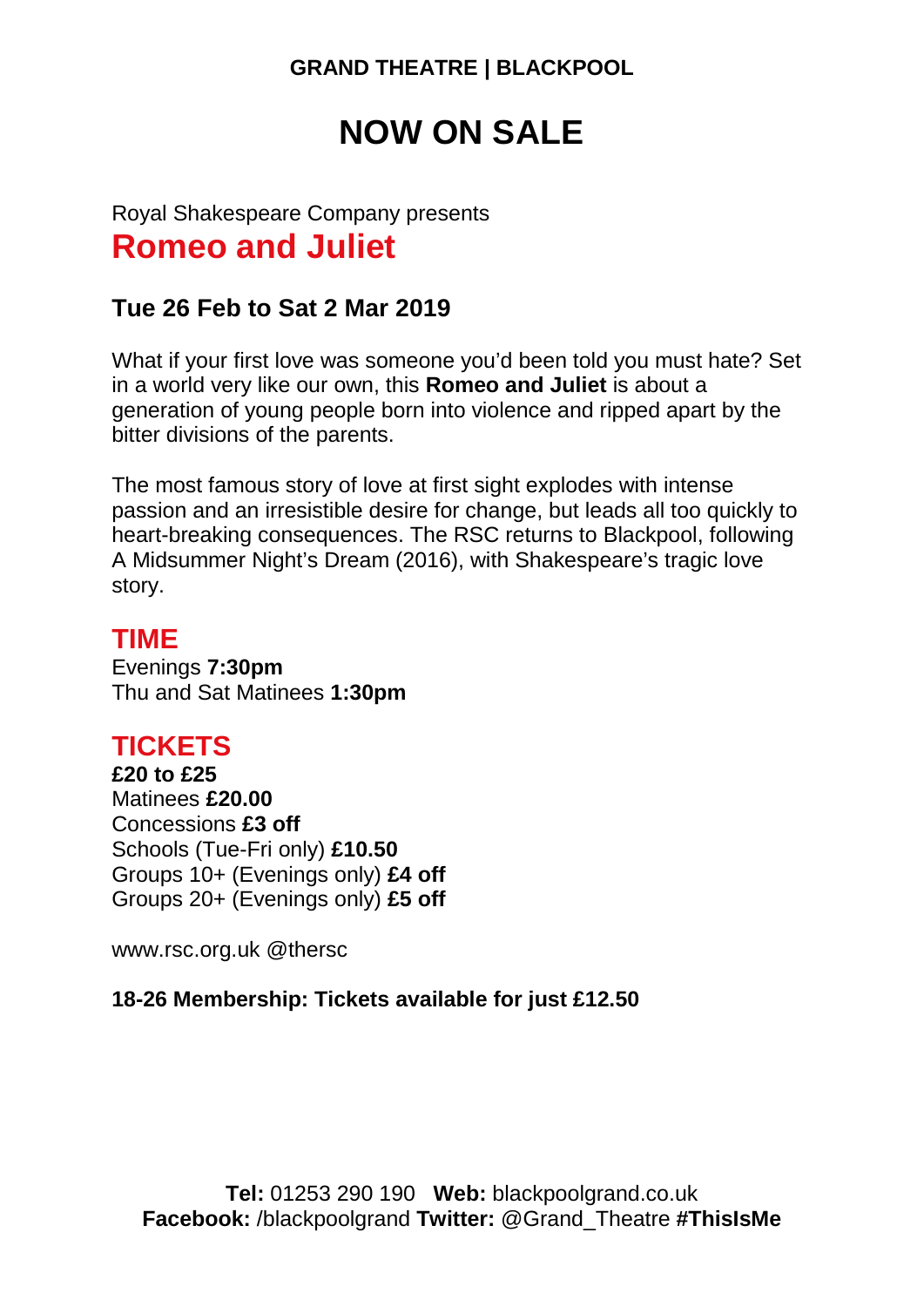**GRAND THEATRE | BLACKPOOL**

# NOW ON SALE

Royal Shakespeare Company presents

## Romeo and Juliet

### Tue 26 Feb to Sat 2 Mar 2019

What if your first love was someone you'd been told you must hate? Set in a world very like our own, this **Romeo and Juliet** is about a generation of young people born into violence and ripped apart by the bitter divisions of the parents.

The most famous story of love at first sight explodes with intense passion and an irresistible desire for change, but leads all too quickly to heart-breaking consequences. The RSC returns to Blackpool, following A Midsummer Night's Dream (2016), with Shakespeare's tragic love story.

## TIME

Evenings **7:30pm**
Thu and Sat Matinees **1:30pm**

## TICKETS

**£20 to £25**
Matinees **£20.00**
Concessions **£3 off**
Schools (Tue-Fri only) **£10.50**
Groups 10+ (Evenings only) **£4 off**
Groups 20+ (Evenings only) **£5 off**

www.rsc.org.uk @thersc

**18-26 Membership: Tickets available for just £12.50**

**Tel:** 01253 290 190 **Web:** blackpoolgrand.co.uk
**Facebook:** /blackpoolgrand **Twitter:** @Grand_Theatre **#ThisIsMe**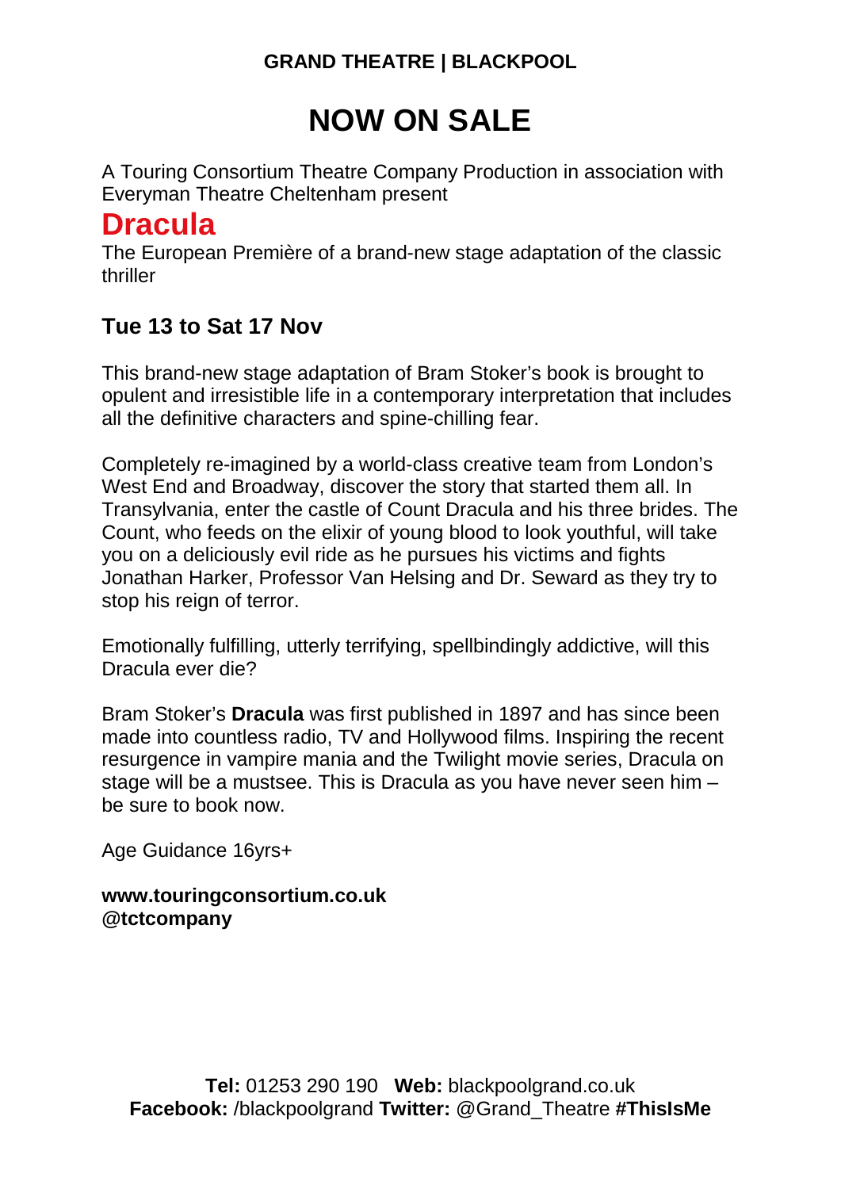**GRAND THEATRE | BLACKPOOL**

# NOW ON SALE

A Touring Consortium Theatre Company Production in association with Everyman Theatre Cheltenham present

## Dracula

The European Première of a brand-new stage adaptation of the classic thriller

### Tue 13 to Sat 17 Nov

This brand-new stage adaptation of Bram Stoker's book is brought to opulent and irresistible life in a contemporary interpretation that includes all the definitive characters and spine-chilling fear.

Completely re-imagined by a world-class creative team from London's West End and Broadway, discover the story that started them all. In Transylvania, enter the castle of Count Dracula and his three brides. The Count, who feeds on the elixir of young blood to look youthful, will take you on a deliciously evil ride as he pursues his victims and fights Jonathan Harker, Professor Van Helsing and Dr. Seward as they try to stop his reign of terror.

Emotionally fulfilling, utterly terrifying, spellbindingly addictive, will this Dracula ever die?

Bram Stoker's **Dracula** was first published in 1897 and has since been made into countless radio, TV and Hollywood films. Inspiring the recent resurgence in vampire mania and the Twilight movie series, Dracula on stage will be a mustsee. This is Dracula as you have never seen him – be sure to book now.

Age Guidance 16yrs+

**www.touringconsortium.co.uk**
**@tctcompany**

**Tel:** 01253 290 190 **Web:** blackpoolgrand.co.uk
**Facebook:** /blackpoolgrand **Twitter:** @Grand_Theatre **#ThisIsMe**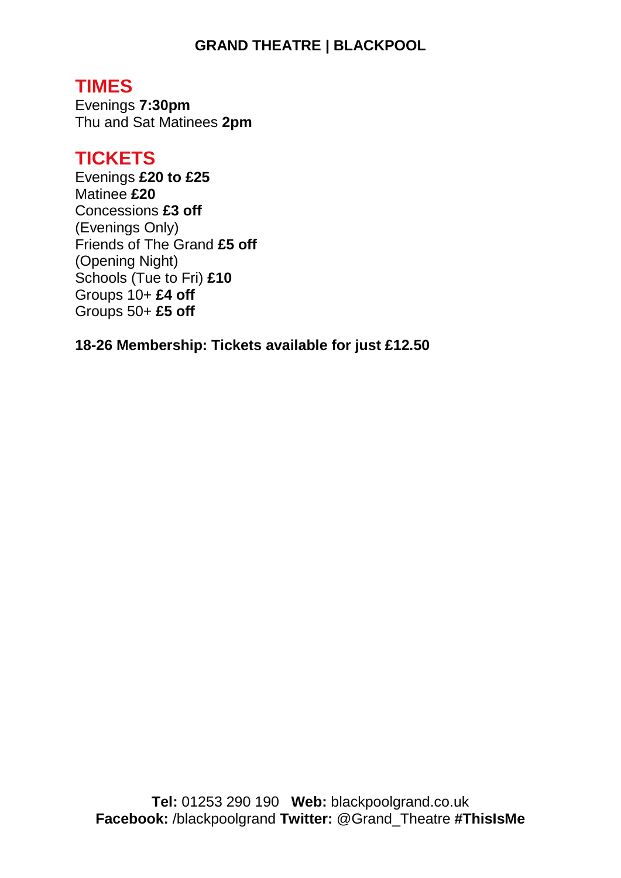**GRAND THEATRE | BLACKPOOL**

## TIMES

Evenings **7:30pm**
Thu and Sat Matinees **2pm**

## TICKETS

Evenings **£20 to £25**
Matinee **£20**
Concessions **£3 off**
(Evenings Only)
Friends of The Grand **£5 off**
(Opening Night)
Schools (Tue to Fri) **£10**
Groups 10+ **£4 off**
Groups 50+ **£5 off**

**18-26 Membership: Tickets available for just £12.50**

**Tel:** 01253 290 190 **Web:** blackpoolgrand.co.uk
**Facebook:** /blackpoolgrand **Twitter:** @Grand_Theatre **#ThisIsMe**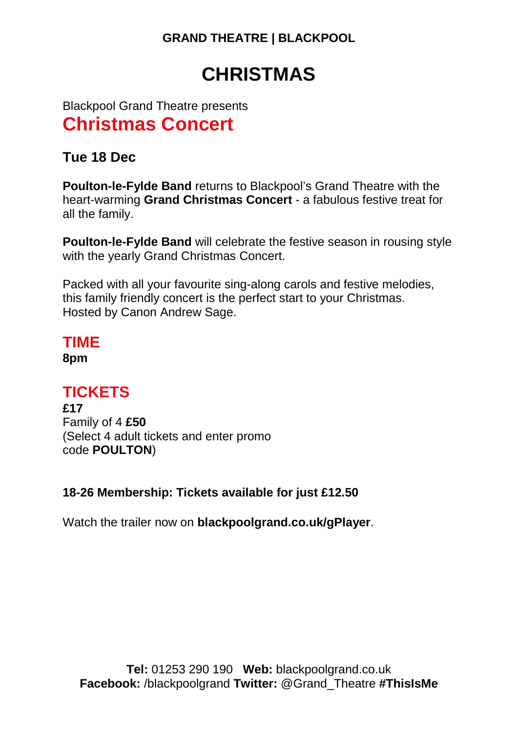**GRAND THEATRE | BLACKPOOL**

# CHRISTMAS

Blackpool Grand Theatre presents

## Christmas Concert

### Tue 18 Dec

**Poulton-le-Fylde Band** returns to Blackpool's Grand Theatre with the heart-warming **Grand Christmas Concert** - a fabulous festive treat for all the family.

**Poulton-le-Fylde Band** will celebrate the festive season in rousing style with the yearly Grand Christmas Concert.

Packed with all your favourite sing-along carols and festive melodies, this family friendly concert is the perfect start to your Christmas.
Hosted by Canon Andrew Sage.

## TIME

**8pm**

## TICKETS

**£17**
Family of 4 **£50**
(Select 4 adult tickets and enter promo code **POULTON**)

**18-26 Membership: Tickets available for just £12.50**

Watch the trailer now on **blackpoolgrand.co.uk/gPlayer**.

**Tel:** 01253 290 190 **Web:** blackpoolgrand.co.uk
**Facebook:** /blackpoolgrand **Twitter:** @Grand_Theatre **#ThisIsMe**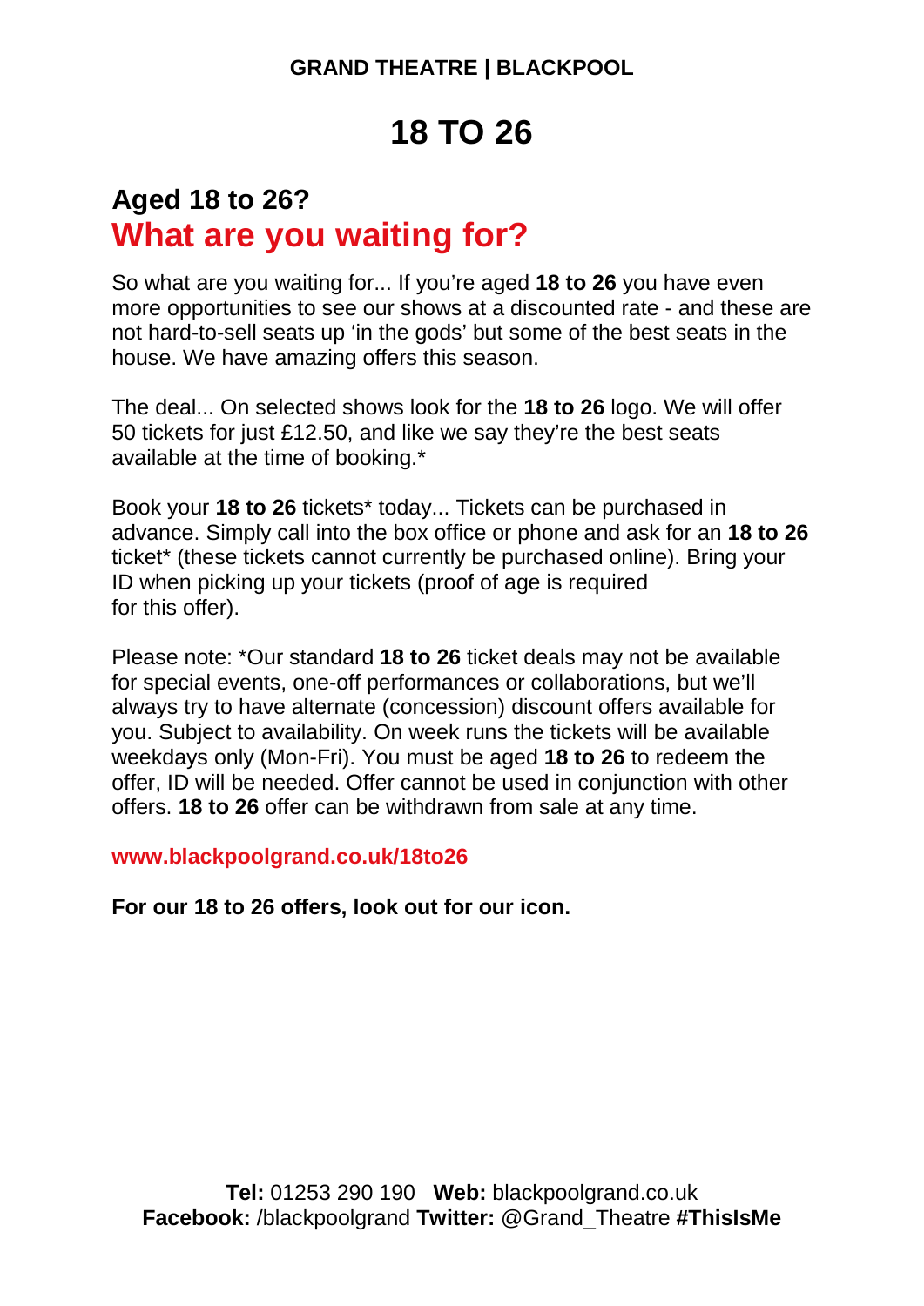**GRAND THEATRE | BLACKPOOL**

# 18 TO 26

## Aged 18 to 26?
## What are you waiting for?

So what are you waiting for... If you're aged **18 to 26** you have even more opportunities to see our shows at a discounted rate - and these are not hard-to-sell seats up 'in the gods' but some of the best seats in the house. We have amazing offers this season.

The deal... On selected shows look for the **18 to 26** logo. We will offer 50 tickets for just £12.50, and like we say they're the best seats available at the time of booking.*

Book your **18 to 26** tickets* today... Tickets can be purchased in advance. Simply call into the box office or phone and ask for an **18 to 26** ticket* (these tickets cannot currently be purchased online). Bring your ID when picking up your tickets (proof of age is required for this offer).

Please note: *Our standard **18 to 26** ticket deals may not be available for special events, one-off performances or collaborations, but we'll always try to have alternate (concession) discount offers available for you. Subject to availability. On week runs the tickets will be available weekdays only (Mon-Fri). You must be aged **18 to 26** to redeem the offer, ID will be needed. Offer cannot be used in conjunction with other offers. **18 to 26** offer can be withdrawn from sale at any time.

**www.blackpoolgrand.co.uk/18to26**

**For our 18 to 26 offers, look out for our icon.**

**Tel:** 01253 290 190 **Web:** blackpoolgrand.co.uk
**Facebook:** /blackpoolgrand **Twitter:** @Grand_Theatre **#ThisIsMe**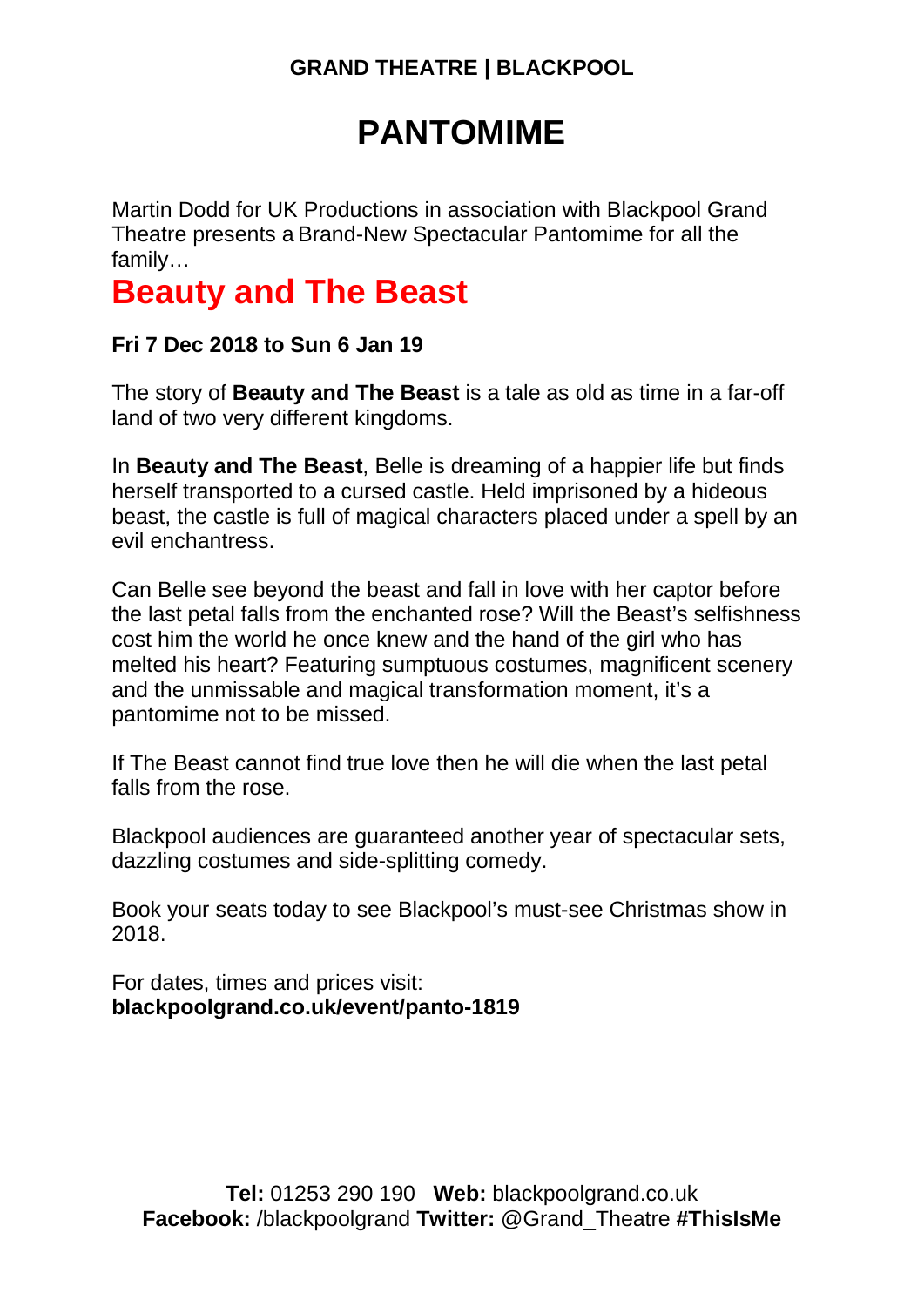**GRAND THEATRE | BLACKPOOL**

# PANTOMIME

Martin Dodd for UK Productions in association with Blackpool Grand Theatre presents a Brand-New Spectacular Pantomime for all the family…

## Beauty and The Beast

**Fri 7 Dec 2018 to Sun 6 Jan 19**

The story of **Beauty and The Beast** is a tale as old as time in a far-off land of two very different kingdoms.

In **Beauty and The Beast**, Belle is dreaming of a happier life but finds herself transported to a cursed castle. Held imprisoned by a hideous beast, the castle is full of magical characters placed under a spell by an evil enchantress.

Can Belle see beyond the beast and fall in love with her captor before the last petal falls from the enchanted rose? Will the Beast's selfishness cost him the world he once knew and the hand of the girl who has melted his heart? Featuring sumptuous costumes, magnificent scenery and the unmissable and magical transformation moment, it's a pantomime not to be missed.

If The Beast cannot find true love then he will die when the last petal falls from the rose.

Blackpool audiences are guaranteed another year of spectacular sets, dazzling costumes and side-splitting comedy.

Book your seats today to see Blackpool's must-see Christmas show in 2018.

For dates, times and prices visit:
**blackpoolgrand.co.uk/event/panto-1819**

**Tel:** 01253 290 190 **Web:** blackpoolgrand.co.uk
**Facebook:** /blackpoolgrand **Twitter:** @Grand_Theatre **#ThisIsMe**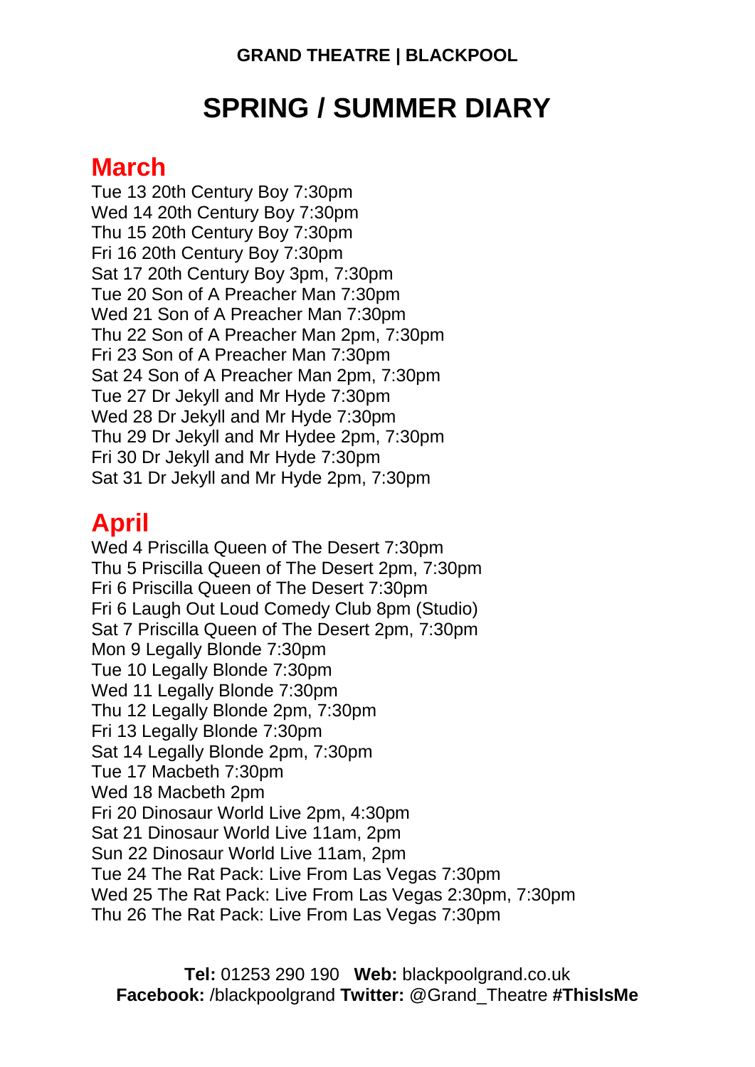**GRAND THEATRE | BLACKPOOL**

# SPRING / SUMMER DIARY

## March

Tue 13 20th Century Boy 7:30pm
Wed 14 20th Century Boy 7:30pm
Thu 15 20th Century Boy 7:30pm
Fri 16 20th Century Boy 7:30pm
Sat 17 20th Century Boy 3pm, 7:30pm
Tue 20 Son of A Preacher Man 7:30pm
Wed 21 Son of A Preacher Man 7:30pm
Thu 22 Son of A Preacher Man 2pm, 7:30pm
Fri 23 Son of A Preacher Man 7:30pm
Sat 24 Son of A Preacher Man 2pm, 7:30pm
Tue 27 Dr Jekyll and Mr Hyde 7:30pm
Wed 28 Dr Jekyll and Mr Hyde 7:30pm
Thu 29 Dr Jekyll and Mr Hydee 2pm, 7:30pm
Fri 30 Dr Jekyll and Mr Hyde 7:30pm
Sat 31 Dr Jekyll and Mr Hyde 2pm, 7:30pm

## April

Wed 4 Priscilla Queen of The Desert 7:30pm
Thu 5 Priscilla Queen of The Desert 2pm, 7:30pm
Fri 6 Priscilla Queen of The Desert 7:30pm
Fri 6 Laugh Out Loud Comedy Club 8pm (Studio)
Sat 7 Priscilla Queen of The Desert 2pm, 7:30pm
Mon 9 Legally Blonde 7:30pm
Tue 10 Legally Blonde 7:30pm
Wed 11 Legally Blonde 7:30pm
Thu 12 Legally Blonde 2pm, 7:30pm
Fri 13 Legally Blonde 7:30pm
Sat 14 Legally Blonde 2pm, 7:30pm
Tue 17 Macbeth 7:30pm
Wed 18 Macbeth 2pm
Fri 20 Dinosaur World Live 2pm, 4:30pm
Sat 21 Dinosaur World Live 11am, 2pm
Sun 22 Dinosaur World Live 11am, 2pm
Tue 24 The Rat Pack: Live From Las Vegas 7:30pm
Wed 25 The Rat Pack: Live From Las Vegas 2:30pm, 7:30pm
Thu 26 The Rat Pack: Live From Las Vegas 7:30pm

**Tel:** 01253 290 190 **Web:** blackpoolgrand.co.uk
**Facebook:** /blackpoolgrand **Twitter:** @Grand_Theatre **#ThisIsMe**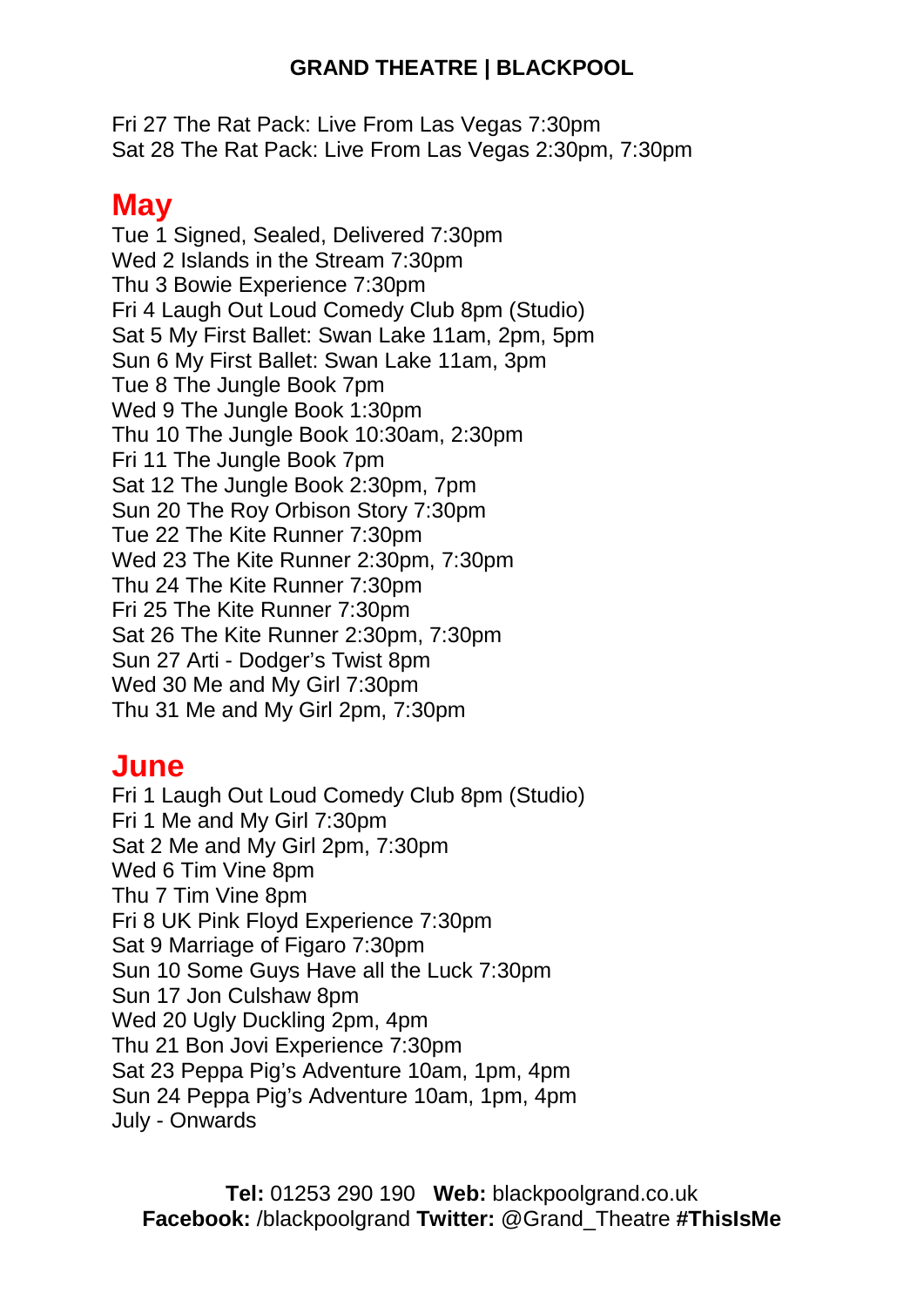**GRAND THEATRE | BLACKPOOL**

Fri 27 The Rat Pack: Live From Las Vegas 7:30pm
Sat 28 The Rat Pack: Live From Las Vegas 2:30pm, 7:30pm

## May

Tue 1 Signed, Sealed, Delivered 7:30pm
Wed 2 Islands in the Stream 7:30pm
Thu 3 Bowie Experience 7:30pm
Fri 4 Laugh Out Loud Comedy Club 8pm (Studio)
Sat 5 My First Ballet: Swan Lake 11am, 2pm, 5pm
Sun 6 My First Ballet: Swan Lake 11am, 3pm
Tue 8 The Jungle Book 7pm
Wed 9 The Jungle Book 1:30pm
Thu 10 The Jungle Book 10:30am, 2:30pm
Fri 11 The Jungle Book 7pm
Sat 12 The Jungle Book 2:30pm, 7pm
Sun 20 The Roy Orbison Story 7:30pm
Tue 22 The Kite Runner 7:30pm
Wed 23 The Kite Runner 2:30pm, 7:30pm
Thu 24 The Kite Runner 7:30pm
Fri 25 The Kite Runner 7:30pm
Sat 26 The Kite Runner 2:30pm, 7:30pm
Sun 27 Arti - Dodger's Twist 8pm
Wed 30 Me and My Girl 7:30pm
Thu 31 Me and My Girl 2pm, 7:30pm

## June

Fri 1 Laugh Out Loud Comedy Club 8pm (Studio)
Fri 1 Me and My Girl 7:30pm
Sat 2 Me and My Girl 2pm, 7:30pm
Wed 6 Tim Vine 8pm
Thu 7 Tim Vine 8pm
Fri 8 UK Pink Floyd Experience 7:30pm
Sat 9 Marriage of Figaro 7:30pm
Sun 10 Some Guys Have all the Luck 7:30pm
Sun 17 Jon Culshaw 8pm
Wed 20 Ugly Duckling 2pm, 4pm
Thu 21 Bon Jovi Experience 7:30pm
Sat 23 Peppa Pig's Adventure 10am, 1pm, 4pm
Sun 24 Peppa Pig's Adventure 10am, 1pm, 4pm
July - Onwards

**Tel:** 01253 290 190 **Web:** blackpoolgrand.co.uk
**Facebook:** /blackpoolgrand **Twitter:** @Grand_Theatre **#ThisIsMe**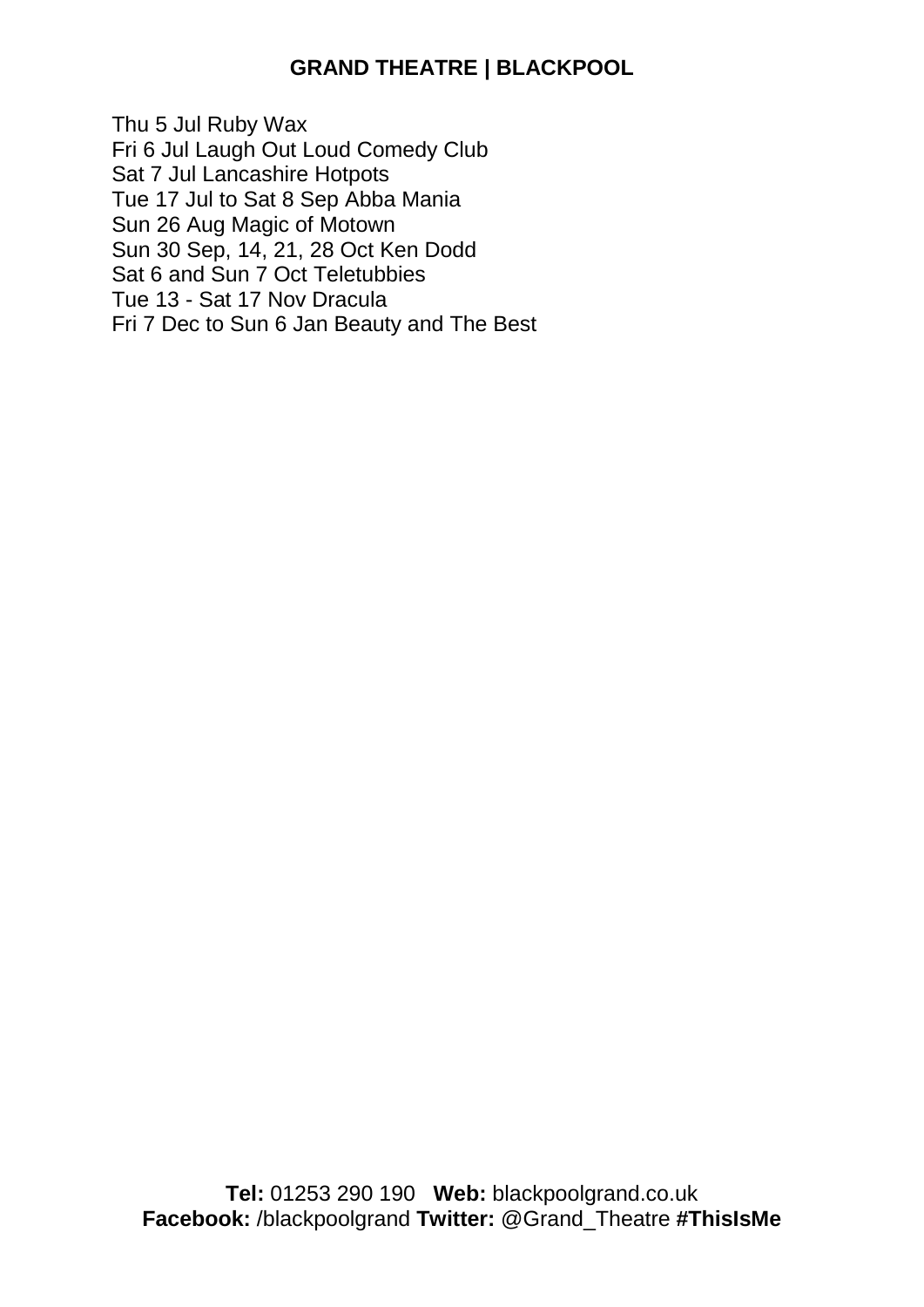**GRAND THEATRE | BLACKPOOL**

Thu 5 Jul Ruby Wax
Fri 6 Jul Laugh Out Loud Comedy Club
Sat 7 Jul Lancashire Hotpots
Tue 17 Jul to Sat 8 Sep Abba Mania
Sun 26 Aug Magic of Motown
Sun 30 Sep, 14, 21, 28 Oct Ken Dodd
Sat 6 and Sun 7 Oct Teletubbies
Tue 13 - Sat 17 Nov Dracula
Fri 7 Dec to Sun 6 Jan Beauty and The Best

**Tel:** 01253 290 190 **Web:** blackpoolgrand.co.uk
**Facebook:** /blackpoolgrand **Twitter:** @Grand_Theatre **#ThisIsMe**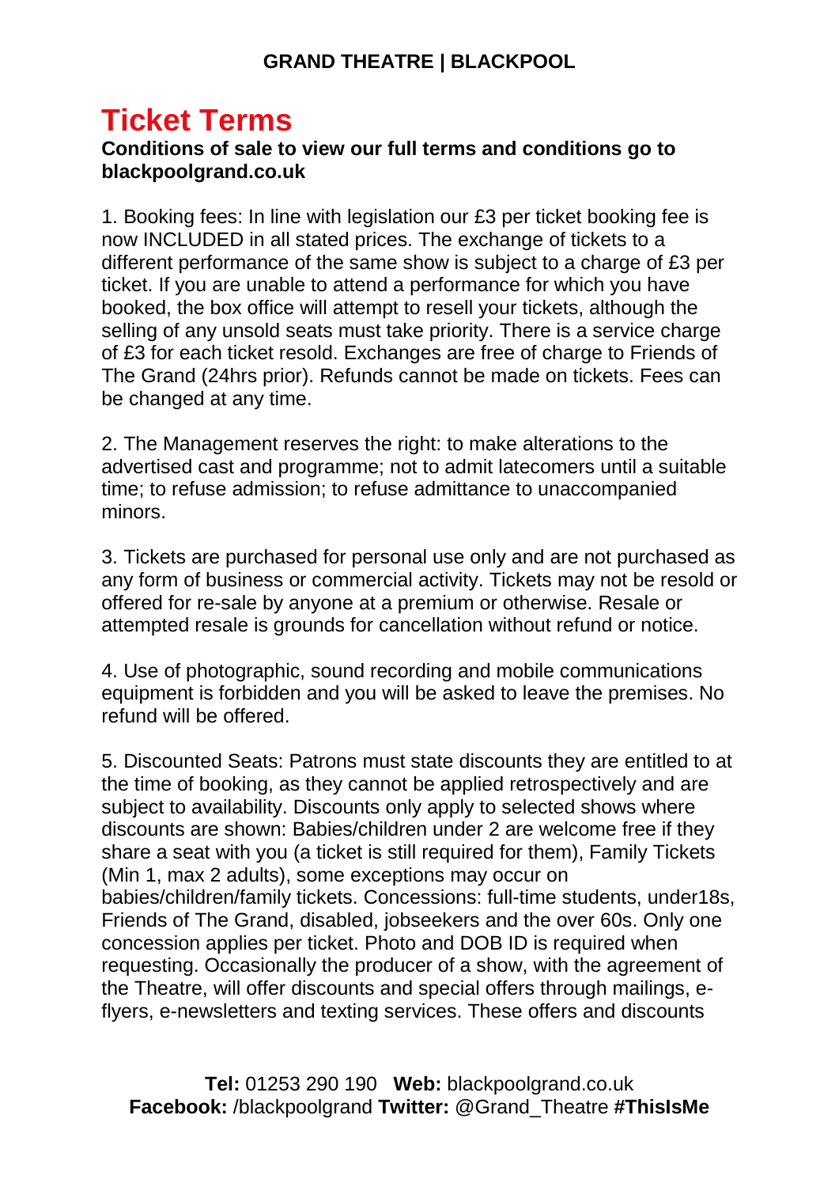# Ticket Terms

**Conditions of sale to view our full terms and conditions go to blackpoolgrand.co.uk**

1. Booking fees: In line with legislation our £3 per ticket booking fee is now INCLUDED in all stated prices. The exchange of tickets to a different performance of the same show is subject to a charge of £3 per ticket. If you are unable to attend a performance for which you have booked, the box office will attempt to resell your tickets, although the selling of any unsold seats must take priority. There is a service charge of £3 for each ticket resold. Exchanges are free of charge to Friends of The Grand (24hrs prior). Refunds cannot be made on tickets. Fees can be changed at any time.

2. The Management reserves the right: to make alterations to the advertised cast and programme; not to admit latecomers until a suitable time; to refuse admission; to refuse admittance to unaccompanied minors.

3. Tickets are purchased for personal use only and are not purchased as any form of business or commercial activity. Tickets may not be resold or offered for re-sale by anyone at a premium or otherwise. Resale or attempted resale is grounds for cancellation without refund or notice.

4. Use of photographic, sound recording and mobile communications equipment is forbidden and you will be asked to leave the premises. No refund will be offered.

5. Discounted Seats: Patrons must state discounts they are entitled to at the time of booking, as they cannot be applied retrospectively and are subject to availability. Discounts only apply to selected shows where discounts are shown: Babies/children under 2 are welcome free if they share a seat with you (a ticket is still required for them), Family Tickets (Min 1, max 2 adults), some exceptions may occur on babies/children/family tickets. Concessions: full-time students, under18s, Friends of The Grand, disabled, jobseekers and the over 60s. Only one concession applies per ticket. Photo and DOB ID is required when requesting. Occasionally the producer of a show, with the agreement of the Theatre, will offer discounts and special offers through mailings, e-flyers, e-newsletters and texting services. These offers and discounts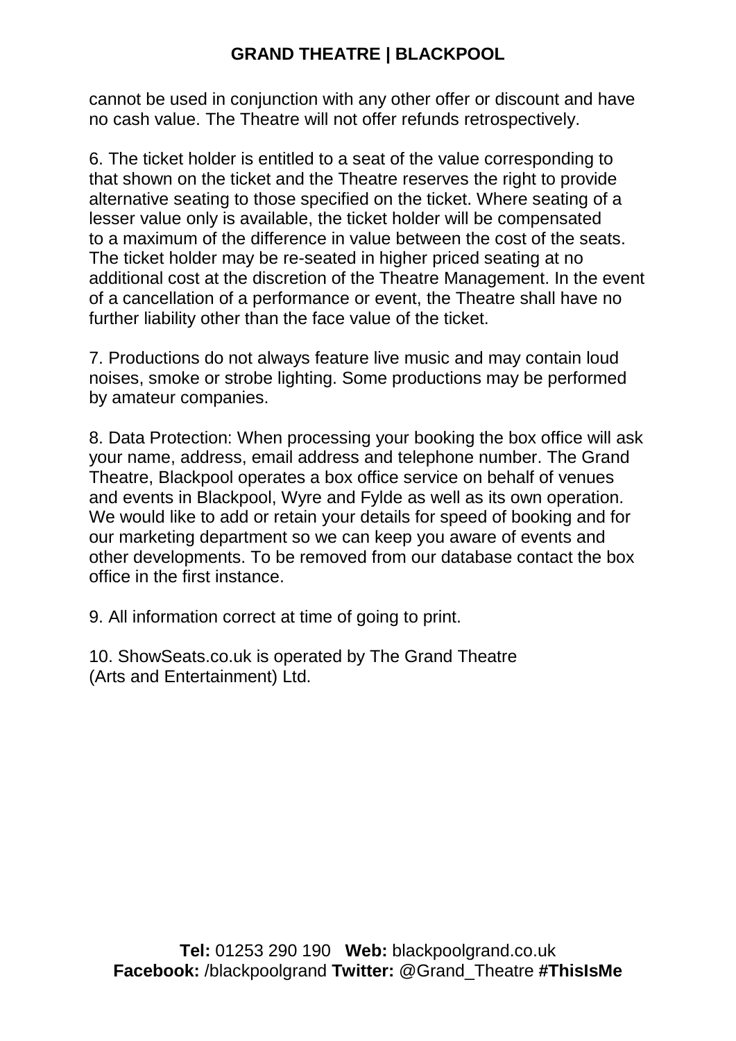cannot be used in conjunction with any other offer or discount and have no cash value. The Theatre will not offer refunds retrospectively.

6. The ticket holder is entitled to a seat of the value corresponding to that shown on the ticket and the Theatre reserves the right to provide alternative seating to those specified on the ticket. Where seating of a lesser value only is available, the ticket holder will be compensated to a maximum of the difference in value between the cost of the seats. The ticket holder may be re-seated in higher priced seating at no additional cost at the discretion of the Theatre Management. In the event of a cancellation of a performance or event, the Theatre shall have no further liability other than the face value of the ticket.

7. Productions do not always feature live music and may contain loud noises, smoke or strobe lighting. Some productions may be performed by amateur companies.

8. Data Protection: When processing your booking the box office will ask your name, address, email address and telephone number. The Grand Theatre, Blackpool operates a box office service on behalf of venues and events in Blackpool, Wyre and Fylde as well as its own operation. We would like to add or retain your details for speed of booking and for our marketing department so we can keep you aware of events and other developments. To be removed from our database contact the box office in the first instance.

9. All information correct at time of going to print.

10. ShowSeats.co.uk is operated by The Grand Theatre (Arts and Entertainment) Ltd.

**Tel:** 01253 290 190 **Web:** blackpoolgrand.co.uk
**Facebook:** /blackpoolgrand **Twitter:** @Grand_Theatre **#ThisIsMe**